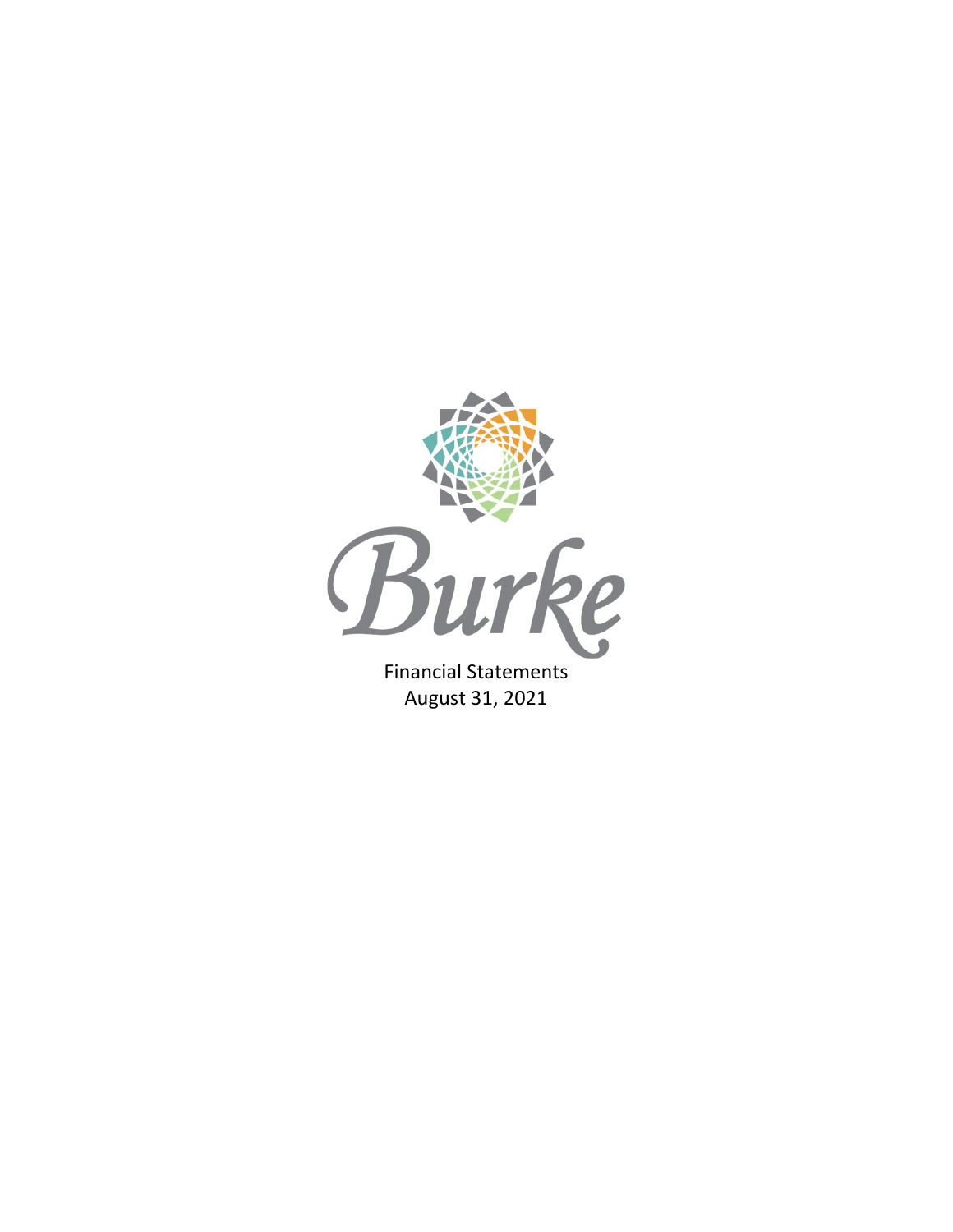Burke

Financial Statements

August 31, 2021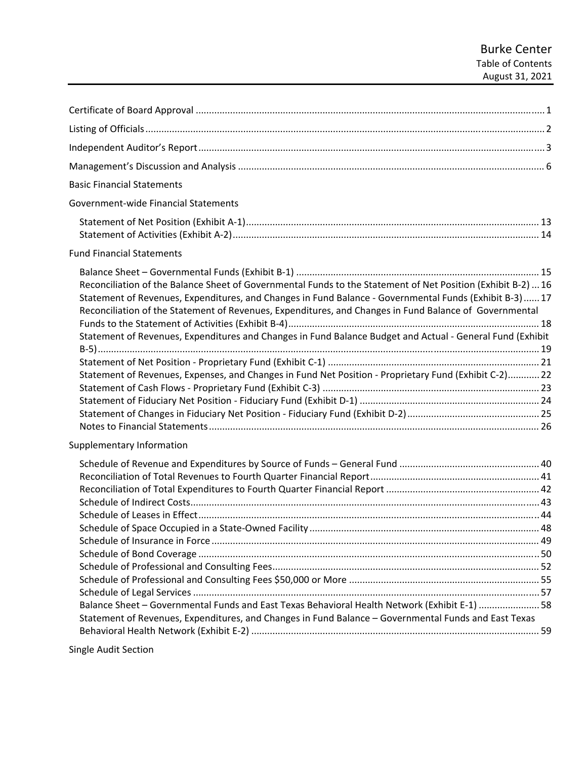# Burke Center
## Table of Contents
### August 31, 2021

Certificate of Board Approval .................................................. 1

Listing of Officials .................................................. 2

Independent Auditor's Report .................................................. 3

Management's Discussion and Analysis .................................................. 6

Basic Financial Statements

Government-wide Financial Statements

- Statement of Net Position (Exhibit A-1) .................................................. 13
- Statement of Activities (Exhibit A-2) .................................................. 14

Fund Financial Statements

- Balance Sheet – Governmental Funds (Exhibit B-1) .................................................. 15
- Reconciliation of the Balance Sheet of Governmental Funds to the Statement of Net Position (Exhibit B-2) ... 16
- Statement of Revenues, Expenditures, and Changes in Fund Balance - Governmental Funds (Exhibit B-3) ...... 17
- Reconciliation of the Statement of Revenues, Expenditures, and Changes in Fund Balance of Governmental Funds to the Statement of Activities (Exhibit B-4) .................................................. 18
- Statement of Revenues, Expenditures and Changes in Fund Balance Budget and Actual - General Fund (Exhibit B-5) .................................................. 19
- Statement of Net Position - Proprietary Fund (Exhibit C-1) .................................................. 21
- Statement of Revenues, Expenses, and Changes in Fund Net Position - Proprietary Fund (Exhibit C-2) ............ 22
- Statement of Cash Flows - Proprietary Fund (Exhibit C-3) .................................................. 23
- Statement of Fiduciary Net Position - Fiduciary Fund (Exhibit D-1) .................................................. 24
- Statement of Changes in Fiduciary Net Position - Fiduciary Fund (Exhibit D-2) .................................................. 25
- Notes to Financial Statements .................................................. 26

Supplementary Information

- Schedule of Revenue and Expenditures by Source of Funds – General Fund .................................................. 40
- Reconciliation of Total Revenues to Fourth Quarter Financial Report .................................................. 41
- Reconciliation of Total Expenditures to Fourth Quarter Financial Report .................................................. 42
- Schedule of Indirect Costs .................................................. 43
- Schedule of Leases in Effect .................................................. 44
- Schedule of Space Occupied in a State-Owned Facility .................................................. 48
- Schedule of Insurance in Force .................................................. 49
- Schedule of Bond Coverage .................................................. 50
- Schedule of Professional and Consulting Fees .................................................. 52
- Schedule of Professional and Consulting Fees $50,000 or More .................................................. 55
- Schedule of Legal Services .................................................. 57
- Balance Sheet – Governmental Funds and East Texas Behavioral Health Network (Exhibit E-1) ...................... 58
- Statement of Revenues, Expenditures, and Changes in Fund Balance – Governmental Funds and East Texas Behavioral Health Network (Exhibit E-2) .................................................. 59

Single Audit Section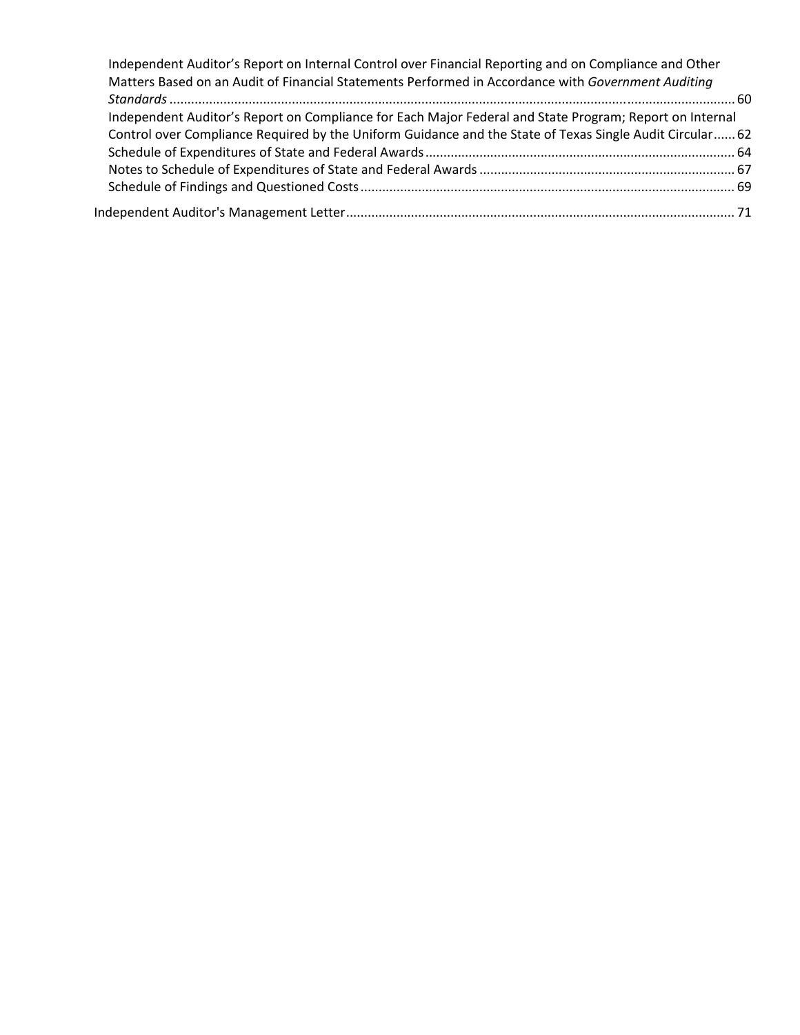- Independent Auditor's Report on Internal Control over Financial Reporting and on Compliance and Other Matters Based on an Audit of Financial Statements Performed in Accordance with *Government Auditing Standards* ... 60
- Independent Auditor's Report on Compliance for Each Major Federal and State Program; Report on Internal Control over Compliance Required by the Uniform Guidance and the State of Texas Single Audit Circular ... 62
- Schedule of Expenditures of State and Federal Awards ... 64
- Notes to Schedule of Expenditures of State and Federal Awards ... 67
- Schedule of Findings and Questioned Costs ... 69

Independent Auditor's Management Letter ... 71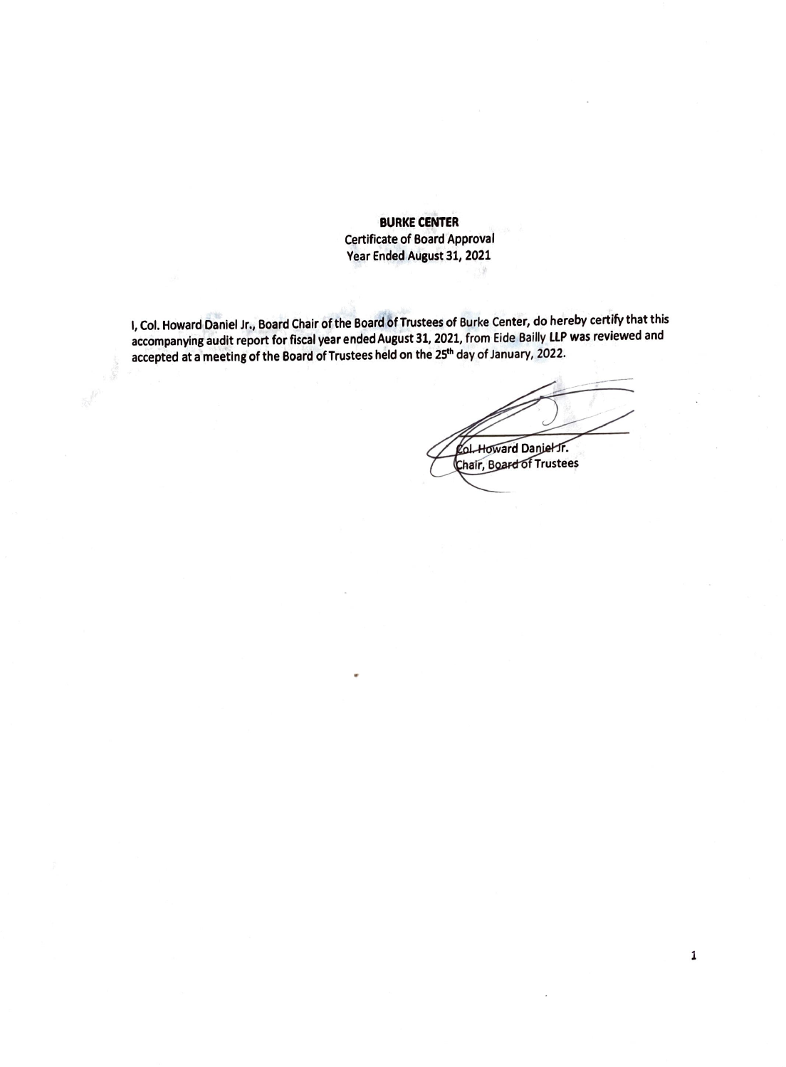**BURKE CENTER**
Certificate of Board Approval
Year Ended August 31, 2021

I, Col. Howard Daniel Jr., Board Chair of the Board of Trustees of Burke Center, do hereby certify that this accompanying audit report for fiscal year ended August 31, 2021, from Eide Bailly LLP was reviewed and accepted at a meeting of the Board of Trustees held on the 25th day of January, 2022.

Col. Howard Daniel Jr.
Chair, Board of Trustees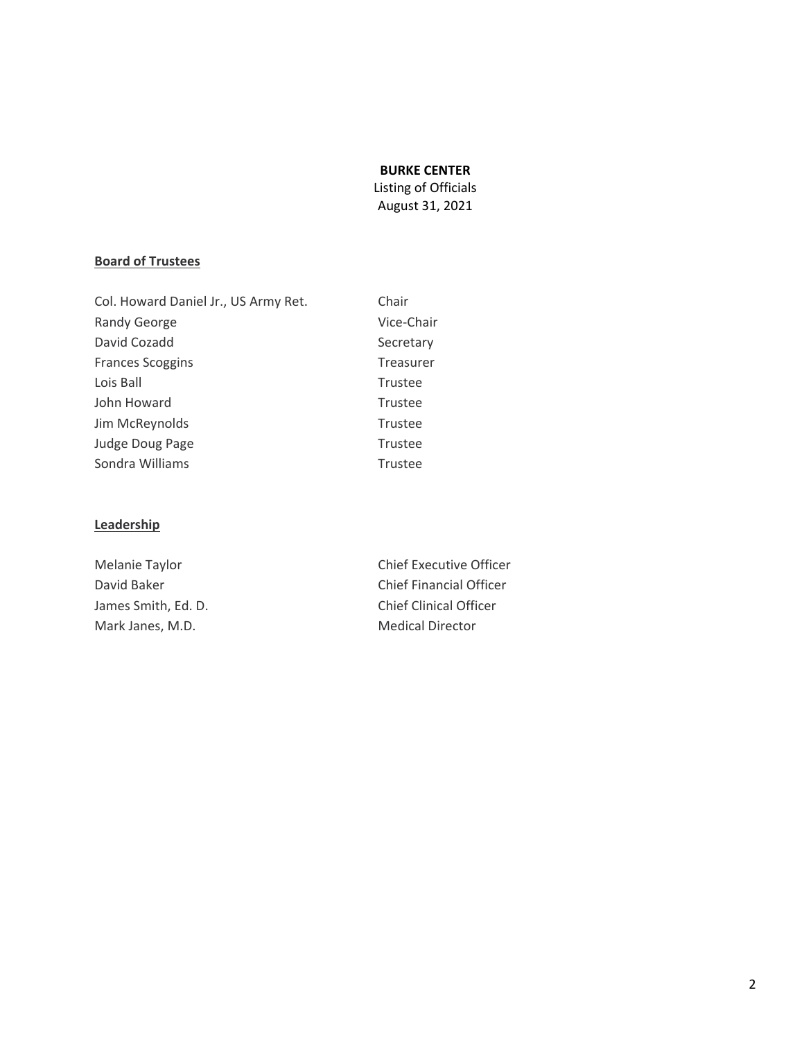# BURKE CENTER

Listing of Officials
August 31, 2021

## Board of Trustees

| | |
|---|---|
| Col. Howard Daniel Jr., US Army Ret. | Chair |
| Randy George | Vice-Chair |
| David Cozadd | Secretary |
| Frances Scoggins | Treasurer |
| Lois Ball | Trustee |
| John Howard | Trustee |
| Jim McReynolds | Trustee |
| Judge Doug Page | Trustee |
| Sondra Williams | Trustee |

## Leadership

| | |
|---|---|
| Melanie Taylor | Chief Executive Officer |
| David Baker | Chief Financial Officer |
| James Smith, Ed. D. | Chief Clinical Officer |
| Mark Janes, M.D. | Medical Director |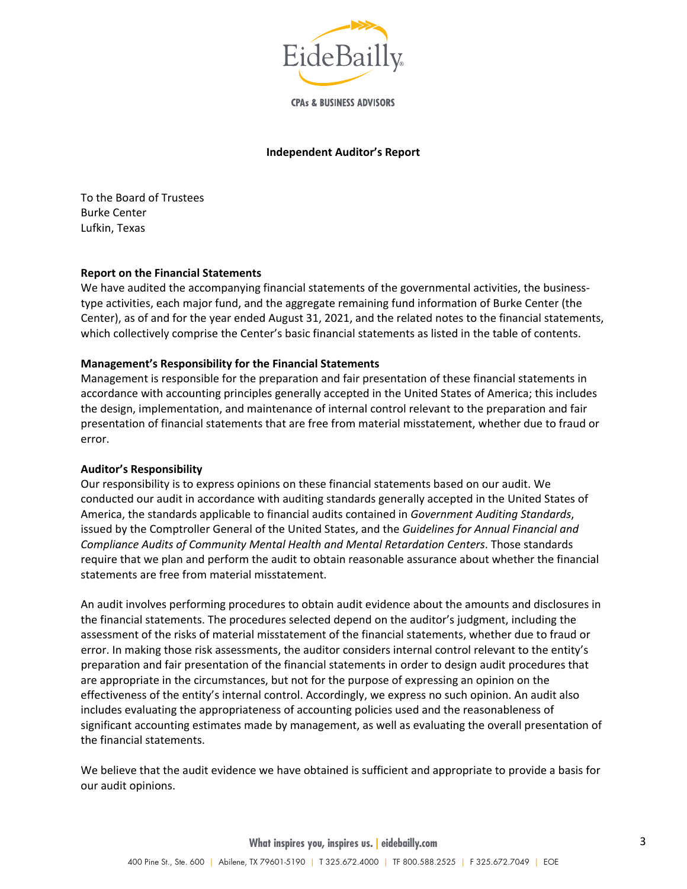EideBailly

CPAs & BUSINESS ADVISORS

**Independent Auditor's Report**

To the Board of Trustees
Burke Center
Lufkin, Texas

**Report on the Financial Statements**

We have audited the accompanying financial statements of the governmental activities, the business-type activities, each major fund, and the aggregate remaining fund information of Burke Center (the Center), as of and for the year ended August 31, 2021, and the related notes to the financial statements, which collectively comprise the Center's basic financial statements as listed in the table of contents.

**Management's Responsibility for the Financial Statements**

Management is responsible for the preparation and fair presentation of these financial statements in accordance with accounting principles generally accepted in the United States of America; this includes the design, implementation, and maintenance of internal control relevant to the preparation and fair presentation of financial statements that are free from material misstatement, whether due to fraud or error.

**Auditor's Responsibility**

Our responsibility is to express opinions on these financial statements based on our audit. We conducted our audit in accordance with auditing standards generally accepted in the United States of America, the standards applicable to financial audits contained in *Government Auditing Standards*, issued by the Comptroller General of the United States, and the *Guidelines for Annual Financial and Compliance Audits of Community Mental Health and Mental Retardation Centers*. Those standards require that we plan and perform the audit to obtain reasonable assurance about whether the financial statements are free from material misstatement.

An audit involves performing procedures to obtain audit evidence about the amounts and disclosures in the financial statements. The procedures selected depend on the auditor's judgment, including the assessment of the risks of material misstatement of the financial statements, whether due to fraud or error. In making those risk assessments, the auditor considers internal control relevant to the entity's preparation and fair presentation of the financial statements in order to design audit procedures that are appropriate in the circumstances, but not for the purpose of expressing an opinion on the effectiveness of the entity's internal control. Accordingly, we express no such opinion. An audit also includes evaluating the appropriateness of accounting policies used and the reasonableness of significant accounting estimates made by management, as well as evaluating the overall presentation of the financial statements.

We believe that the audit evidence we have obtained is sufficient and appropriate to provide a basis for our audit opinions.

What inspires you, inspires us. | eidebailly.com

400 Pine St., Ste. 600 | Abilene, TX 79601-5190 | T 325.672.4000 | TF 800.588.2525 | F 325.672.7049 | EOE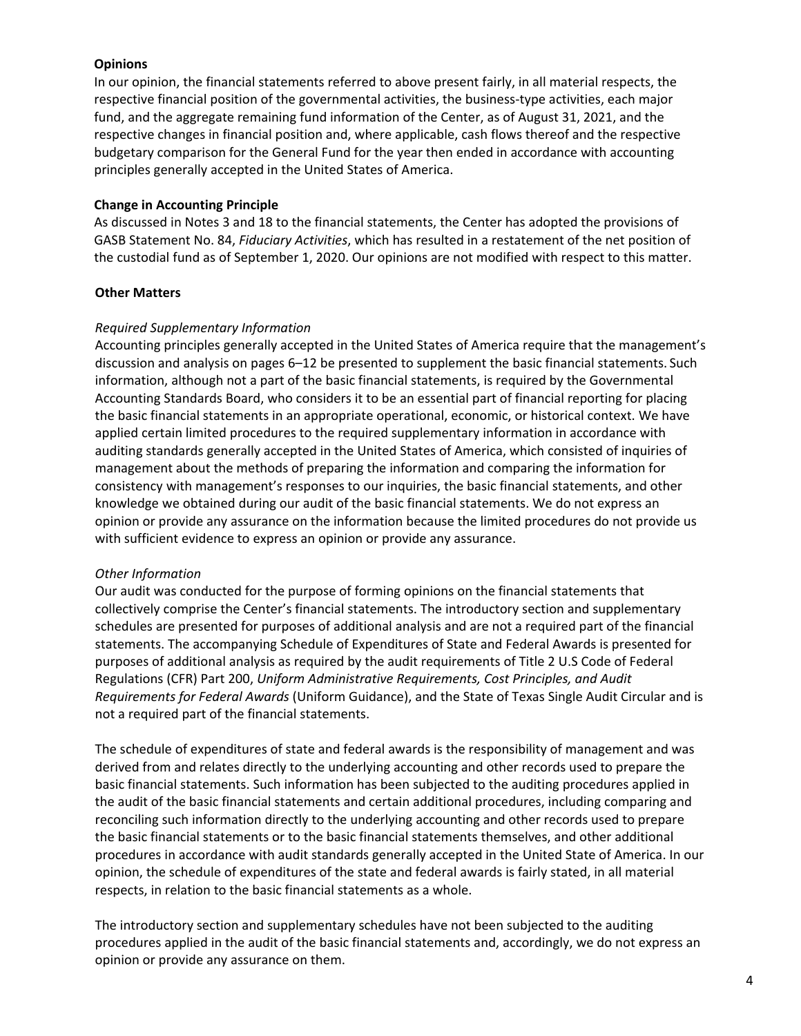**Opinions**

In our opinion, the financial statements referred to above present fairly, in all material respects, the respective financial position of the governmental activities, the business-type activities, each major fund, and the aggregate remaining fund information of the Center, as of August 31, 2021, and the respective changes in financial position and, where applicable, cash flows thereof and the respective budgetary comparison for the General Fund for the year then ended in accordance with accounting principles generally accepted in the United States of America.

**Change in Accounting Principle**

As discussed in Notes 3 and 18 to the financial statements, the Center has adopted the provisions of GASB Statement No. 84, *Fiduciary Activities*, which has resulted in a restatement of the net position of the custodial fund as of September 1, 2020. Our opinions are not modified with respect to this matter.

**Other Matters**

*Required Supplementary Information*

Accounting principles generally accepted in the United States of America require that the management's discussion and analysis on pages 6–12 be presented to supplement the basic financial statements. Such information, although not a part of the basic financial statements, is required by the Governmental Accounting Standards Board, who considers it to be an essential part of financial reporting for placing the basic financial statements in an appropriate operational, economic, or historical context. We have applied certain limited procedures to the required supplementary information in accordance with auditing standards generally accepted in the United States of America, which consisted of inquiries of management about the methods of preparing the information and comparing the information for consistency with management's responses to our inquiries, the basic financial statements, and other knowledge we obtained during our audit of the basic financial statements. We do not express an opinion or provide any assurance on the information because the limited procedures do not provide us with sufficient evidence to express an opinion or provide any assurance.

*Other Information*

Our audit was conducted for the purpose of forming opinions on the financial statements that collectively comprise the Center's financial statements. The introductory section and supplementary schedules are presented for purposes of additional analysis and are not a required part of the financial statements. The accompanying Schedule of Expenditures of State and Federal Awards is presented for purposes of additional analysis as required by the audit requirements of Title 2 U.S Code of Federal Regulations (CFR) Part 200, *Uniform Administrative Requirements, Cost Principles, and Audit Requirements for Federal Awards* (Uniform Guidance), and the State of Texas Single Audit Circular and is not a required part of the financial statements.

The schedule of expenditures of state and federal awards is the responsibility of management and was derived from and relates directly to the underlying accounting and other records used to prepare the basic financial statements. Such information has been subjected to the auditing procedures applied in the audit of the basic financial statements and certain additional procedures, including comparing and reconciling such information directly to the underlying accounting and other records used to prepare the basic financial statements or to the basic financial statements themselves, and other additional procedures in accordance with audit standards generally accepted in the United State of America. In our opinion, the schedule of expenditures of the state and federal awards is fairly stated, in all material respects, in relation to the basic financial statements as a whole.

The introductory section and supplementary schedules have not been subjected to the auditing procedures applied in the audit of the basic financial statements and, accordingly, we do not express an opinion or provide any assurance on them.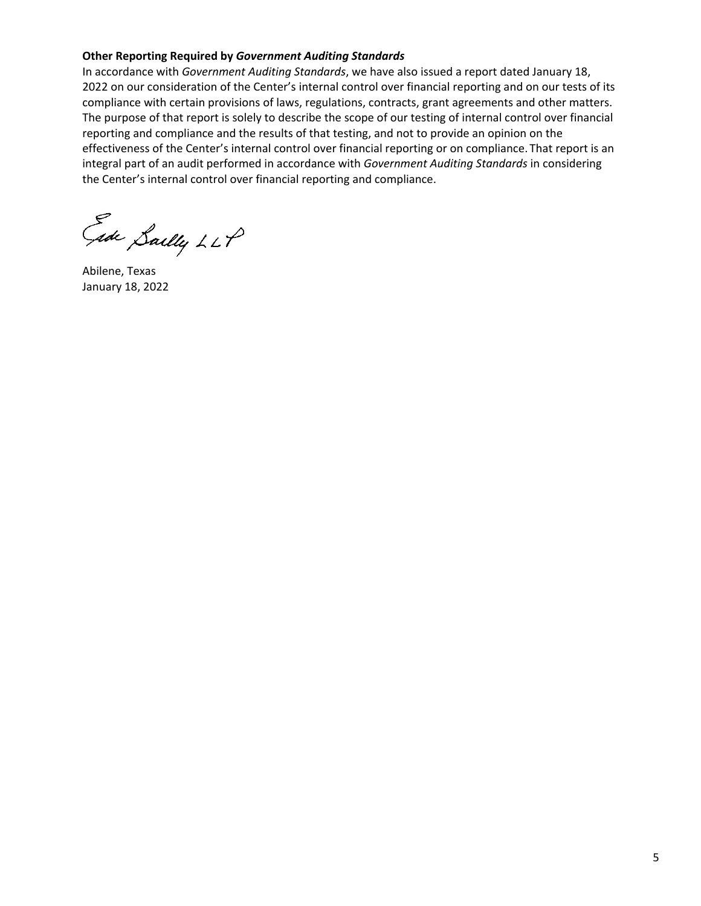**Other Reporting Required by *Government Auditing Standards***

In accordance with *Government Auditing Standards*, we have also issued a report dated January 18, 2022 on our consideration of the Center's internal control over financial reporting and on our tests of its compliance with certain provisions of laws, regulations, contracts, grant agreements and other matters. The purpose of that report is solely to describe the scope of our testing of internal control over financial reporting and compliance and the results of that testing, and not to provide an opinion on the effectiveness of the Center's internal control over financial reporting or on compliance. That report is an integral part of an audit performed in accordance with *Government Auditing Standards* in considering the Center's internal control over financial reporting and compliance.

Eide Bailly LLP

Abilene, Texas
January 18, 2022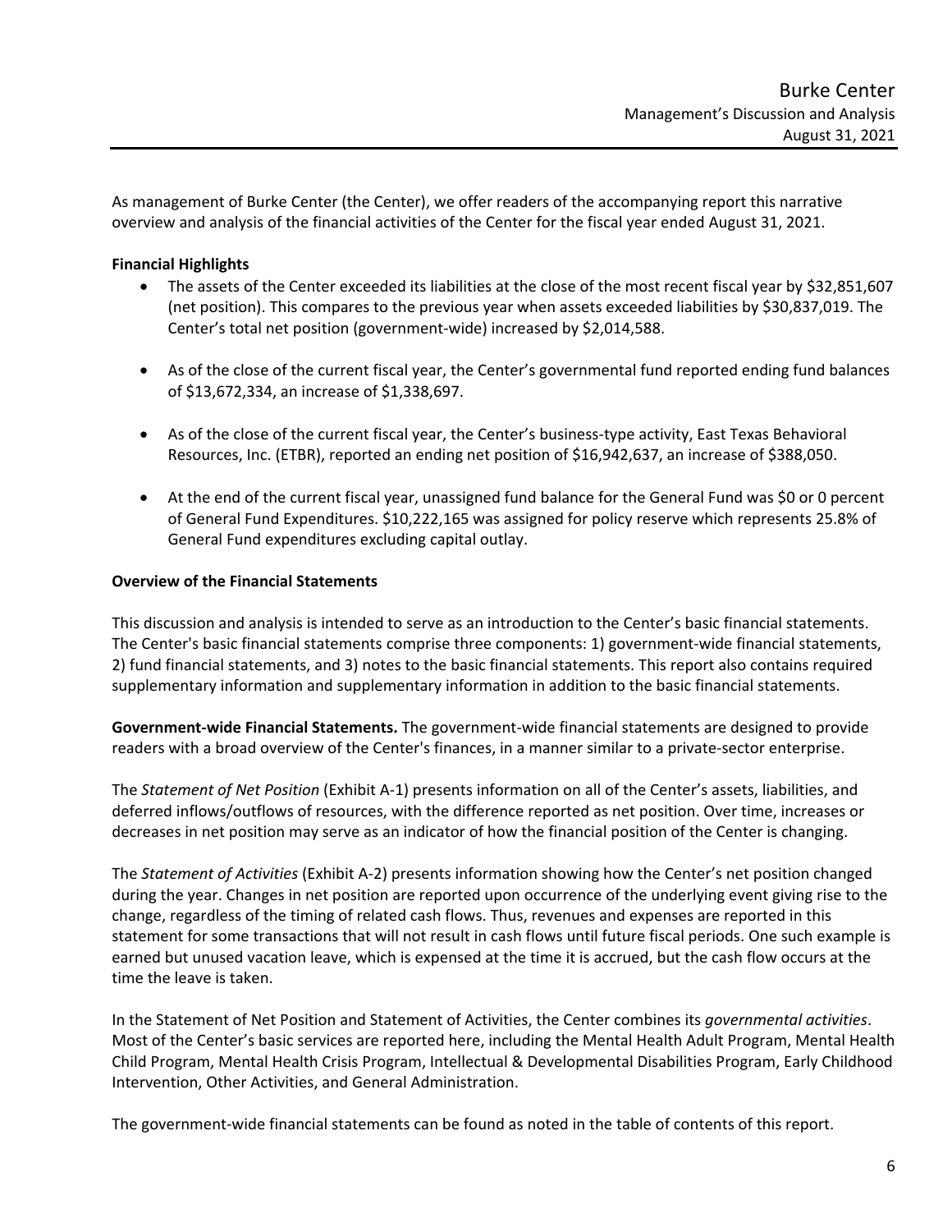As management of Burke Center (the Center), we offer readers of the accompanying report this narrative overview and analysis of the financial activities of the Center for the fiscal year ended August 31, 2021.

**Financial Highlights**

- The assets of the Center exceeded its liabilities at the close of the most recent fiscal year by $32,851,607 (net position). This compares to the previous year when assets exceeded liabilities by $30,837,019. The Center's total net position (government-wide) increased by $2,014,588.

- As of the close of the current fiscal year, the Center's governmental fund reported ending fund balances of $13,672,334, an increase of $1,338,697.

- As of the close of the current fiscal year, the Center's business-type activity, East Texas Behavioral Resources, Inc. (ETBR), reported an ending net position of $16,942,637, an increase of $388,050.

- At the end of the current fiscal year, unassigned fund balance for the General Fund was $0 or 0 percent of General Fund Expenditures. $10,222,165 was assigned for policy reserve which represents 25.8% of General Fund expenditures excluding capital outlay.

**Overview of the Financial Statements**

This discussion and analysis is intended to serve as an introduction to the Center's basic financial statements. The Center's basic financial statements comprise three components: 1) government-wide financial statements, 2) fund financial statements, and 3) notes to the basic financial statements. This report also contains required supplementary information and supplementary information in addition to the basic financial statements.

**Government-wide Financial Statements.** The government-wide financial statements are designed to provide readers with a broad overview of the Center's finances, in a manner similar to a private-sector enterprise.

The *Statement of Net Position* (Exhibit A-1) presents information on all of the Center's assets, liabilities, and deferred inflows/outflows of resources, with the difference reported as net position. Over time, increases or decreases in net position may serve as an indicator of how the financial position of the Center is changing.

The *Statement of Activities* (Exhibit A-2) presents information showing how the Center's net position changed during the year. Changes in net position are reported upon occurrence of the underlying event giving rise to the change, regardless of the timing of related cash flows. Thus, revenues and expenses are reported in this statement for some transactions that will not result in cash flows until future fiscal periods. One such example is earned but unused vacation leave, which is expensed at the time it is accrued, but the cash flow occurs at the time the leave is taken.

In the Statement of Net Position and Statement of Activities, the Center combines its *governmental activities*. Most of the Center's basic services are reported here, including the Mental Health Adult Program, Mental Health Child Program, Mental Health Crisis Program, Intellectual & Developmental Disabilities Program, Early Childhood Intervention, Other Activities, and General Administration.

The government-wide financial statements can be found as noted in the table of contents of this report.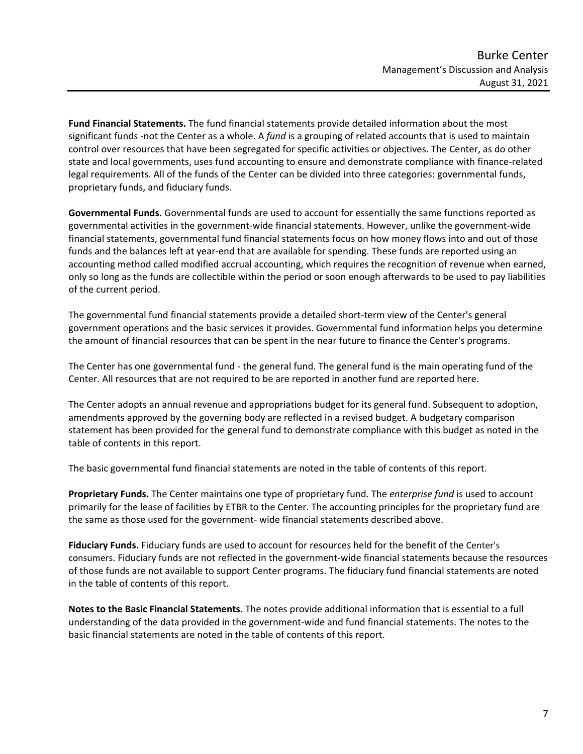**Fund Financial Statements.** The fund financial statements provide detailed information about the most significant funds -not the Center as a whole. A *fund* is a grouping of related accounts that is used to maintain control over resources that have been segregated for specific activities or objectives. The Center, as do other state and local governments, uses fund accounting to ensure and demonstrate compliance with finance-related legal requirements. All of the funds of the Center can be divided into three categories: governmental funds, proprietary funds, and fiduciary funds.

**Governmental Funds.** Governmental funds are used to account for essentially the same functions reported as governmental activities in the government-wide financial statements. However, unlike the government-wide financial statements, governmental fund financial statements focus on how money flows into and out of those funds and the balances left at year-end that are available for spending. These funds are reported using an accounting method called modified accrual accounting, which requires the recognition of revenue when earned, only so long as the funds are collectible within the period or soon enough afterwards to be used to pay liabilities of the current period.

The governmental fund financial statements provide a detailed short-term view of the Center's general government operations and the basic services it provides. Governmental fund information helps you determine the amount of financial resources that can be spent in the near future to finance the Center's programs.

The Center has one governmental fund - the general fund. The general fund is the main operating fund of the Center. All resources that are not required to be are reported in another fund are reported here.

The Center adopts an annual revenue and appropriations budget for its general fund. Subsequent to adoption, amendments approved by the governing body are reflected in a revised budget. A budgetary comparison statement has been provided for the general fund to demonstrate compliance with this budget as noted in the table of contents in this report.

The basic governmental fund financial statements are noted in the table of contents of this report.

**Proprietary Funds.** The Center maintains one type of proprietary fund. The *enterprise fund* is used to account primarily for the lease of facilities by ETBR to the Center. The accounting principles for the proprietary fund are the same as those used for the government- wide financial statements described above.

**Fiduciary Funds.** Fiduciary funds are used to account for resources held for the benefit of the Center's consumers. Fiduciary funds are not reflected in the government-wide financial statements because the resources of those funds are not available to support Center programs. The fiduciary fund financial statements are noted in the table of contents of this report.

**Notes to the Basic Financial Statements.** The notes provide additional information that is essential to a full understanding of the data provided in the government-wide and fund financial statements. The notes to the basic financial statements are noted in the table of contents of this report.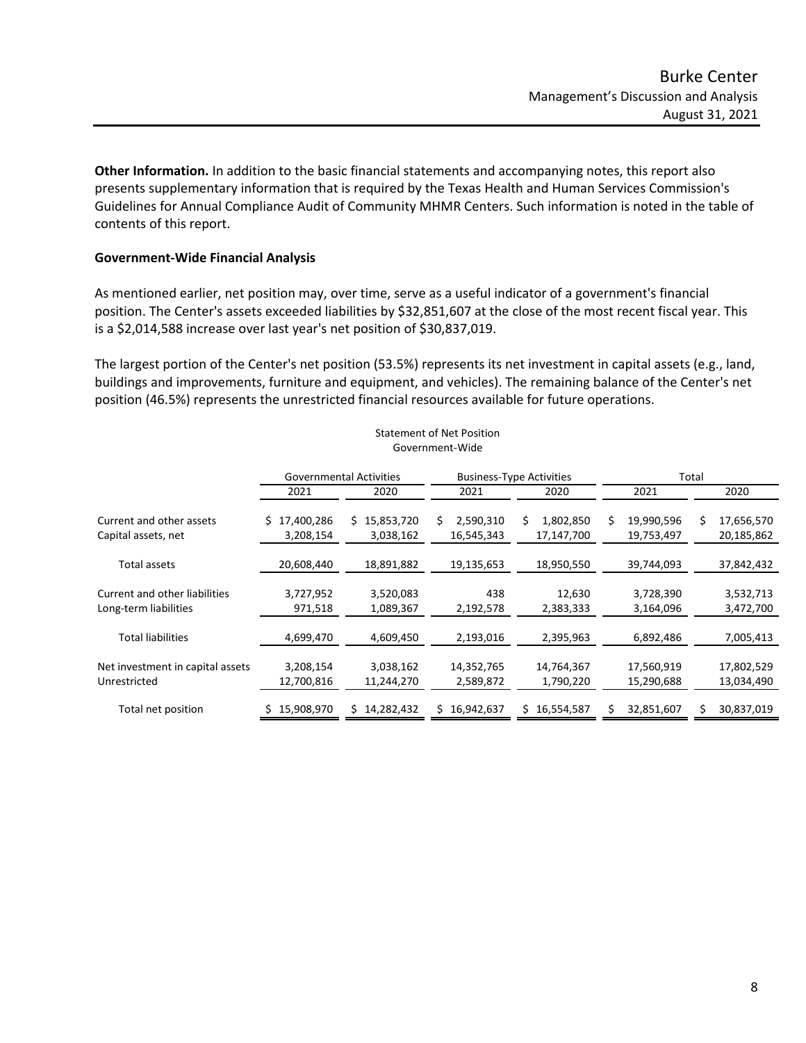**Other Information.** In addition to the basic financial statements and accompanying notes, this report also presents supplementary information that is required by the Texas Health and Human Services Commission's Guidelines for Annual Compliance Audit of Community MHMR Centers. Such information is noted in the table of contents of this report.

**Government-Wide Financial Analysis**

As mentioned earlier, net position may, over time, serve as a useful indicator of a government's financial position. The Center's assets exceeded liabilities by $32,851,607 at the close of the most recent fiscal year. This is a $2,014,588 increase over last year's net position of $30,837,019.

The largest portion of the Center's net position (53.5%) represents its net investment in capital assets (e.g., land, buildings and improvements, furniture and equipment, and vehicles). The remaining balance of the Center's net position (46.5%) represents the unrestricted financial resources available for future operations.

Statement of Net Position
Government-Wide

| | Governmental Activities | | Business-Type Activities | | Total | |
|---|---|---|---|---|---|---|
| | 2021 | 2020 | 2021 | 2020 | 2021 | 2020 |
| Current and other assets | $ 17,400,286 | $ 15,853,720 | $ 2,590,310 | $ 1,802,850 | $ 19,990,596 | $ 17,656,570 |
| Capital assets, net | 3,208,154 | 3,038,162 | 16,545,343 | 17,147,700 | 19,753,497 | 20,185,862 |
| Total assets | 20,608,440 | 18,891,882 | 19,135,653 | 18,950,550 | 39,744,093 | 37,842,432 |
| Current and other liabilities | 3,727,952 | 3,520,083 | 438 | 12,630 | 3,728,390 | 3,532,713 |
| Long-term liabilities | 971,518 | 1,089,367 | 2,192,578 | 2,383,333 | 3,164,096 | 3,472,700 |
| Total liabilities | 4,699,470 | 4,609,450 | 2,193,016 | 2,395,963 | 6,892,486 | 7,005,413 |
| Net investment in capital assets | 3,208,154 | 3,038,162 | 14,352,765 | 14,764,367 | 17,560,919 | 17,802,529 |
| Unrestricted | 12,700,816 | 11,244,270 | 2,589,872 | 1,790,220 | 15,290,688 | 13,034,490 |
| Total net position | $ 15,908,970 | $ 14,282,432 | $ 16,942,637 | $ 16,554,587 | $ 32,851,607 | $ 30,837,019 |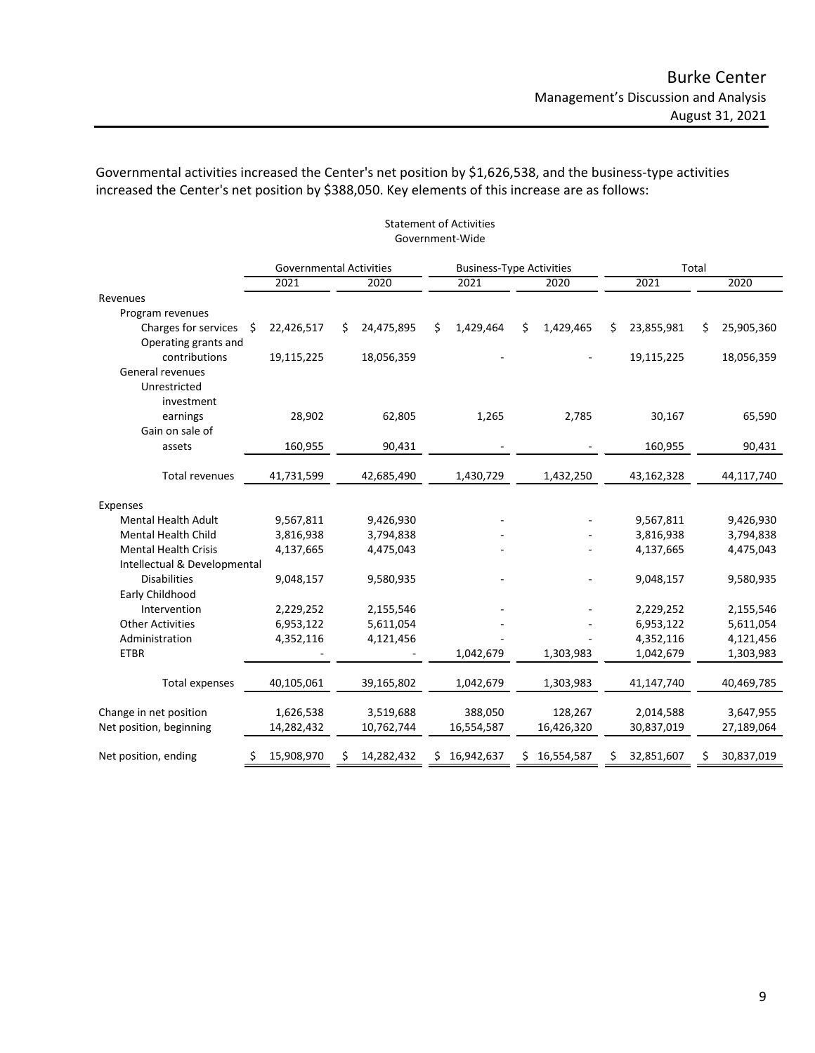Governmental activities increased the Center's net position by $1,626,538, and the business-type activities increased the Center's net position by $388,050. Key elements of this increase are as follows:

Statement of Activities
Government-Wide

| | Governmental Activities | | Business-Type Activities | | Total | |
|---|---|---|---|---|---|---|
| | 2021 | 2020 | 2021 | 2020 | 2021 | 2020 |
| Revenues | | | | | | |
| Program revenues | | | | | | |
| Charges for services | $ 22,426,517 | $ 24,475,895 | $ 1,429,464 | $ 1,429,465 | $ 23,855,981 | $ 25,905,360 |
| Operating grants and contributions | 19,115,225 | 18,056,359 | - | - | 19,115,225 | 18,056,359 |
| General revenues | | | | | | |
| Unrestricted investment earnings | 28,902 | 62,805 | 1,265 | 2,785 | 30,167 | 65,590 |
| Gain on sale of assets | 160,955 | 90,431 | - | - | 160,955 | 90,431 |
| Total revenues | 41,731,599 | 42,685,490 | 1,430,729 | 1,432,250 | 43,162,328 | 44,117,740 |
| Expenses | | | | | | |
| Mental Health Adult | 9,567,811 | 9,426,930 | - | - | 9,567,811 | 9,426,930 |
| Mental Health Child | 3,816,938 | 3,794,838 | - | - | 3,816,938 | 3,794,838 |
| Mental Health Crisis | 4,137,665 | 4,475,043 | - | - | 4,137,665 | 4,475,043 |
| Intellectual & Developmental Disabilities | 9,048,157 | 9,580,935 | - | - | 9,048,157 | 9,580,935 |
| Early Childhood Intervention | 2,229,252 | 2,155,546 | - | - | 2,229,252 | 2,155,546 |
| Other Activities | 6,953,122 | 5,611,054 | - | - | 6,953,122 | 5,611,054 |
| Administration | 4,352,116 | 4,121,456 | - | - | 4,352,116 | 4,121,456 |
| ETBR | - | - | 1,042,679 | 1,303,983 | 1,042,679 | 1,303,983 |
| Total expenses | 40,105,061 | 39,165,802 | 1,042,679 | 1,303,983 | 41,147,740 | 40,469,785 |
| Change in net position | 1,626,538 | 3,519,688 | 388,050 | 128,267 | 2,014,588 | 3,647,955 |
| Net position, beginning | 14,282,432 | 10,762,744 | 16,554,587 | 16,426,320 | 30,837,019 | 27,189,064 |
| Net position, ending | $ 15,908,970 | $ 14,282,432 | $ 16,942,637 | $ 16,554,587 | $ 32,851,607 | $ 30,837,019 |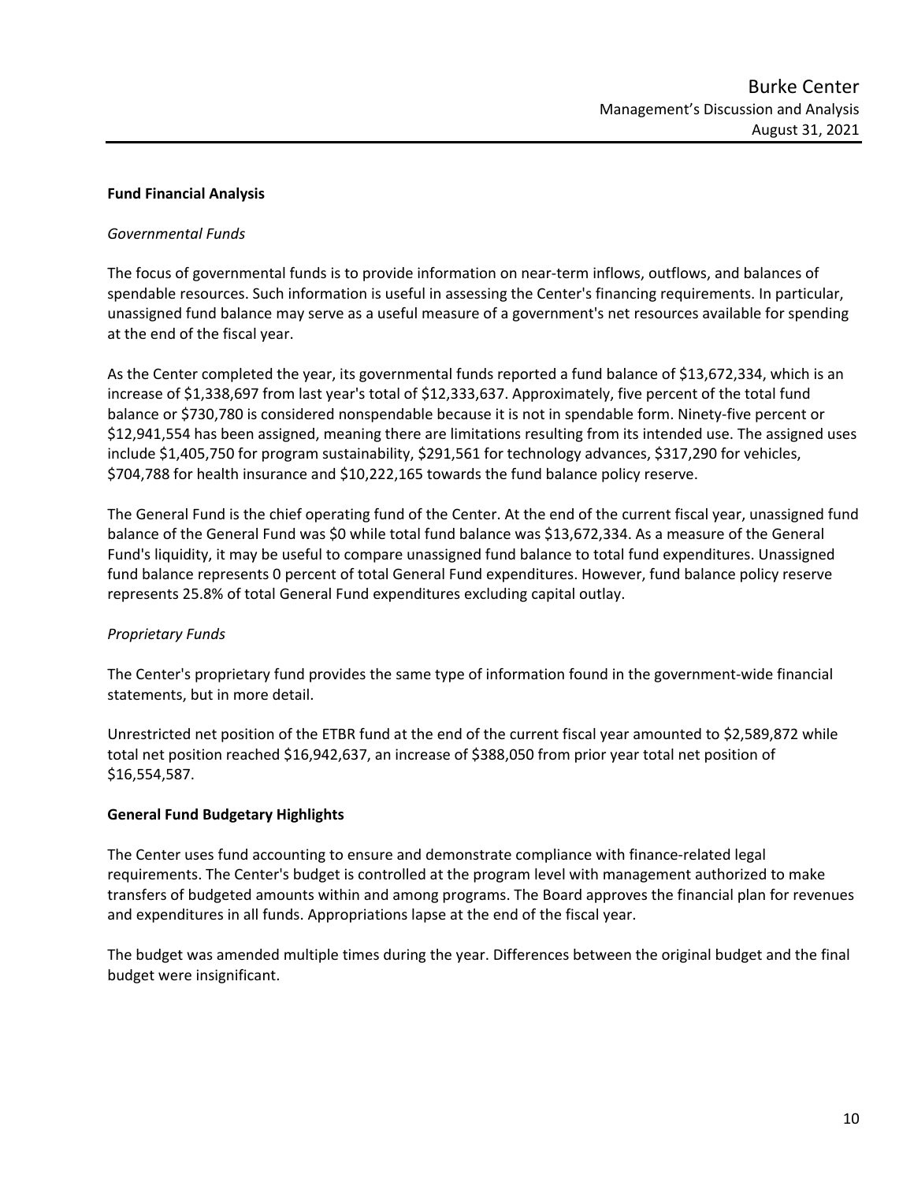## Fund Financial Analysis

*Governmental Funds*

The focus of governmental funds is to provide information on near-term inflows, outflows, and balances of spendable resources. Such information is useful in assessing the Center's financing requirements. In particular, unassigned fund balance may serve as a useful measure of a government's net resources available for spending at the end of the fiscal year.

As the Center completed the year, its governmental funds reported a fund balance of $13,672,334, which is an increase of $1,338,697 from last year's total of $12,333,637. Approximately, five percent of the total fund balance or $730,780 is considered nonspendable because it is not in spendable form. Ninety-five percent or $12,941,554 has been assigned, meaning there are limitations resulting from its intended use. The assigned uses include $1,405,750 for program sustainability, $291,561 for technology advances, $317,290 for vehicles, $704,788 for health insurance and $10,222,165 towards the fund balance policy reserve.

The General Fund is the chief operating fund of the Center. At the end of the current fiscal year, unassigned fund balance of the General Fund was $0 while total fund balance was $13,672,334. As a measure of the General Fund's liquidity, it may be useful to compare unassigned fund balance to total fund expenditures. Unassigned fund balance represents 0 percent of total General Fund expenditures. However, fund balance policy reserve represents 25.8% of total General Fund expenditures excluding capital outlay.

*Proprietary Funds*

The Center's proprietary fund provides the same type of information found in the government-wide financial statements, but in more detail.

Unrestricted net position of the ETBR fund at the end of the current fiscal year amounted to $2,589,872 while total net position reached $16,942,637, an increase of $388,050 from prior year total net position of $16,554,587.

## General Fund Budgetary Highlights

The Center uses fund accounting to ensure and demonstrate compliance with finance-related legal requirements. The Center's budget is controlled at the program level with management authorized to make transfers of budgeted amounts within and among programs. The Board approves the financial plan for revenues and expenditures in all funds. Appropriations lapse at the end of the fiscal year.

The budget was amended multiple times during the year. Differences between the original budget and the final budget were insignificant.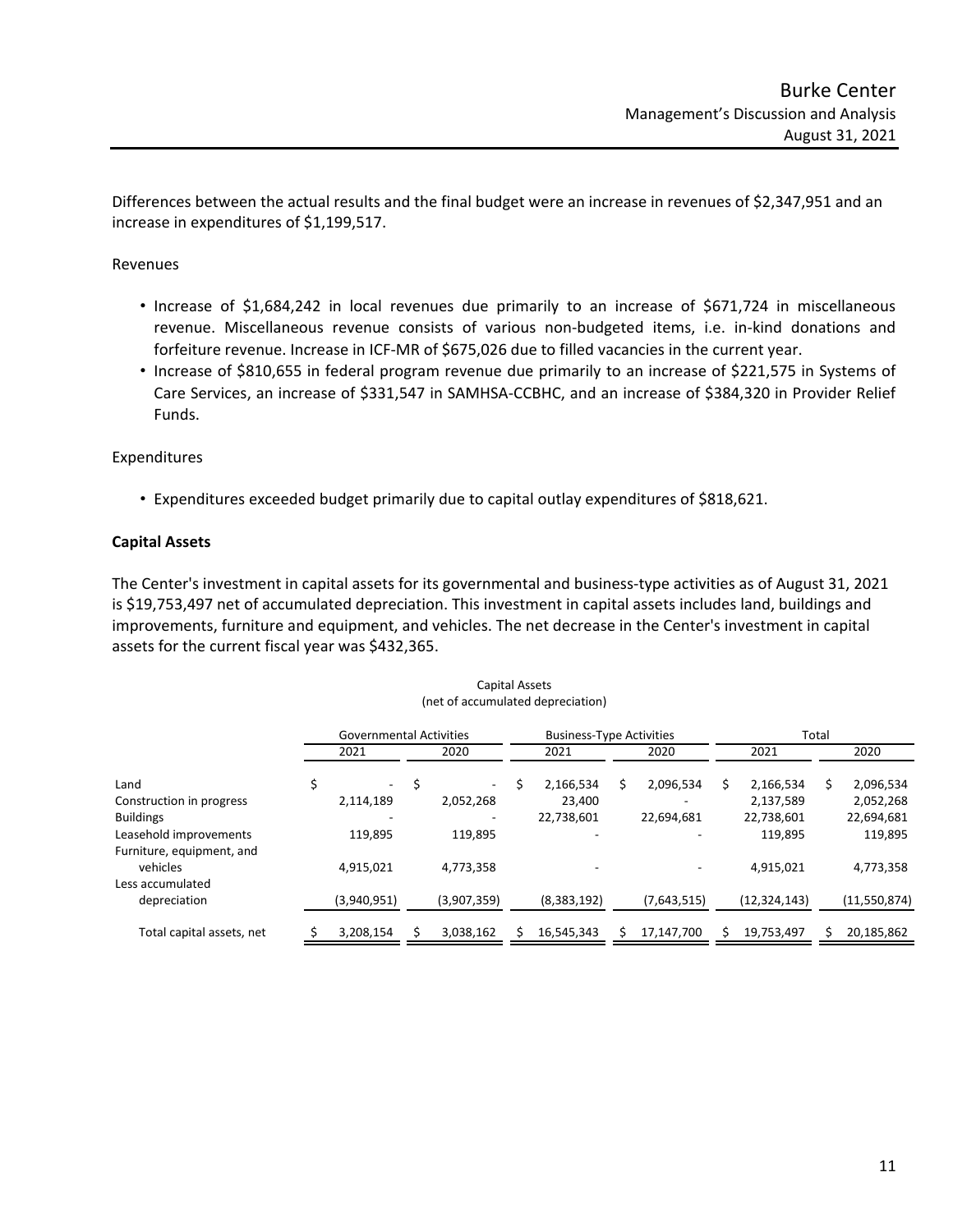Differences between the actual results and the final budget were an increase in revenues of $2,347,951 and an increase in expenditures of $1,199,517.

Revenues

- Increase of $1,684,242 in local revenues due primarily to an increase of $671,724 in miscellaneous revenue. Miscellaneous revenue consists of various non-budgeted items, i.e. in-kind donations and forfeiture revenue. Increase in ICF-MR of $675,026 due to filled vacancies in the current year.
- Increase of $810,655 in federal program revenue due primarily to an increase of $221,575 in Systems of Care Services, an increase of $331,547 in SAMHSA-CCBHC, and an increase of $384,320 in Provider Relief Funds.

Expenditures

- Expenditures exceeded budget primarily due to capital outlay expenditures of $818,621.

**Capital Assets**

The Center's investment in capital assets for its governmental and business-type activities as of August 31, 2021 is $19,753,497 net of accumulated depreciation. This investment in capital assets includes land, buildings and improvements, furniture and equipment, and vehicles. The net decrease in the Center's investment in capital assets for the current fiscal year was $432,365.

Capital Assets
(net of accumulated depreciation)

| | Governmental Activities | | Business-Type Activities | | Total | |
|---|---|---|---|---|---|---|
| | 2021 | 2020 | 2021 | 2020 | 2021 | 2020 |
| Land | $ - | $ - | $ 2,166,534 | $ 2,096,534 | $ 2,166,534 | $ 2,096,534 |
| Construction in progress | 2,114,189 | 2,052,268 | 23,400 | - | 2,137,589 | 2,052,268 |
| Buildings | - | - | 22,738,601 | 22,694,681 | 22,738,601 | 22,694,681 |
| Leasehold improvements | 119,895 | 119,895 | - | - | 119,895 | 119,895 |
| Furniture, equipment, and vehicles | 4,915,021 | 4,773,358 | - | - | 4,915,021 | 4,773,358 |
| Less accumulated depreciation | (3,940,951) | (3,907,359) | (8,383,192) | (7,643,515) | (12,324,143) | (11,550,874) |
| Total capital assets, net | $ 3,208,154 | $ 3,038,162 | $ 16,545,343 | $ 17,147,700 | $ 19,753,497 | $ 20,185,862 |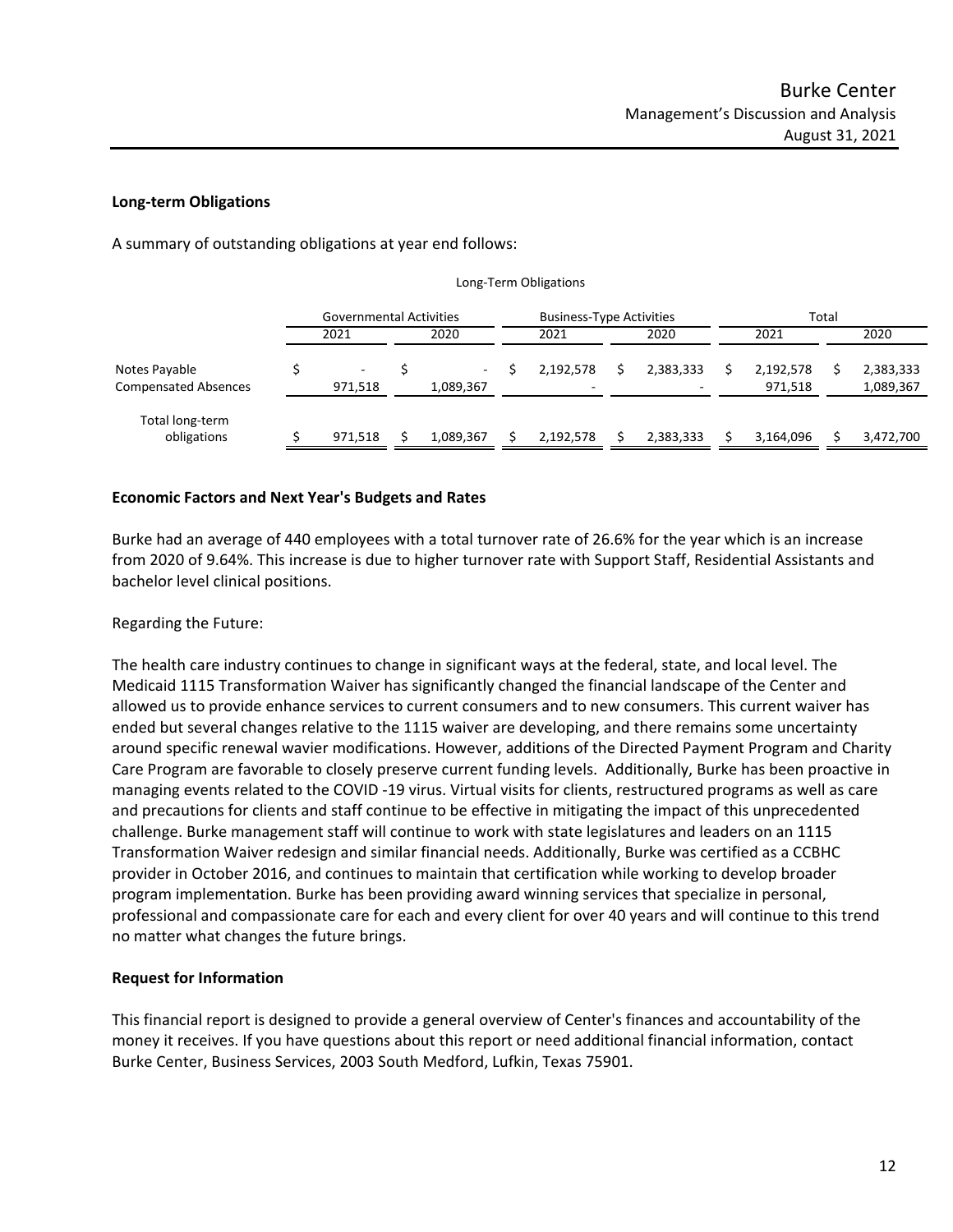### Long-term Obligations

A summary of outstanding obligations at year end follows:

Long-Term Obligations

| | Governmental Activities | | Business-Type Activities | | Total | |
|---|---|---|---|---|---|---|
| | 2021 | 2020 | 2021 | 2020 | 2021 | 2020 |
| Notes Payable | $ - | $ - | $ 2,192,578 | $ 2,383,333 | $ 2,192,578 | $ 2,383,333 |
| Compensated Absences | 971,518 | 1,089,367 | - | - | 971,518 | 1,089,367 |
| Total long-term obligations | $ 971,518 | $ 1,089,367 | $ 2,192,578 | $ 2,383,333 | $ 3,164,096 | $ 3,472,700 |

### Economic Factors and Next Year's Budgets and Rates

Burke had an average of 440 employees with a total turnover rate of 26.6% for the year which is an increase from 2020 of 9.64%. This increase is due to higher turnover rate with Support Staff, Residential Assistants and bachelor level clinical positions.

Regarding the Future:

The health care industry continues to change in significant ways at the federal, state, and local level. The Medicaid 1115 Transformation Waiver has significantly changed the financial landscape of the Center and allowed us to provide enhance services to current consumers and to new consumers. This current waiver has ended but several changes relative to the 1115 waiver are developing, and there remains some uncertainty around specific renewal wavier modifications. However, additions of the Directed Payment Program and Charity Care Program are favorable to closely preserve current funding levels. Additionally, Burke has been proactive in managing events related to the COVID -19 virus. Virtual visits for clients, restructured programs as well as care and precautions for clients and staff continue to be effective in mitigating the impact of this unprecedented challenge. Burke management staff will continue to work with state legislatures and leaders on an 1115 Transformation Waiver redesign and similar financial needs. Additionally, Burke was certified as a CCBHC provider in October 2016, and continues to maintain that certification while working to develop broader program implementation. Burke has been providing award winning services that specialize in personal, professional and compassionate care for each and every client for over 40 years and will continue to this trend no matter what changes the future brings.

### Request for Information

This financial report is designed to provide a general overview of Center's finances and accountability of the money it receives. If you have questions about this report or need additional financial information, contact Burke Center, Business Services, 2003 South Medford, Lufkin, Texas 75901.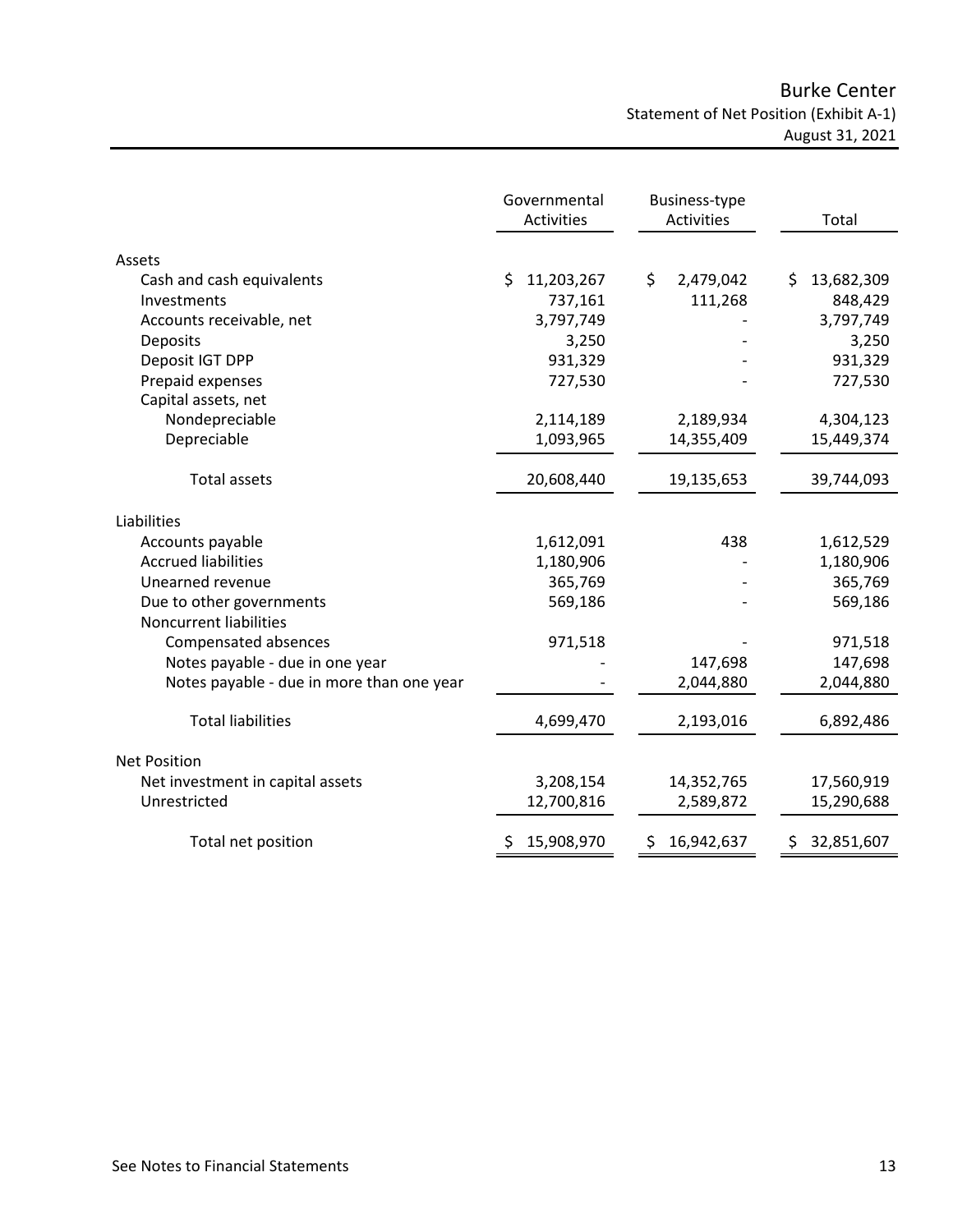# Burke Center

## Statement of Net Position (Exhibit A-1)

### August 31, 2021

| | Governmental Activities | Business-type Activities | Total |
|---|---|---|---|
| **Assets** | | | |
| Cash and cash equivalents | $ 11,203,267 | $ 2,479,042 | $ 13,682,309 |
| Investments | 737,161 | 111,268 | 848,429 |
| Accounts receivable, net | 3,797,749 | - | 3,797,749 |
| Deposits | 3,250 | - | 3,250 |
| Deposit IGT DPP | 931,329 | - | 931,329 |
| Prepaid expenses | 727,530 | - | 727,530 |
| Capital assets, net | | | |
| Nondepreciable | 2,114,189 | 2,189,934 | 4,304,123 |
| Depreciable | 1,093,965 | 14,355,409 | 15,449,374 |
| Total assets | 20,608,440 | 19,135,653 | 39,744,093 |
| **Liabilities** | | | |
| Accounts payable | 1,612,091 | 438 | 1,612,529 |
| Accrued liabilities | 1,180,906 | - | 1,180,906 |
| Unearned revenue | 365,769 | - | 365,769 |
| Due to other governments | 569,186 | - | 569,186 |
| Noncurrent liabilities | | | |
| Compensated absences | 971,518 | - | 971,518 |
| Notes payable - due in one year | - | 147,698 | 147,698 |
| Notes payable - due in more than one year | - | 2,044,880 | 2,044,880 |
| Total liabilities | 4,699,470 | 2,193,016 | 6,892,486 |
| **Net Position** | | | |
| Net investment in capital assets | 3,208,154 | 14,352,765 | 17,560,919 |
| Unrestricted | 12,700,816 | 2,589,872 | 15,290,688 |
| Total net position | $ 15,908,970 | $ 16,942,637 | $ 32,851,607 |

See Notes to Financial Statements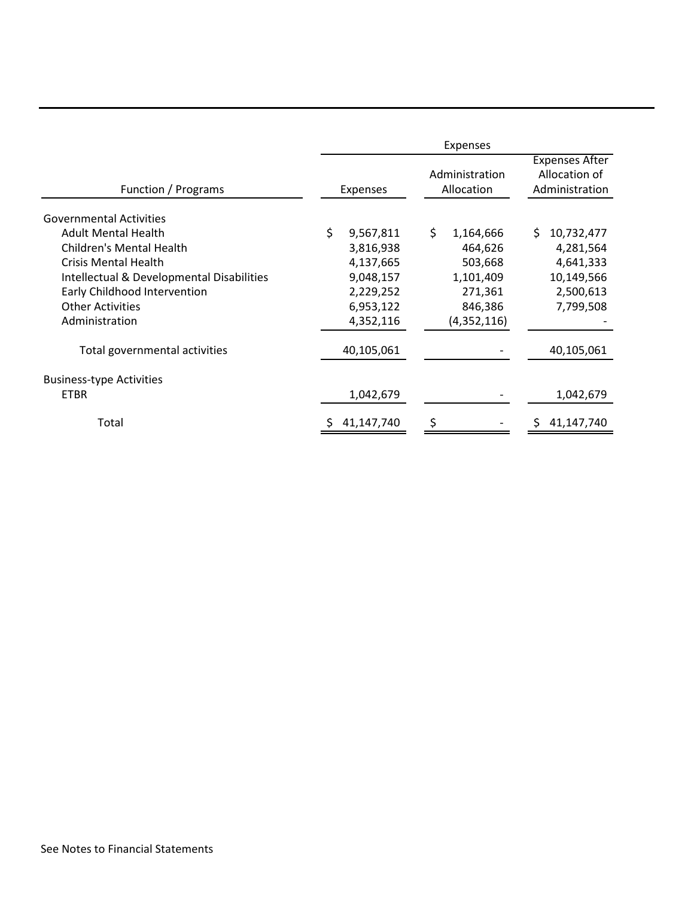| Function / Programs | Expenses | | |
|---|---|---|---|
| | Expenses | Administration Allocation | Expenses After Allocation of Administration |
| Governmental Activities | | | |
| Adult Mental Health | $ 9,567,811 | $ 1,164,666 | $ 10,732,477 |
| Children's Mental Health | 3,816,938 | 464,626 | 4,281,564 |
| Crisis Mental Health | 4,137,665 | 503,668 | 4,641,333 |
| Intellectual & Developmental Disabilities | 9,048,157 | 1,101,409 | 10,149,566 |
| Early Childhood Intervention | 2,229,252 | 271,361 | 2,500,613 |
| Other Activities | 6,953,122 | 846,386 | 7,799,508 |
| Administration | 4,352,116 | (4,352,116) | - |
| Total governmental activities | 40,105,061 | - | 40,105,061 |
| Business-type Activities | | | |
| ETBR | 1,042,679 | - | 1,042,679 |
| Total | $ 41,147,740 | $ - | $ 41,147,740 |

See Notes to Financial Statements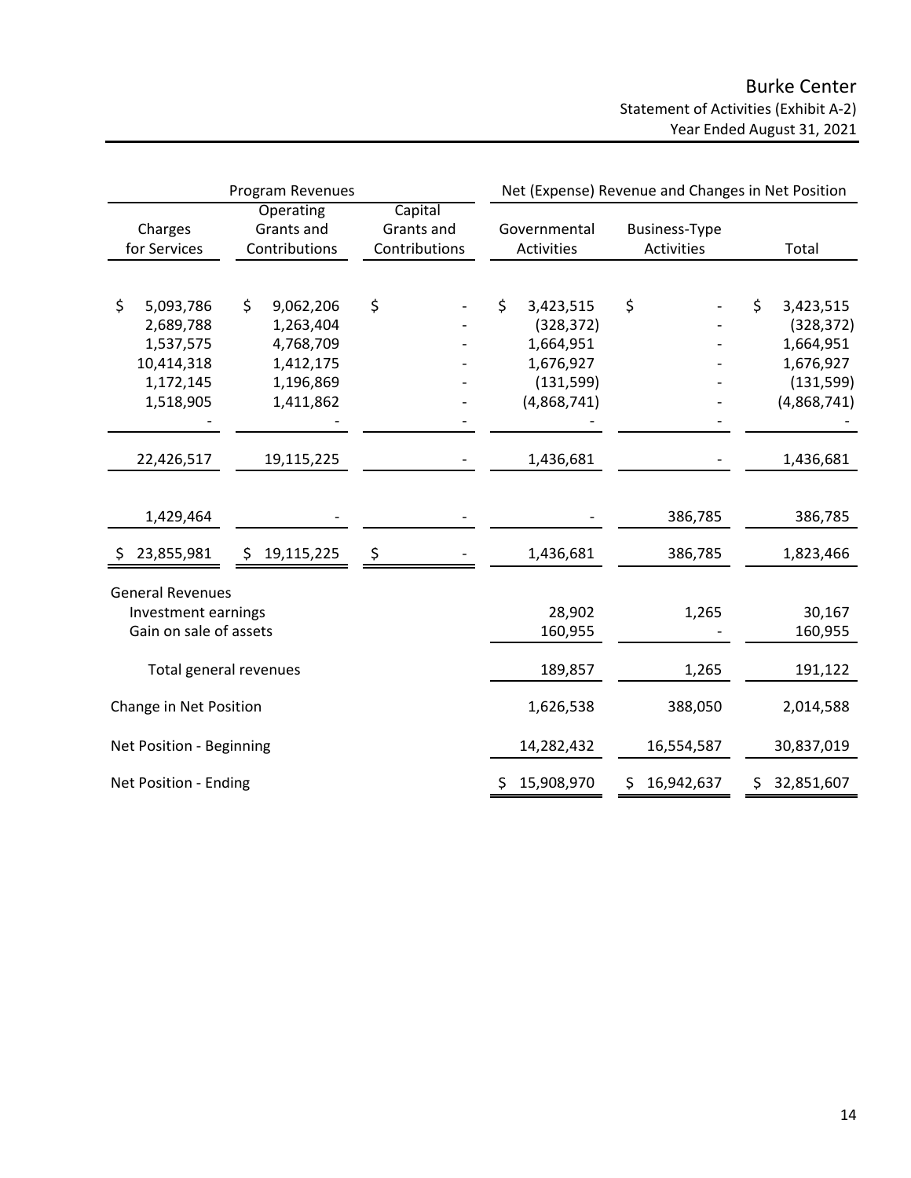# Burke Center

Statement of Activities (Exhibit A-2)

Year Ended August 31, 2021

| Program Revenues | | | Net (Expense) Revenue and Changes in Net Position | | |
|---|---|---|---|---|---|
| Charges for Services | Operating Grants and Contributions | Capital Grants and Contributions | Governmental Activities | Business-Type Activities | Total |
| $ 5,093,786 | $ 9,062,206 | $ - | $ 3,423,515 | $ - | $ 3,423,515 |
| 2,689,788 | 1,263,404 | - | (328,372) | - | (328,372) |
| 1,537,575 | 4,768,709 | - | 1,664,951 | - | 1,664,951 |
| 10,414,318 | 1,412,175 | - | 1,676,927 | - | 1,676,927 |
| 1,172,145 | 1,196,869 | - | (131,599) | - | (131,599) |
| 1,518,905 | 1,411,862 | - | (4,868,741) | - | (4,868,741) |
| - | - | - | - | - | - |
| 22,426,517 | 19,115,225 | - | 1,436,681 | - | 1,436,681 |
| 1,429,464 | - | - | - | 386,785 | 386,785 |
| $ 23,855,981 | $ 19,115,225 | $ - | 1,436,681 | 386,785 | 1,823,466 |
| General Revenues | | | | | |
| Investment earnings | | | 28,902 | 1,265 | 30,167 |
| Gain on sale of assets | | | 160,955 | - | 160,955 |
| Total general revenues | | | 189,857 | 1,265 | 191,122 |
| Change in Net Position | | | 1,626,538 | 388,050 | 2,014,588 |
| Net Position - Beginning | | | 14,282,432 | 16,554,587 | 30,837,019 |
| Net Position - Ending | | | $ 15,908,970 | $ 16,942,637 | $ 32,851,607 |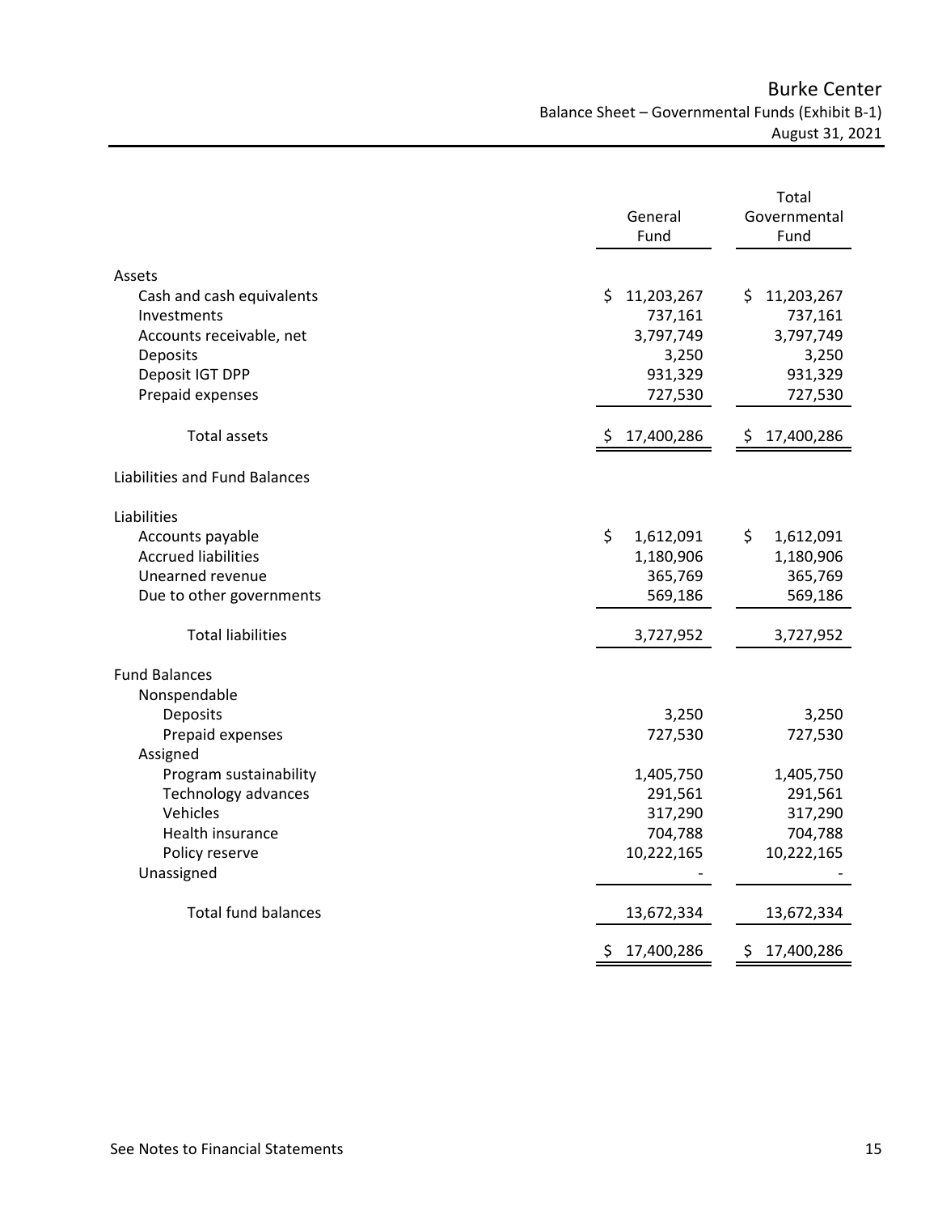# Burke Center

## Balance Sheet – Governmental Funds (Exhibit B-1)

### August 31, 2021

| | General Fund | Total Governmental Fund |
|---|---|---|
| **Assets** | | |
| Cash and cash equivalents | $ 11,203,267 | $ 11,203,267 |
| Investments | 737,161 | 737,161 |
| Accounts receivable, net | 3,797,749 | 3,797,749 |
| Deposits | 3,250 | 3,250 |
| Deposit IGT DPP | 931,329 | 931,329 |
| Prepaid expenses | 727,530 | 727,530 |
| Total assets | $ 17,400,286 | $ 17,400,286 |
| **Liabilities and Fund Balances** | | |
| **Liabilities** | | |
| Accounts payable | $ 1,612,091 | $ 1,612,091 |
| Accrued liabilities | 1,180,906 | 1,180,906 |
| Unearned revenue | 365,769 | 365,769 |
| Due to other governments | 569,186 | 569,186 |
| Total liabilities | 3,727,952 | 3,727,952 |
| **Fund Balances** | | |
| Nonspendable | | |
| Deposits | 3,250 | 3,250 |
| Prepaid expenses | 727,530 | 727,530 |
| Assigned | | |
| Program sustainability | 1,405,750 | 1,405,750 |
| Technology advances | 291,561 | 291,561 |
| Vehicles | 317,290 | 317,290 |
| Health insurance | 704,788 | 704,788 |
| Policy reserve | 10,222,165 | 10,222,165 |
| Unassigned | - | - |
| Total fund balances | 13,672,334 | 13,672,334 |
| | $ 17,400,286 | $ 17,400,286 |

See Notes to Financial Statements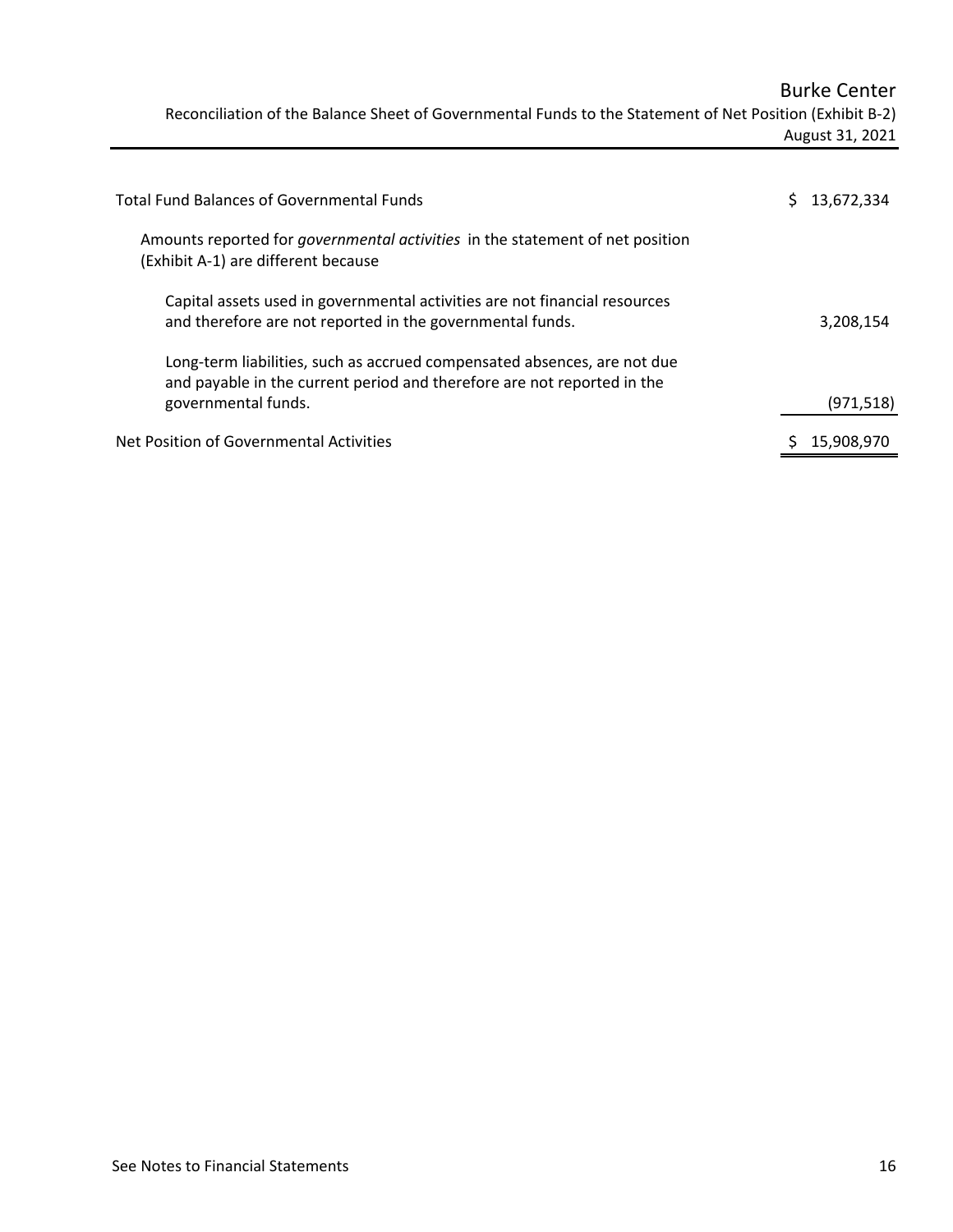# Burke Center

## Reconciliation of the Balance Sheet of Governmental Funds to the Statement of Net Position (Exhibit B-2)

August 31, 2021

| | |
|---|---|
| Total Fund Balances of Governmental Funds | $ 13,672,334 |
| Amounts reported for *governmental activities* in the statement of net position (Exhibit A-1) are different because | |
| Capital assets used in governmental activities are not financial resources and therefore are not reported in the governmental funds. | 3,208,154 |
| Long-term liabilities, such as accrued compensated absences, are not due and payable in the current period and therefore are not reported in the governmental funds. | (971,518) |
| Net Position of Governmental Activities | $ 15,908,970 |

See Notes to Financial Statements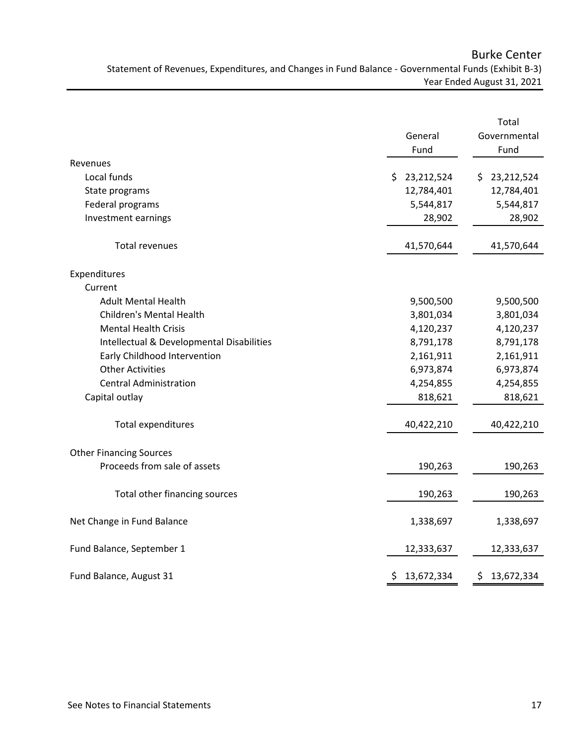# Burke Center

## Statement of Revenues, Expenditures, and Changes in Fund Balance - Governmental Funds (Exhibit B-3)

### Year Ended August 31, 2021

| | General Fund | Total Governmental Fund |
|---|---|---|
| **Revenues** | | |
| Local funds | $ 23,212,524 | $ 23,212,524 |
| State programs | 12,784,401 | 12,784,401 |
| Federal programs | 5,544,817 | 5,544,817 |
| Investment earnings | 28,902 | 28,902 |
| Total revenues | 41,570,644 | 41,570,644 |
| **Expenditures** | | |
| Current | | |
| Adult Mental Health | 9,500,500 | 9,500,500 |
| Children's Mental Health | 3,801,034 | 3,801,034 |
| Mental Health Crisis | 4,120,237 | 4,120,237 |
| Intellectual & Developmental Disabilities | 8,791,178 | 8,791,178 |
| Early Childhood Intervention | 2,161,911 | 2,161,911 |
| Other Activities | 6,973,874 | 6,973,874 |
| Central Administration | 4,254,855 | 4,254,855 |
| Capital outlay | 818,621 | 818,621 |
| Total expenditures | 40,422,210 | 40,422,210 |
| **Other Financing Sources** | | |
| Proceeds from sale of assets | 190,263 | 190,263 |
| Total other financing sources | 190,263 | 190,263 |
| Net Change in Fund Balance | 1,338,697 | 1,338,697 |
| Fund Balance, September 1 | 12,333,637 | 12,333,637 |
| Fund Balance, August 31 | $ 13,672,334 | $ 13,672,334 |

See Notes to Financial Statements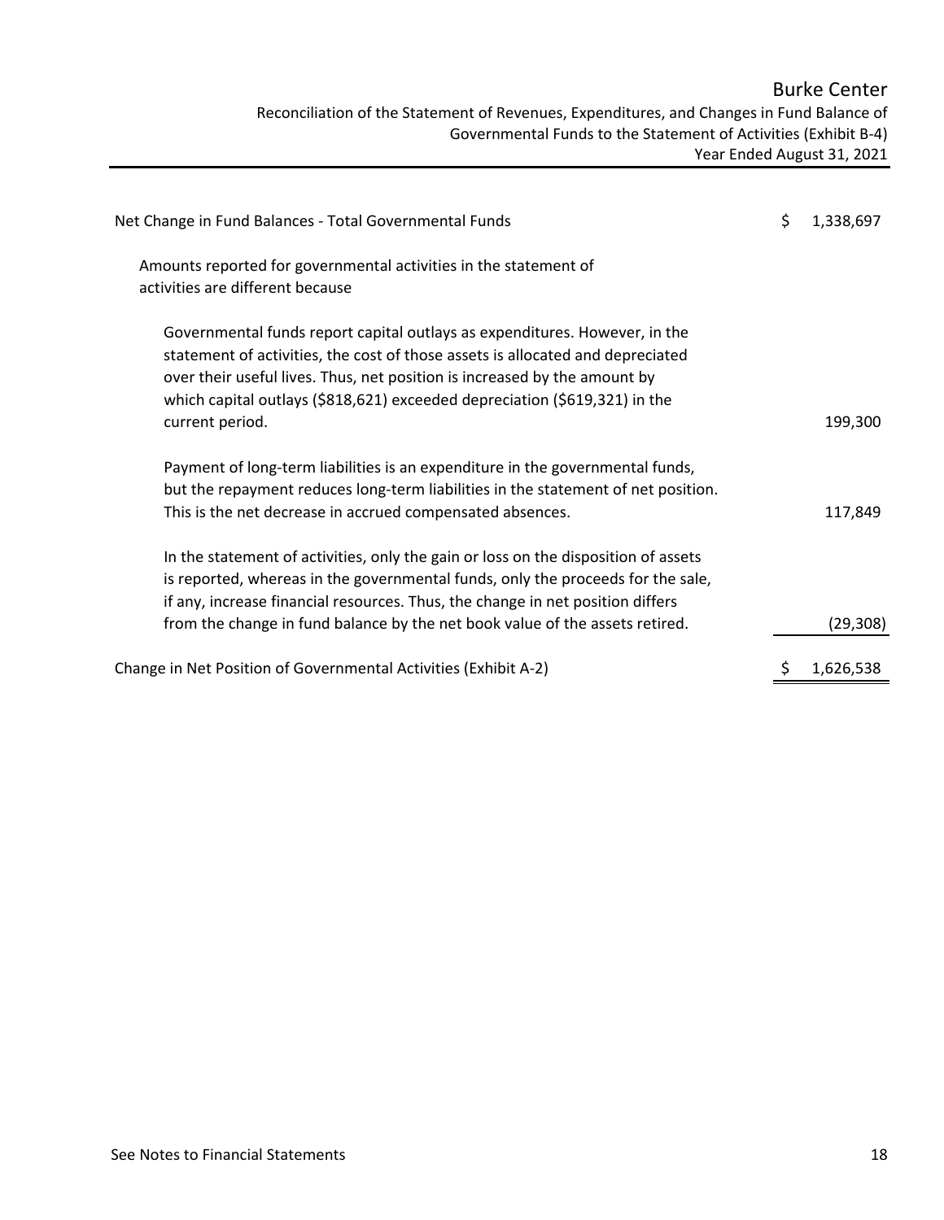# Burke Center

## Reconciliation of the Statement of Revenues, Expenditures, and Changes in Fund Balance of Governmental Funds to the Statement of Activities (Exhibit B-4)

### Year Ended August 31, 2021

| | |
|---|---|
| Net Change in Fund Balances - Total Governmental Funds | $ 1,338,697 |
| Amounts reported for governmental activities in the statement of activities are different because | |
| Governmental funds report capital outlays as expenditures. However, in the statement of activities, the cost of those assets is allocated and depreciated over their useful lives. Thus, net position is increased by the amount by which capital outlays ($818,621) exceeded depreciation ($619,321) in the current period. | 199,300 |
| Payment of long-term liabilities is an expenditure in the governmental funds, but the repayment reduces long-term liabilities in the statement of net position. This is the net decrease in accrued compensated absences. | 117,849 |
| In the statement of activities, only the gain or loss on the disposition of assets is reported, whereas in the governmental funds, only the proceeds for the sale, if any, increase financial resources. Thus, the change in net position differs from the change in fund balance by the net book value of the assets retired. | (29,308) |
| Change in Net Position of Governmental Activities (Exhibit A-2) | $ 1,626,538 |

See Notes to Financial Statements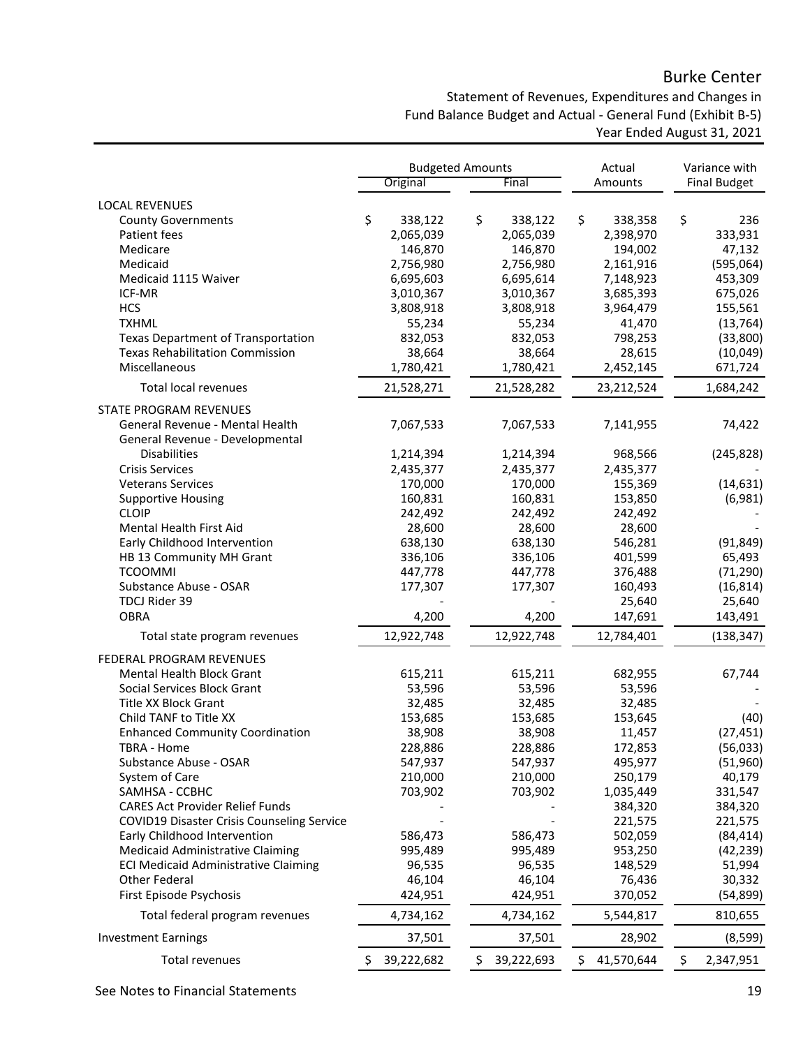# Burke Center

## Statement of Revenues, Expenditures and Changes in Fund Balance Budget and Actual - General Fund (Exhibit B-5)

### Year Ended August 31, 2021

| | Budgeted Amounts | | Actual | Variance with |
|---|---|---|---|---|
| | Original | Final | Amounts | Final Budget |
| LOCAL REVENUES | | | | |
| County Governments | $ 338,122 | $ 338,122 | $ 338,358 | $ 236 |
| Patient fees | 2,065,039 | 2,065,039 | 2,398,970 | 333,931 |
| Medicare | 146,870 | 146,870 | 194,002 | 47,132 |
| Medicaid | 2,756,980 | 2,756,980 | 2,161,916 | (595,064) |
| Medicaid 1115 Waiver | 6,695,603 | 6,695,614 | 7,148,923 | 453,309 |
| ICF-MR | 3,010,367 | 3,010,367 | 3,685,393 | 675,026 |
| HCS | 3,808,918 | 3,808,918 | 3,964,479 | 155,561 |
| TXHML | 55,234 | 55,234 | 41,470 | (13,764) |
| Texas Department of Transportation | 832,053 | 832,053 | 798,253 | (33,800) |
| Texas Rehabilitation Commission | 38,664 | 38,664 | 28,615 | (10,049) |
| Miscellaneous | 1,780,421 | 1,780,421 | 2,452,145 | 671,724 |
| Total local revenues | 21,528,271 | 21,528,282 | 23,212,524 | 1,684,242 |
| STATE PROGRAM REVENUES | | | | |
| General Revenue - Mental Health | 7,067,533 | 7,067,533 | 7,141,955 | 74,422 |
| General Revenue - Developmental Disabilities | 1,214,394 | 1,214,394 | 968,566 | (245,828) |
| Crisis Services | 2,435,377 | 2,435,377 | 2,435,377 | - |
| Veterans Services | 170,000 | 170,000 | 155,369 | (14,631) |
| Supportive Housing | 160,831 | 160,831 | 153,850 | (6,981) |
| CLOIP | 242,492 | 242,492 | 242,492 | - |
| Mental Health First Aid | 28,600 | 28,600 | 28,600 | - |
| Early Childhood Intervention | 638,130 | 638,130 | 546,281 | (91,849) |
| HB 13 Community MH Grant | 336,106 | 336,106 | 401,599 | 65,493 |
| TCOOMMI | 447,778 | 447,778 | 376,488 | (71,290) |
| Substance Abuse - OSAR | 177,307 | 177,307 | 160,493 | (16,814) |
| TDCJ Rider 39 | - | - | 25,640 | 25,640 |
| OBRA | 4,200 | 4,200 | 147,691 | 143,491 |
| Total state program revenues | 12,922,748 | 12,922,748 | 12,784,401 | (138,347) |
| FEDERAL PROGRAM REVENUES | | | | |
| Mental Health Block Grant | 615,211 | 615,211 | 682,955 | 67,744 |
| Social Services Block Grant | 53,596 | 53,596 | 53,596 | - |
| Title XX Block Grant | 32,485 | 32,485 | 32,485 | - |
| Child TANF to Title XX | 153,685 | 153,685 | 153,645 | (40) |
| Enhanced Community Coordination | 38,908 | 38,908 | 11,457 | (27,451) |
| TBRA - Home | 228,886 | 228,886 | 172,853 | (56,033) |
| Substance Abuse - OSAR | 547,937 | 547,937 | 495,977 | (51,960) |
| System of Care | 210,000 | 210,000 | 250,179 | 40,179 |
| SAMHSA - CCBHC | 703,902 | 703,902 | 1,035,449 | 331,547 |
| CARES Act Provider Relief Funds | - | - | 384,320 | 384,320 |
| COVID19 Disaster Crisis Counseling Service | - | - | 221,575 | 221,575 |
| Early Childhood Intervention | 586,473 | 586,473 | 502,059 | (84,414) |
| Medicaid Administrative Claiming | 995,489 | 995,489 | 953,250 | (42,239) |
| ECI Medicaid Administrative Claiming | 96,535 | 96,535 | 148,529 | 51,994 |
| Other Federal | 46,104 | 46,104 | 76,436 | 30,332 |
| First Episode Psychosis | 424,951 | 424,951 | 370,052 | (54,899) |
| Total federal program revenues | 4,734,162 | 4,734,162 | 5,544,817 | 810,655 |
| Investment Earnings | 37,501 | 37,501 | 28,902 | (8,599) |
| Total revenues | $ 39,222,682 | $ 39,222,693 | $ 41,570,644 | $ 2,347,951 |

See Notes to Financial Statements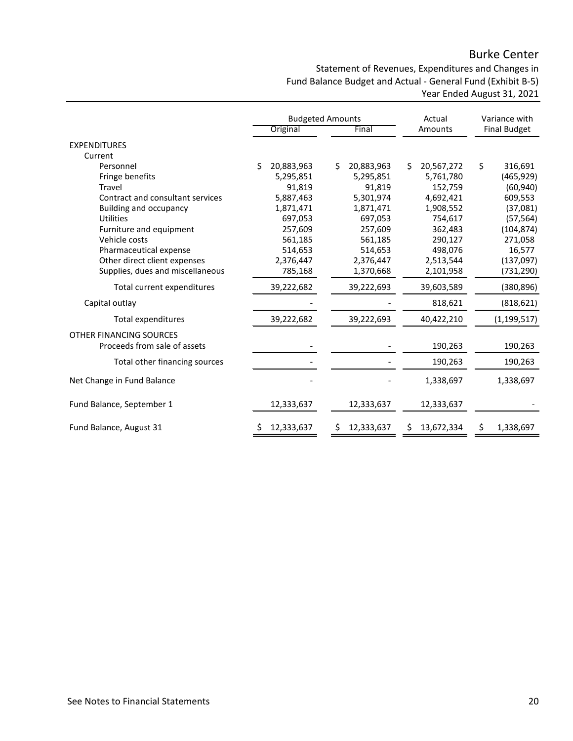# Burke Center

## Statement of Revenues, Expenditures and Changes in Fund Balance Budget and Actual - General Fund (Exhibit B-5)

### Year Ended August 31, 2021

| | Budgeted Amounts | | Actual | Variance with |
|---|---|---|---|---|
| | Original | Final | Amounts | Final Budget |
| EXPENDITURES | | | | |
| Current | | | | |
| Personnel | $ 20,883,963 | $ 20,883,963 | $ 20,567,272 | $ 316,691 |
| Fringe benefits | 5,295,851 | 5,295,851 | 5,761,780 | (465,929) |
| Travel | 91,819 | 91,819 | 152,759 | (60,940) |
| Contract and consultant services | 5,887,463 | 5,301,974 | 4,692,421 | 609,553 |
| Building and occupancy | 1,871,471 | 1,871,471 | 1,908,552 | (37,081) |
| Utilities | 697,053 | 697,053 | 754,617 | (57,564) |
| Furniture and equipment | 257,609 | 257,609 | 362,483 | (104,874) |
| Vehicle costs | 561,185 | 561,185 | 290,127 | 271,058 |
| Pharmaceutical expense | 514,653 | 514,653 | 498,076 | 16,577 |
| Other direct client expenses | 2,376,447 | 2,376,447 | 2,513,544 | (137,097) |
| Supplies, dues and miscellaneous | 785,168 | 1,370,668 | 2,101,958 | (731,290) |
| Total current expenditures | 39,222,682 | 39,222,693 | 39,603,589 | (380,896) |
| Capital outlay | - | - | 818,621 | (818,621) |
| Total expenditures | 39,222,682 | 39,222,693 | 40,422,210 | (1,199,517) |
| OTHER FINANCING SOURCES | | | | |
| Proceeds from sale of assets | - | - | 190,263 | 190,263 |
| Total other financing sources | - | - | 190,263 | 190,263 |
| Net Change in Fund Balance | - | - | 1,338,697 | 1,338,697 |
| Fund Balance, September 1 | 12,333,637 | 12,333,637 | 12,333,637 | - |
| Fund Balance, August 31 | $ 12,333,637 | $ 12,333,637 | $ 13,672,334 | $ 1,338,697 |

See Notes to Financial Statements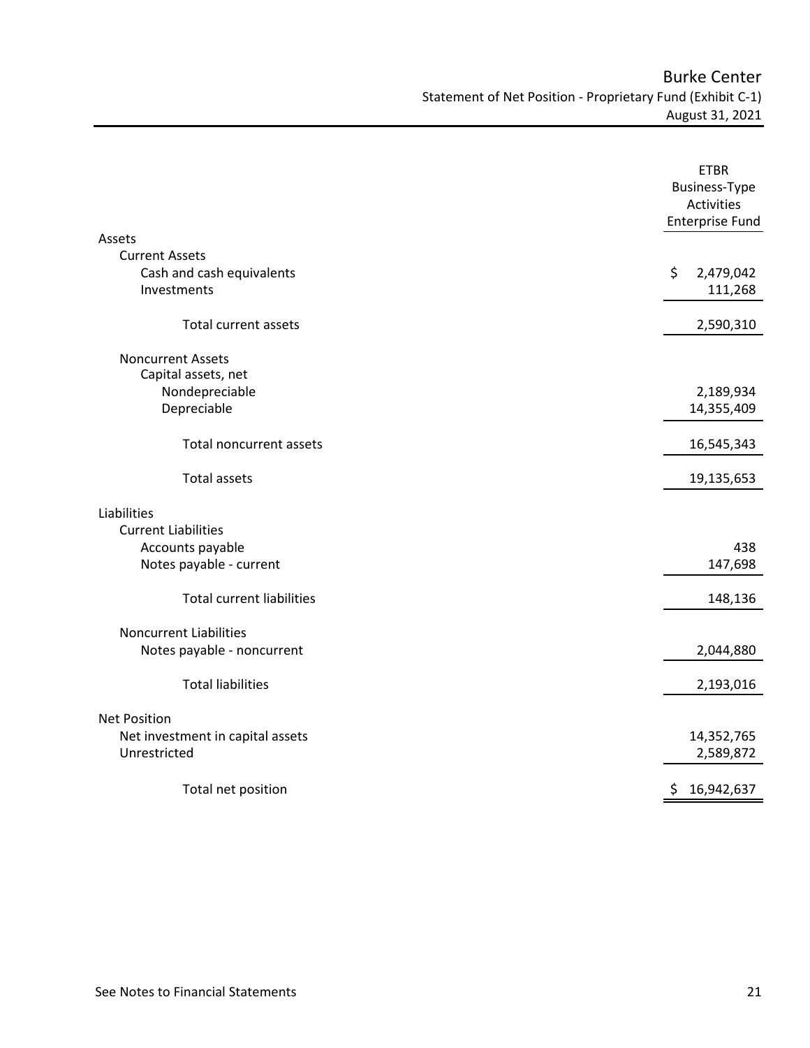# Burke Center

## Statement of Net Position - Proprietary Fund (Exhibit C-1)

### August 31, 2021

| | ETBR Business-Type Activities Enterprise Fund |
|---|---|
| **Assets** | |
| Current Assets | |
| Cash and cash equivalents | $ 2,479,042 |
| Investments | 111,268 |
| Total current assets | 2,590,310 |
| Noncurrent Assets | |
| Capital assets, net | |
| Nondepreciable | 2,189,934 |
| Depreciable | 14,355,409 |
| Total noncurrent assets | 16,545,343 |
| Total assets | 19,135,653 |
| **Liabilities** | |
| Current Liabilities | |
| Accounts payable | 438 |
| Notes payable - current | 147,698 |
| Total current liabilities | 148,136 |
| Noncurrent Liabilities | |
| Notes payable - noncurrent | 2,044,880 |
| Total liabilities | 2,193,016 |
| **Net Position** | |
| Net investment in capital assets | 14,352,765 |
| Unrestricted | 2,589,872 |
| Total net position | $ 16,942,637 |

See Notes to Financial Statements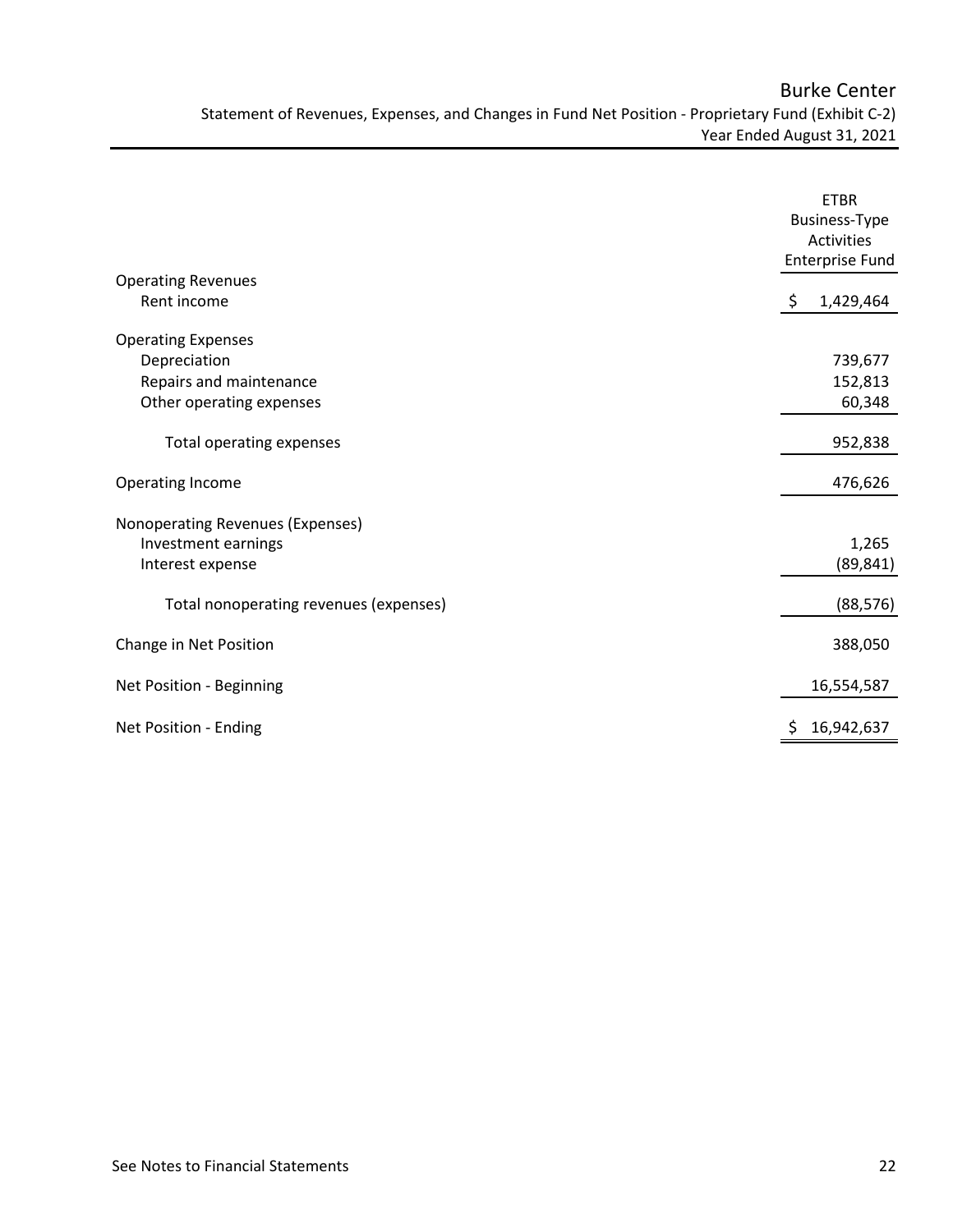# Burke Center

## Statement of Revenues, Expenses, and Changes in Fund Net Position - Proprietary Fund (Exhibit C-2)

### Year Ended August 31, 2021

| | ETBR Business-Type Activities Enterprise Fund |
|---|---|
| **Operating Revenues** | |
| Rent income | $ 1,429,464 |
| **Operating Expenses** | |
| Depreciation | 739,677 |
| Repairs and maintenance | 152,813 |
| Other operating expenses | 60,348 |
| Total operating expenses | 952,838 |
| **Operating Income** | 476,626 |
| **Nonoperating Revenues (Expenses)** | |
| Investment earnings | 1,265 |
| Interest expense | (89,841) |
| Total nonoperating revenues (expenses) | (88,576) |
| **Change in Net Position** | 388,050 |
| **Net Position - Beginning** | 16,554,587 |
| **Net Position - Ending** | $ 16,942,637 |

See Notes to Financial Statements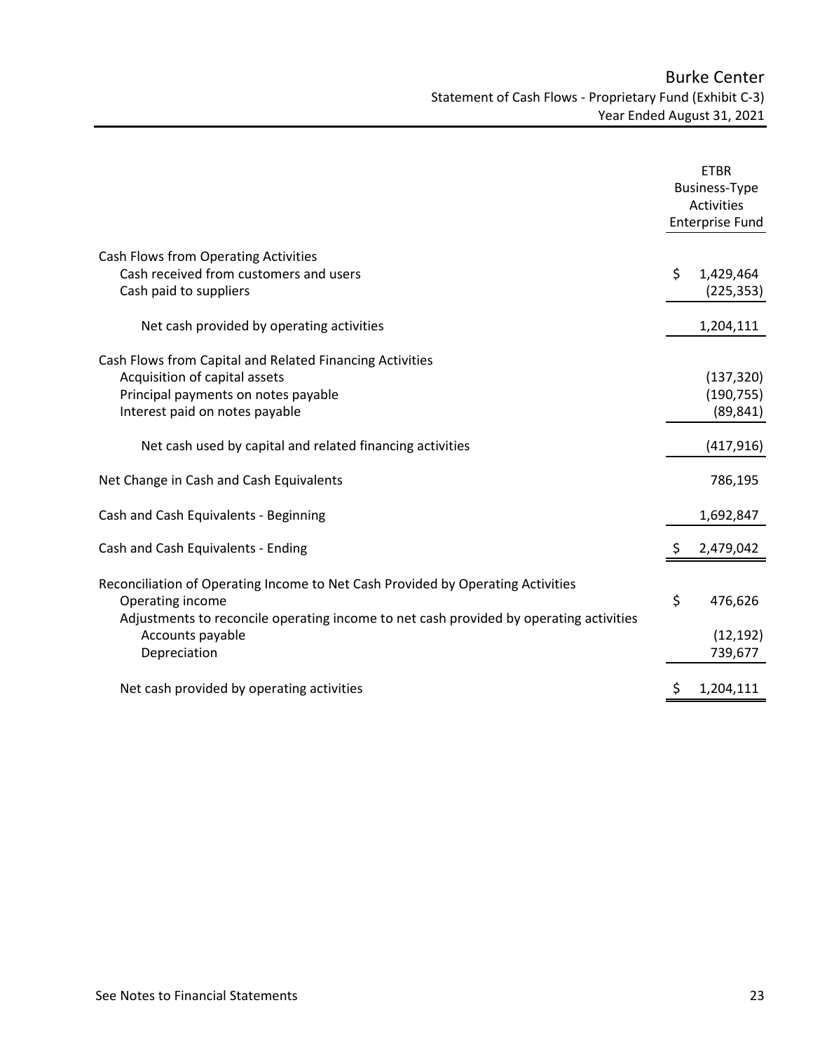# Burke Center

## Statement of Cash Flows - Proprietary Fund (Exhibit C-3)

### Year Ended August 31, 2021

| | ETBR Business-Type Activities Enterprise Fund |
|---|---|
| **Cash Flows from Operating Activities** | |
| Cash received from customers and users | $ 1,429,464 |
| Cash paid to suppliers | (225,353) |
| Net cash provided by operating activities | 1,204,111 |
| **Cash Flows from Capital and Related Financing Activities** | |
| Acquisition of capital assets | (137,320) |
| Principal payments on notes payable | (190,755) |
| Interest paid on notes payable | (89,841) |
| Net cash used by capital and related financing activities | (417,916) |
| Net Change in Cash and Cash Equivalents | 786,195 |
| Cash and Cash Equivalents - Beginning | 1,692,847 |
| Cash and Cash Equivalents - Ending | $ 2,479,042 |
| **Reconciliation of Operating Income to Net Cash Provided by Operating Activities** | |
| Operating income | $ 476,626 |
| Adjustments to reconcile operating income to net cash provided by operating activities | |
| Accounts payable | (12,192) |
| Depreciation | 739,677 |
| Net cash provided by operating activities | $ 1,204,111 |

See Notes to Financial Statements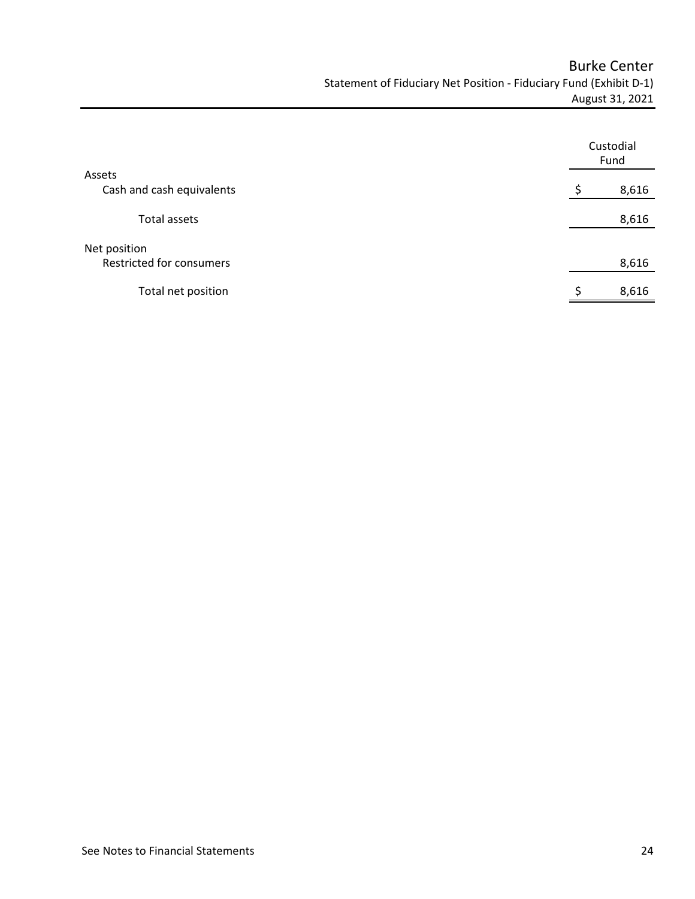# Burke Center

## Statement of Fiduciary Net Position - Fiduciary Fund (Exhibit D-1)

### August 31, 2021

| | Custodial Fund |
|---|---|
| **Assets** | |
| Cash and cash equivalents | $ 8,616 |
| Total assets | 8,616 |
| **Net position** | |
| Restricted for consumers | 8,616 |
| Total net position | $ 8,616 |

See Notes to Financial Statements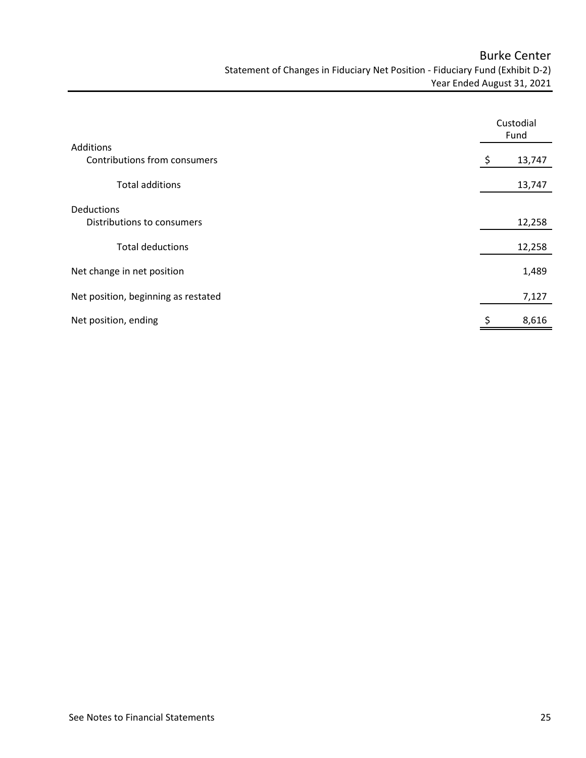# Burke Center

## Statement of Changes in Fiduciary Net Position - Fiduciary Fund (Exhibit D-2)

### Year Ended August 31, 2021

| | Custodial Fund |
|---|---|
| **Additions** | |
| Contributions from consumers | $ 13,747 |
| Total additions | 13,747 |
| **Deductions** | |
| Distributions to consumers | 12,258 |
| Total deductions | 12,258 |
| Net change in net position | 1,489 |
| Net position, beginning as restated | 7,127 |
| Net position, ending | $ 8,616 |

See Notes to Financial Statements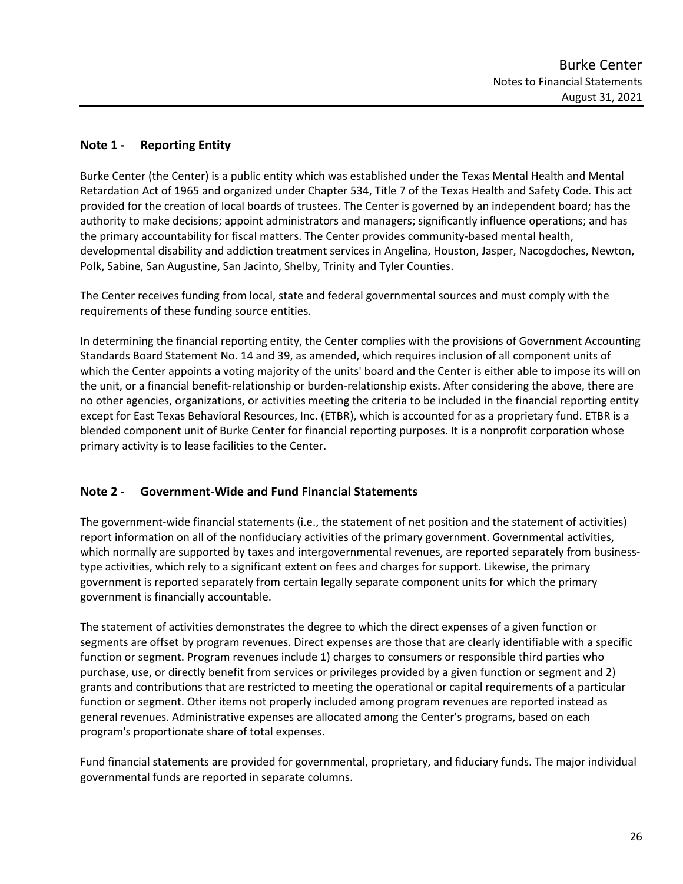## Note 1 - Reporting Entity

Burke Center (the Center) is a public entity which was established under the Texas Mental Health and Mental Retardation Act of 1965 and organized under Chapter 534, Title 7 of the Texas Health and Safety Code. This act provided for the creation of local boards of trustees. The Center is governed by an independent board; has the authority to make decisions; appoint administrators and managers; significantly influence operations; and has the primary accountability for fiscal matters. The Center provides community-based mental health, developmental disability and addiction treatment services in Angelina, Houston, Jasper, Nacogdoches, Newton, Polk, Sabine, San Augustine, San Jacinto, Shelby, Trinity and Tyler Counties.

The Center receives funding from local, state and federal governmental sources and must comply with the requirements of these funding source entities.

In determining the financial reporting entity, the Center complies with the provisions of Government Accounting Standards Board Statement No. 14 and 39, as amended, which requires inclusion of all component units of which the Center appoints a voting majority of the units' board and the Center is either able to impose its will on the unit, or a financial benefit-relationship or burden-relationship exists. After considering the above, there are no other agencies, organizations, or activities meeting the criteria to be included in the financial reporting entity except for East Texas Behavioral Resources, Inc. (ETBR), which is accounted for as a proprietary fund. ETBR is a blended component unit of Burke Center for financial reporting purposes. It is a nonprofit corporation whose primary activity is to lease facilities to the Center.

## Note 2 - Government-Wide and Fund Financial Statements

The government-wide financial statements (i.e., the statement of net position and the statement of activities) report information on all of the nonfiduciary activities of the primary government. Governmental activities, which normally are supported by taxes and intergovernmental revenues, are reported separately from business-type activities, which rely to a significant extent on fees and charges for support. Likewise, the primary government is reported separately from certain legally separate component units for which the primary government is financially accountable.

The statement of activities demonstrates the degree to which the direct expenses of a given function or segments are offset by program revenues. Direct expenses are those that are clearly identifiable with a specific function or segment. Program revenues include 1) charges to consumers or responsible third parties who purchase, use, or directly benefit from services or privileges provided by a given function or segment and 2) grants and contributions that are restricted to meeting the operational or capital requirements of a particular function or segment. Other items not properly included among program revenues are reported instead as general revenues. Administrative expenses are allocated among the Center's programs, based on each program's proportionate share of total expenses.

Fund financial statements are provided for governmental, proprietary, and fiduciary funds. The major individual governmental funds are reported in separate columns.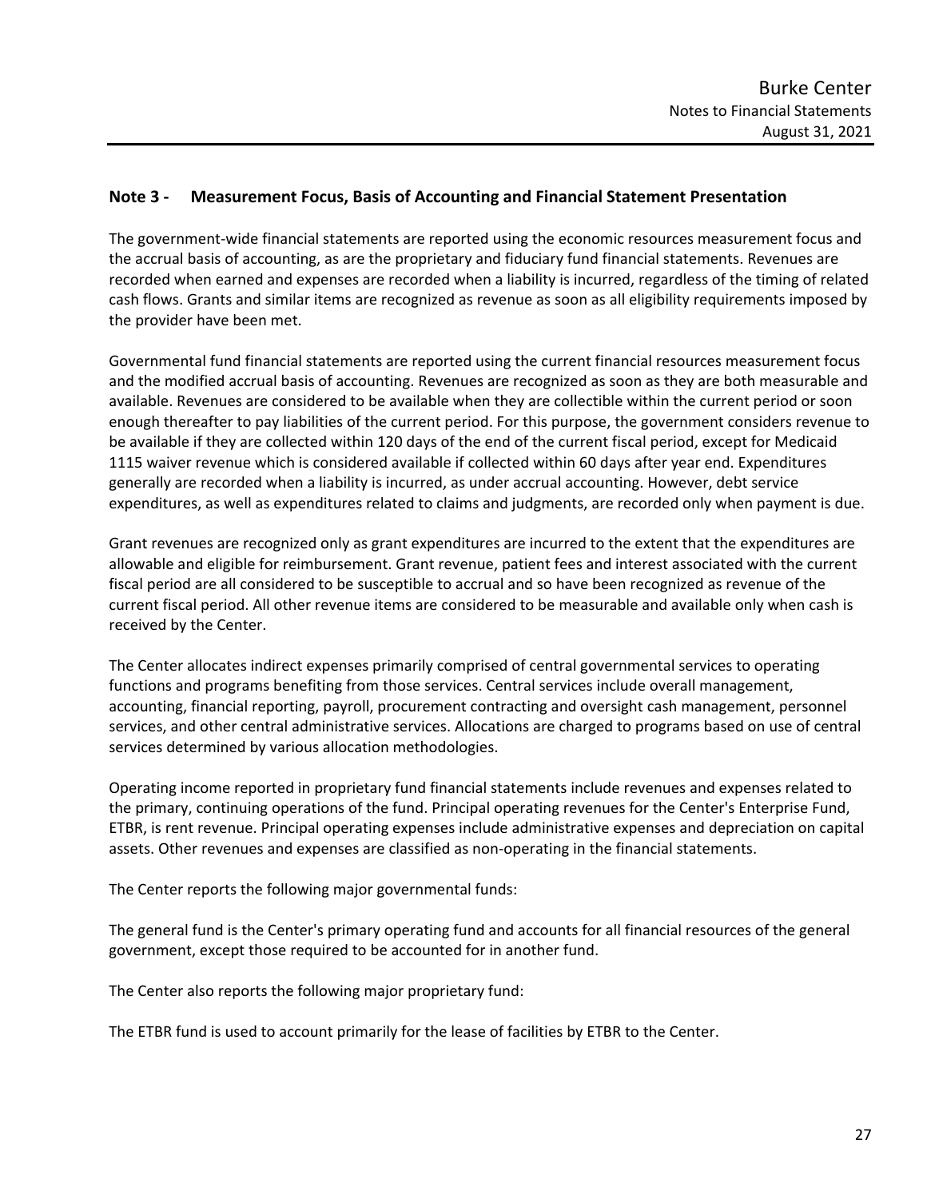## Note 3 - Measurement Focus, Basis of Accounting and Financial Statement Presentation

The government-wide financial statements are reported using the economic resources measurement focus and the accrual basis of accounting, as are the proprietary and fiduciary fund financial statements. Revenues are recorded when earned and expenses are recorded when a liability is incurred, regardless of the timing of related cash flows. Grants and similar items are recognized as revenue as soon as all eligibility requirements imposed by the provider have been met.

Governmental fund financial statements are reported using the current financial resources measurement focus and the modified accrual basis of accounting. Revenues are recognized as soon as they are both measurable and available. Revenues are considered to be available when they are collectible within the current period or soon enough thereafter to pay liabilities of the current period. For this purpose, the government considers revenue to be available if they are collected within 120 days of the end of the current fiscal period, except for Medicaid 1115 waiver revenue which is considered available if collected within 60 days after year end. Expenditures generally are recorded when a liability is incurred, as under accrual accounting. However, debt service expenditures, as well as expenditures related to claims and judgments, are recorded only when payment is due.

Grant revenues are recognized only as grant expenditures are incurred to the extent that the expenditures are allowable and eligible for reimbursement. Grant revenue, patient fees and interest associated with the current fiscal period are all considered to be susceptible to accrual and so have been recognized as revenue of the current fiscal period. All other revenue items are considered to be measurable and available only when cash is received by the Center.

The Center allocates indirect expenses primarily comprised of central governmental services to operating functions and programs benefiting from those services. Central services include overall management, accounting, financial reporting, payroll, procurement contracting and oversight cash management, personnel services, and other central administrative services. Allocations are charged to programs based on use of central services determined by various allocation methodologies.

Operating income reported in proprietary fund financial statements include revenues and expenses related to the primary, continuing operations of the fund. Principal operating revenues for the Center's Enterprise Fund, ETBR, is rent revenue. Principal operating expenses include administrative expenses and depreciation on capital assets. Other revenues and expenses are classified as non-operating in the financial statements.

The Center reports the following major governmental funds:

The general fund is the Center's primary operating fund and accounts for all financial resources of the general government, except those required to be accounted for in another fund.

The Center also reports the following major proprietary fund:

The ETBR fund is used to account primarily for the lease of facilities by ETBR to the Center.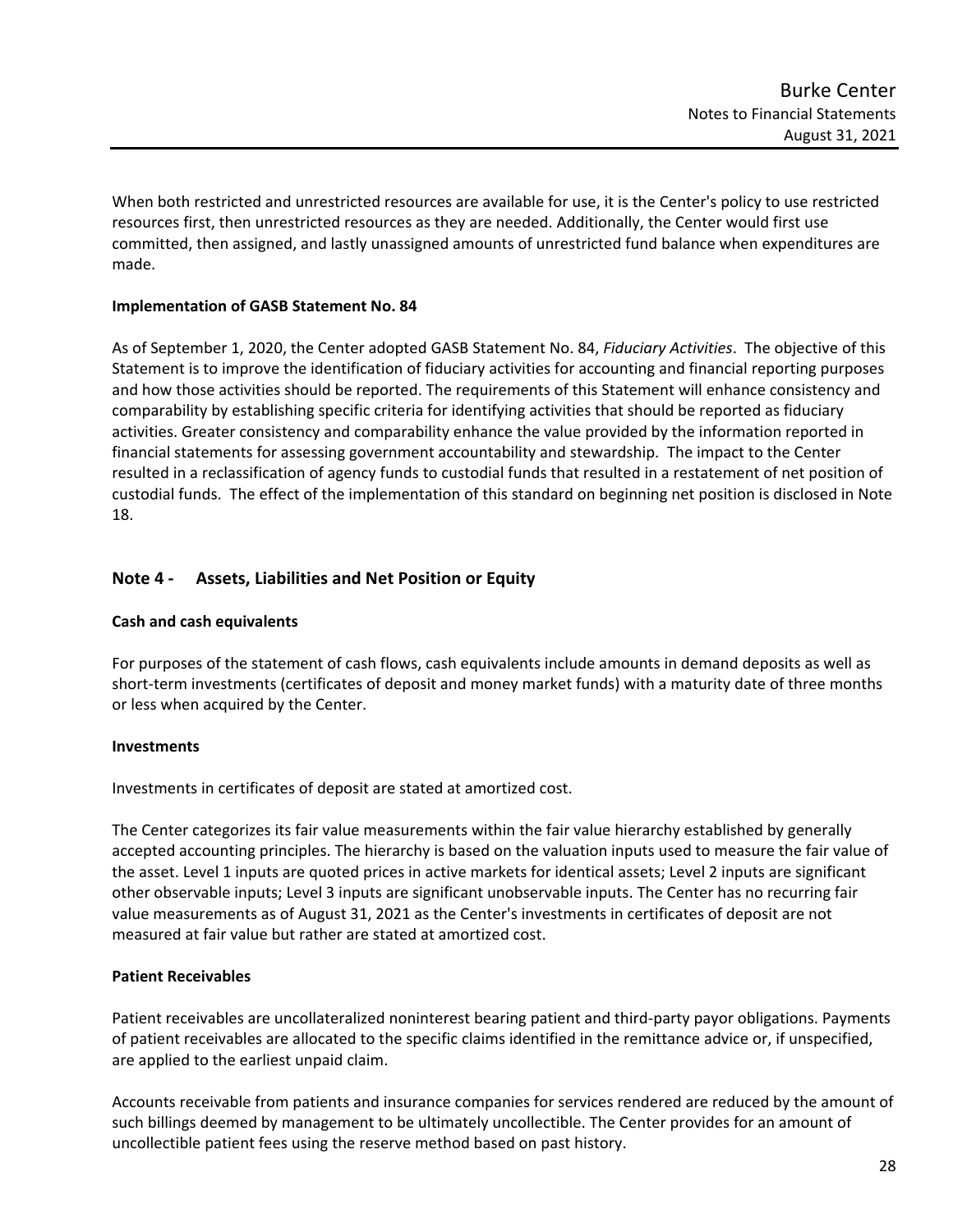When both restricted and unrestricted resources are available for use, it is the Center's policy to use restricted resources first, then unrestricted resources as they are needed. Additionally, the Center would first use committed, then assigned, and lastly unassigned amounts of unrestricted fund balance when expenditures are made.

**Implementation of GASB Statement No. 84**

As of September 1, 2020, the Center adopted GASB Statement No. 84, *Fiduciary Activities*. The objective of this Statement is to improve the identification of fiduciary activities for accounting and financial reporting purposes and how those activities should be reported. The requirements of this Statement will enhance consistency and comparability by establishing specific criteria for identifying activities that should be reported as fiduciary activities. Greater consistency and comparability enhance the value provided by the information reported in financial statements for assessing government accountability and stewardship. The impact to the Center resulted in a reclassification of agency funds to custodial funds that resulted in a restatement of net position of custodial funds. The effect of the implementation of this standard on beginning net position is disclosed in Note 18.

## Note 4 - Assets, Liabilities and Net Position or Equity

**Cash and cash equivalents**

For purposes of the statement of cash flows, cash equivalents include amounts in demand deposits as well as short-term investments (certificates of deposit and money market funds) with a maturity date of three months or less when acquired by the Center.

**Investments**

Investments in certificates of deposit are stated at amortized cost.

The Center categorizes its fair value measurements within the fair value hierarchy established by generally accepted accounting principles. The hierarchy is based on the valuation inputs used to measure the fair value of the asset. Level 1 inputs are quoted prices in active markets for identical assets; Level 2 inputs are significant other observable inputs; Level 3 inputs are significant unobservable inputs. The Center has no recurring fair value measurements as of August 31, 2021 as the Center's investments in certificates of deposit are not measured at fair value but rather are stated at amortized cost.

**Patient Receivables**

Patient receivables are uncollateralized noninterest bearing patient and third-party payor obligations. Payments of patient receivables are allocated to the specific claims identified in the remittance advice or, if unspecified, are applied to the earliest unpaid claim.

Accounts receivable from patients and insurance companies for services rendered are reduced by the amount of such billings deemed by management to be ultimately uncollectible. The Center provides for an amount of uncollectible patient fees using the reserve method based on past history.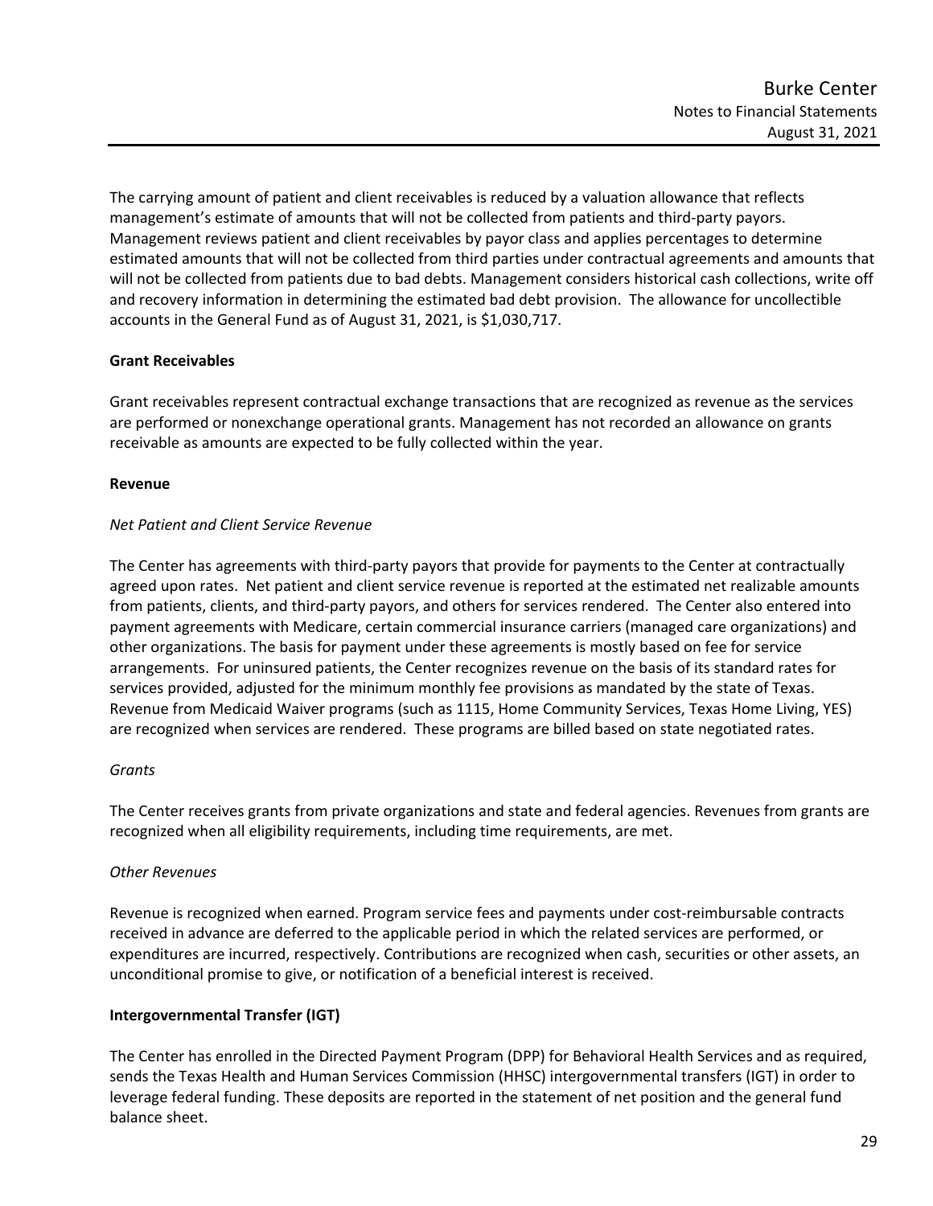The carrying amount of patient and client receivables is reduced by a valuation allowance that reflects management's estimate of amounts that will not be collected from patients and third-party payors. Management reviews patient and client receivables by payor class and applies percentages to determine estimated amounts that will not be collected from third parties under contractual agreements and amounts that will not be collected from patients due to bad debts. Management considers historical cash collections, write off and recovery information in determining the estimated bad debt provision. The allowance for uncollectible accounts in the General Fund as of August 31, 2021, is $1,030,717.

**Grant Receivables**

Grant receivables represent contractual exchange transactions that are recognized as revenue as the services are performed or nonexchange operational grants. Management has not recorded an allowance on grants receivable as amounts are expected to be fully collected within the year.

**Revenue**

*Net Patient and Client Service Revenue*

The Center has agreements with third-party payors that provide for payments to the Center at contractually agreed upon rates. Net patient and client service revenue is reported at the estimated net realizable amounts from patients, clients, and third-party payors, and others for services rendered. The Center also entered into payment agreements with Medicare, certain commercial insurance carriers (managed care organizations) and other organizations. The basis for payment under these agreements is mostly based on fee for service arrangements. For uninsured patients, the Center recognizes revenue on the basis of its standard rates for services provided, adjusted for the minimum monthly fee provisions as mandated by the state of Texas. Revenue from Medicaid Waiver programs (such as 1115, Home Community Services, Texas Home Living, YES) are recognized when services are rendered. These programs are billed based on state negotiated rates.

*Grants*

The Center receives grants from private organizations and state and federal agencies. Revenues from grants are recognized when all eligibility requirements, including time requirements, are met.

*Other Revenues*

Revenue is recognized when earned. Program service fees and payments under cost-reimbursable contracts received in advance are deferred to the applicable period in which the related services are performed, or expenditures are incurred, respectively. Contributions are recognized when cash, securities or other assets, an unconditional promise to give, or notification of a beneficial interest is received.

**Intergovernmental Transfer (IGT)**

The Center has enrolled in the Directed Payment Program (DPP) for Behavioral Health Services and as required, sends the Texas Health and Human Services Commission (HHSC) intergovernmental transfers (IGT) in order to leverage federal funding. These deposits are reported in the statement of net position and the general fund balance sheet.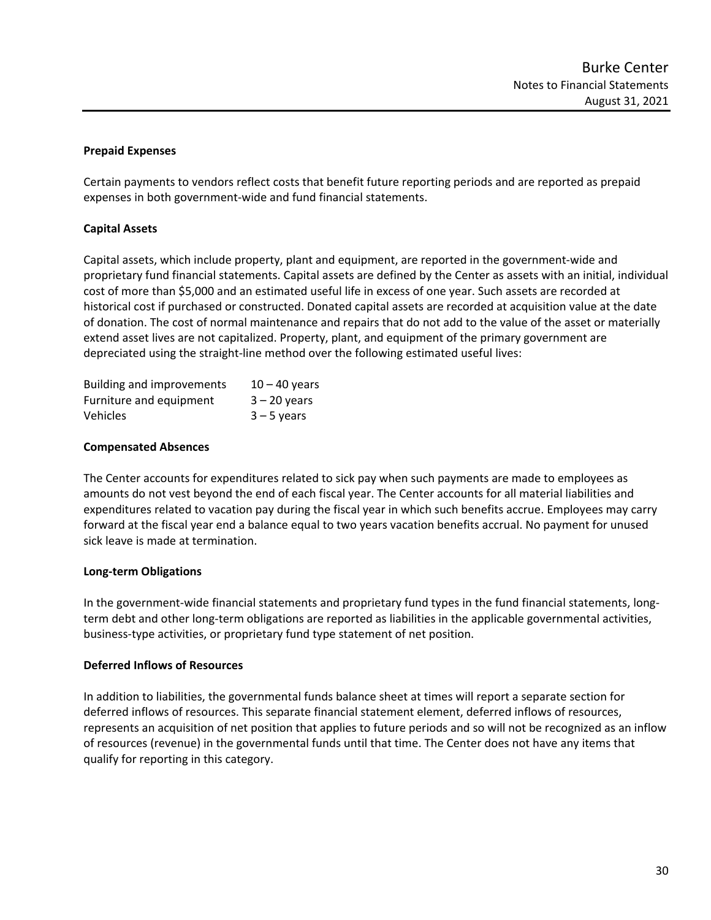**Prepaid Expenses**

Certain payments to vendors reflect costs that benefit future reporting periods and are reported as prepaid expenses in both government-wide and fund financial statements.

**Capital Assets**

Capital assets, which include property, plant and equipment, are reported in the government-wide and proprietary fund financial statements. Capital assets are defined by the Center as assets with an initial, individual cost of more than $5,000 and an estimated useful life in excess of one year. Such assets are recorded at historical cost if purchased or constructed. Donated capital assets are recorded at acquisition value at the date of donation. The cost of normal maintenance and repairs that do not add to the value of the asset or materially extend asset lives are not capitalized. Property, plant, and equipment of the primary government are depreciated using the straight-line method over the following estimated useful lives:

| | |
|---|---|
| Building and improvements | 10 – 40 years |
| Furniture and equipment | 3 – 20 years |
| Vehicles | 3 – 5 years |

**Compensated Absences**

The Center accounts for expenditures related to sick pay when such payments are made to employees as amounts do not vest beyond the end of each fiscal year. The Center accounts for all material liabilities and expenditures related to vacation pay during the fiscal year in which such benefits accrue. Employees may carry forward at the fiscal year end a balance equal to two years vacation benefits accrual. No payment for unused sick leave is made at termination.

**Long-term Obligations**

In the government-wide financial statements and proprietary fund types in the fund financial statements, long-term debt and other long-term obligations are reported as liabilities in the applicable governmental activities, business-type activities, or proprietary fund type statement of net position.

**Deferred Inflows of Resources**

In addition to liabilities, the governmental funds balance sheet at times will report a separate section for deferred inflows of resources. This separate financial statement element, deferred inflows of resources, represents an acquisition of net position that applies to future periods and so will not be recognized as an inflow of resources (revenue) in the governmental funds until that time. The Center does not have any items that qualify for reporting in this category.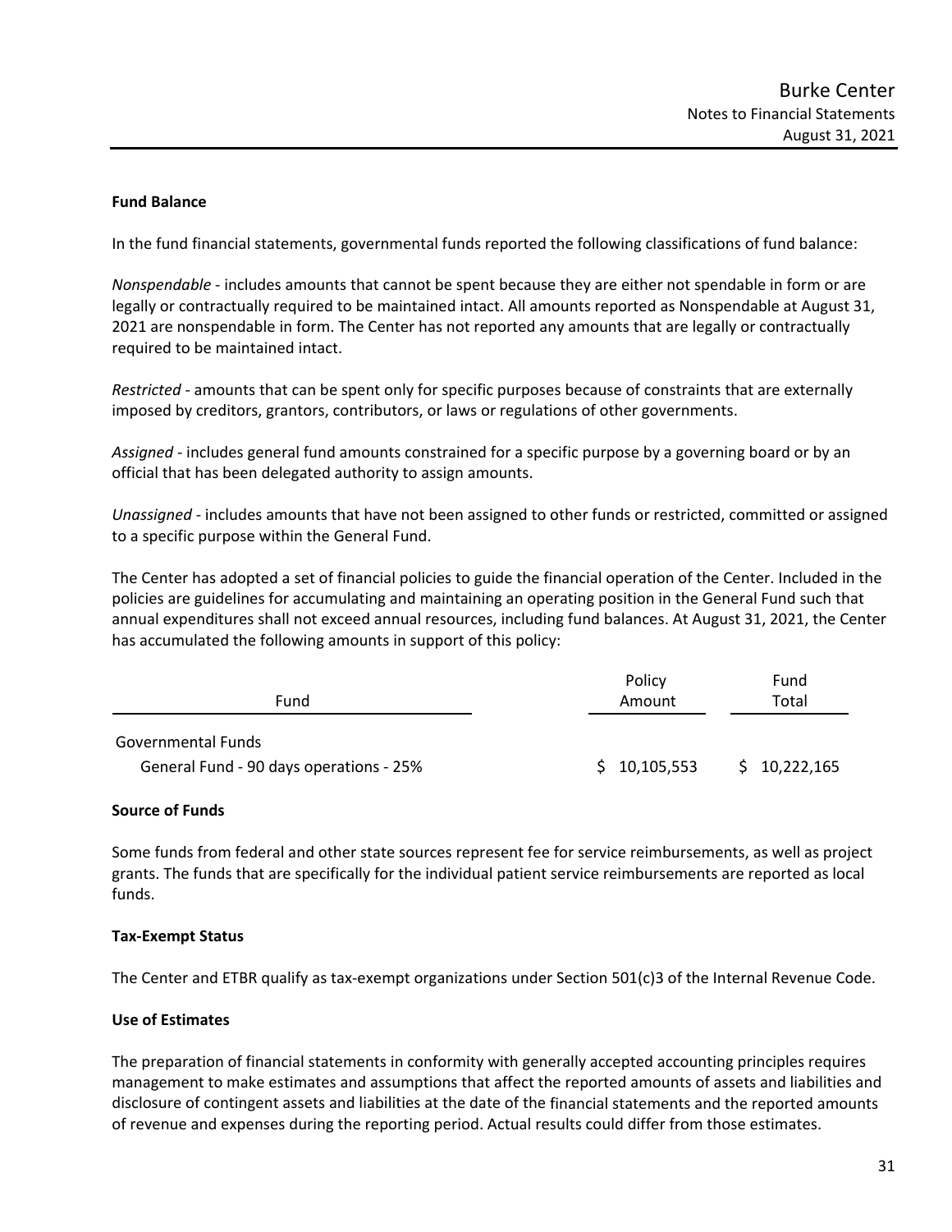### Fund Balance

In the fund financial statements, governmental funds reported the following classifications of fund balance:

*Nonspendable* - includes amounts that cannot be spent because they are either not spendable in form or are legally or contractually required to be maintained intact. All amounts reported as Nonspendable at August 31, 2021 are nonspendable in form. The Center has not reported any amounts that are legally or contractually required to be maintained intact.

*Restricted* - amounts that can be spent only for specific purposes because of constraints that are externally imposed by creditors, grantors, contributors, or laws or regulations of other governments.

*Assigned* - includes general fund amounts constrained for a specific purpose by a governing board or by an official that has been delegated authority to assign amounts.

*Unassigned* - includes amounts that have not been assigned to other funds or restricted, committed or assigned to a specific purpose within the General Fund.

The Center has adopted a set of financial policies to guide the financial operation of the Center. Included in the policies are guidelines for accumulating and maintaining an operating position in the General Fund such that annual expenditures shall not exceed annual resources, including fund balances. At August 31, 2021, the Center has accumulated the following amounts in support of this policy:

| Fund | Policy Amount | Fund Total |
|---|---|---|
| Governmental Funds | | |
| General Fund - 90 days operations - 25% | $ 10,105,553 | $ 10,222,165 |

### Source of Funds

Some funds from federal and other state sources represent fee for service reimbursements, as well as project grants. The funds that are specifically for the individual patient service reimbursements are reported as local funds.

### Tax-Exempt Status

The Center and ETBR qualify as tax-exempt organizations under Section 501(c)3 of the Internal Revenue Code.

### Use of Estimates

The preparation of financial statements in conformity with generally accepted accounting principles requires management to make estimates and assumptions that affect the reported amounts of assets and liabilities and disclosure of contingent assets and liabilities at the date of the financial statements and the reported amounts of revenue and expenses during the reporting period. Actual results could differ from those estimates.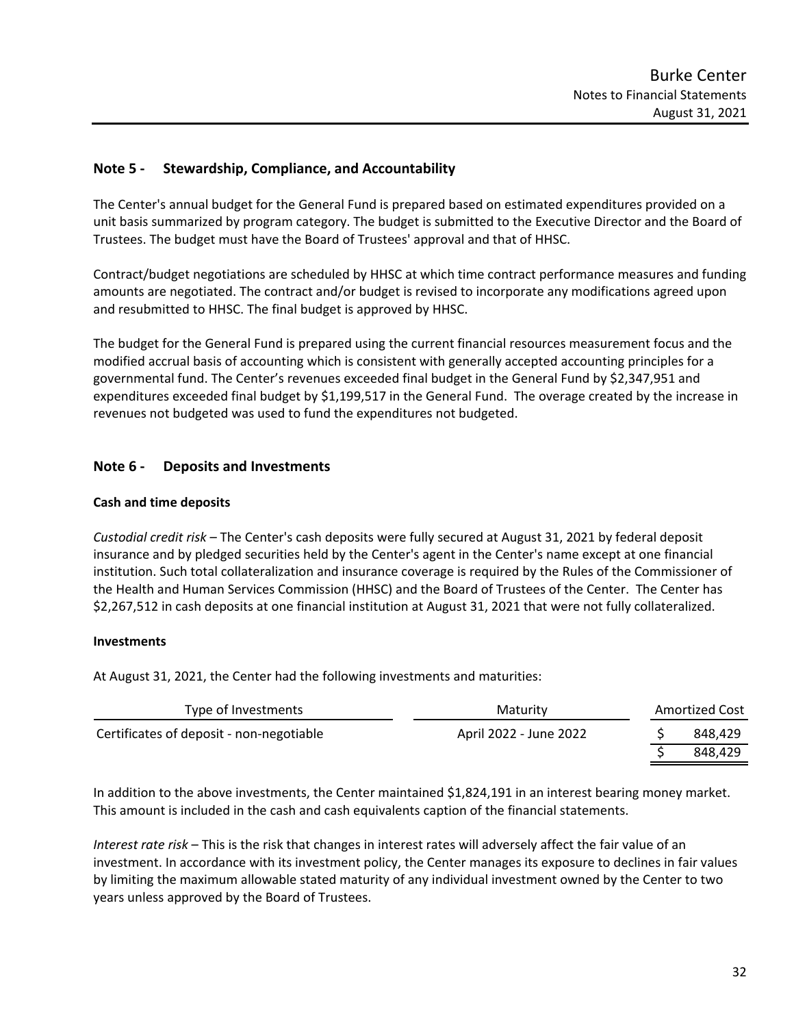## Note 5 - Stewardship, Compliance, and Accountability

The Center's annual budget for the General Fund is prepared based on estimated expenditures provided on a unit basis summarized by program category. The budget is submitted to the Executive Director and the Board of Trustees. The budget must have the Board of Trustees' approval and that of HHSC.

Contract/budget negotiations are scheduled by HHSC at which time contract performance measures and funding amounts are negotiated. The contract and/or budget is revised to incorporate any modifications agreed upon and resubmitted to HHSC. The final budget is approved by HHSC.

The budget for the General Fund is prepared using the current financial resources measurement focus and the modified accrual basis of accounting which is consistent with generally accepted accounting principles for a governmental fund. The Center's revenues exceeded final budget in the General Fund by $2,347,951 and expenditures exceeded final budget by $1,199,517 in the General Fund. The overage created by the increase in revenues not budgeted was used to fund the expenditures not budgeted.

## Note 6 - Deposits and Investments

**Cash and time deposits**

*Custodial credit risk* – The Center's cash deposits were fully secured at August 31, 2021 by federal deposit insurance and by pledged securities held by the Center's agent in the Center's name except at one financial institution. Such total collateralization and insurance coverage is required by the Rules of the Commissioner of the Health and Human Services Commission (HHSC) and the Board of Trustees of the Center. The Center has $2,267,512 in cash deposits at one financial institution at August 31, 2021 that were not fully collateralized.

**Investments**

At August 31, 2021, the Center had the following investments and maturities:

| Type of Investments | Maturity | Amortized Cost |
|---|---|---|
| Certificates of deposit - non-negotiable | April 2022 - June 2022 | $ 848,429 |
| | | $ 848,429 |

In addition to the above investments, the Center maintained $1,824,191 in an interest bearing money market. This amount is included in the cash and cash equivalents caption of the financial statements.

*Interest rate risk* – This is the risk that changes in interest rates will adversely affect the fair value of an investment. In accordance with its investment policy, the Center manages its exposure to declines in fair values by limiting the maximum allowable stated maturity of any individual investment owned by the Center to two years unless approved by the Board of Trustees.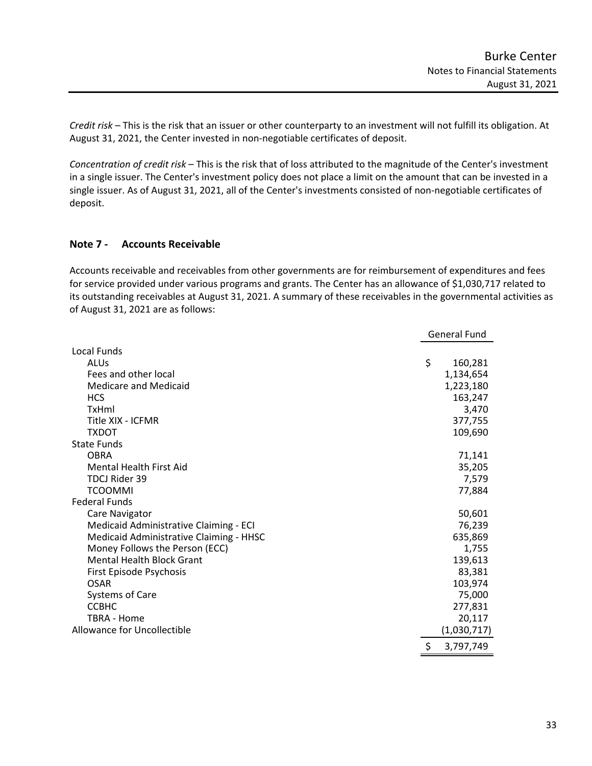*Credit risk* – This is the risk that an issuer or other counterparty to an investment will not fulfill its obligation. At August 31, 2021, the Center invested in non-negotiable certificates of deposit.

*Concentration of credit risk* – This is the risk that of loss attributed to the magnitude of the Center's investment in a single issuer. The Center's investment policy does not place a limit on the amount that can be invested in a single issuer. As of August 31, 2021, all of the Center's investments consisted of non-negotiable certificates of deposit.

## Note 7 - Accounts Receivable

Accounts receivable and receivables from other governments are for reimbursement of expenditures and fees for service provided under various programs and grants. The Center has an allowance of $1,030,717 related to its outstanding receivables at August 31, 2021. A summary of these receivables in the governmental activities as of August 31, 2021 are as follows:

| | General Fund |
|---|---|
| Local Funds | |
| ALUs | $ 160,281 |
| Fees and other local | 1,134,654 |
| Medicare and Medicaid | 1,223,180 |
| HCS | 163,247 |
| TxHml | 3,470 |
| Title XIX - ICFMR | 377,755 |
| TXDOT | 109,690 |
| State Funds | |
| OBRA | 71,141 |
| Mental Health First Aid | 35,205 |
| TDCJ Rider 39 | 7,579 |
| TCOOMMI | 77,884 |
| Federal Funds | |
| Care Navigator | 50,601 |
| Medicaid Administrative Claiming - ECI | 76,239 |
| Medicaid Administrative Claiming - HHSC | 635,869 |
| Money Follows the Person (ECC) | 1,755 |
| Mental Health Block Grant | 139,613 |
| First Episode Psychosis | 83,381 |
| OSAR | 103,974 |
| Systems of Care | 75,000 |
| CCBHC | 277,831 |
| TBRA - Home | 20,117 |
| Allowance for Uncollectible | (1,030,717) |
| | $ 3,797,749 |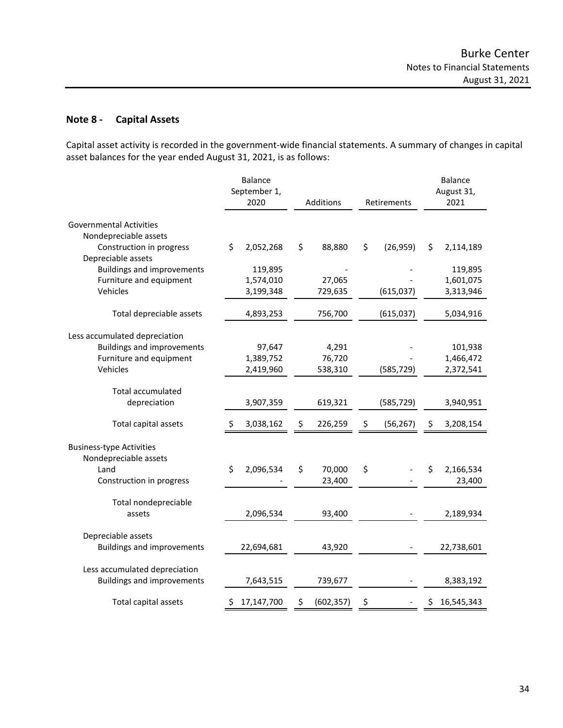## Note 8 - Capital Assets

Capital asset activity is recorded in the government-wide financial statements. A summary of changes in capital asset balances for the year ended August 31, 2021, is as follows:

| | Balance September 1, 2020 | Additions | Retirements | Balance August 31, 2021 |
|---|---|---|---|---|
| **Governmental Activities** | | | | |
| Nondepreciable assets | | | | |
| Construction in progress | $ 2,052,268 | $ 88,880 | $ (26,959) | $ 2,114,189 |
| Depreciable assets | | | | |
| Buildings and improvements | 119,895 | - | - | 119,895 |
| Furniture and equipment | 1,574,010 | 27,065 | - | 1,601,075 |
| Vehicles | 3,199,348 | 729,635 | (615,037) | 3,313,946 |
| Total depreciable assets | 4,893,253 | 756,700 | (615,037) | 5,034,916 |
| Less accumulated depreciation | | | | |
| Buildings and improvements | 97,647 | 4,291 | - | 101,938 |
| Furniture and equipment | 1,389,752 | 76,720 | - | 1,466,472 |
| Vehicles | 2,419,960 | 538,310 | (585,729) | 2,372,541 |
| Total accumulated depreciation | 3,907,359 | 619,321 | (585,729) | 3,940,951 |
| Total capital assets | $ 3,038,162 | $ 226,259 | $ (56,267) | $ 3,208,154 |
| **Business-type Activities** | | | | |
| Nondepreciable assets | | | | |
| Land | $ 2,096,534 | $ 70,000 | $ - | $ 2,166,534 |
| Construction in progress | - | 23,400 | - | 23,400 |
| Total nondepreciable assets | 2,096,534 | 93,400 | - | 2,189,934 |
| Depreciable assets | | | | |
| Buildings and improvements | 22,694,681 | 43,920 | - | 22,738,601 |
| Less accumulated depreciation | | | | |
| Buildings and improvements | 7,643,515 | 739,677 | - | 8,383,192 |
| Total capital assets | $ 17,147,700 | $ (602,357) | $ - | $ 16,545,343 |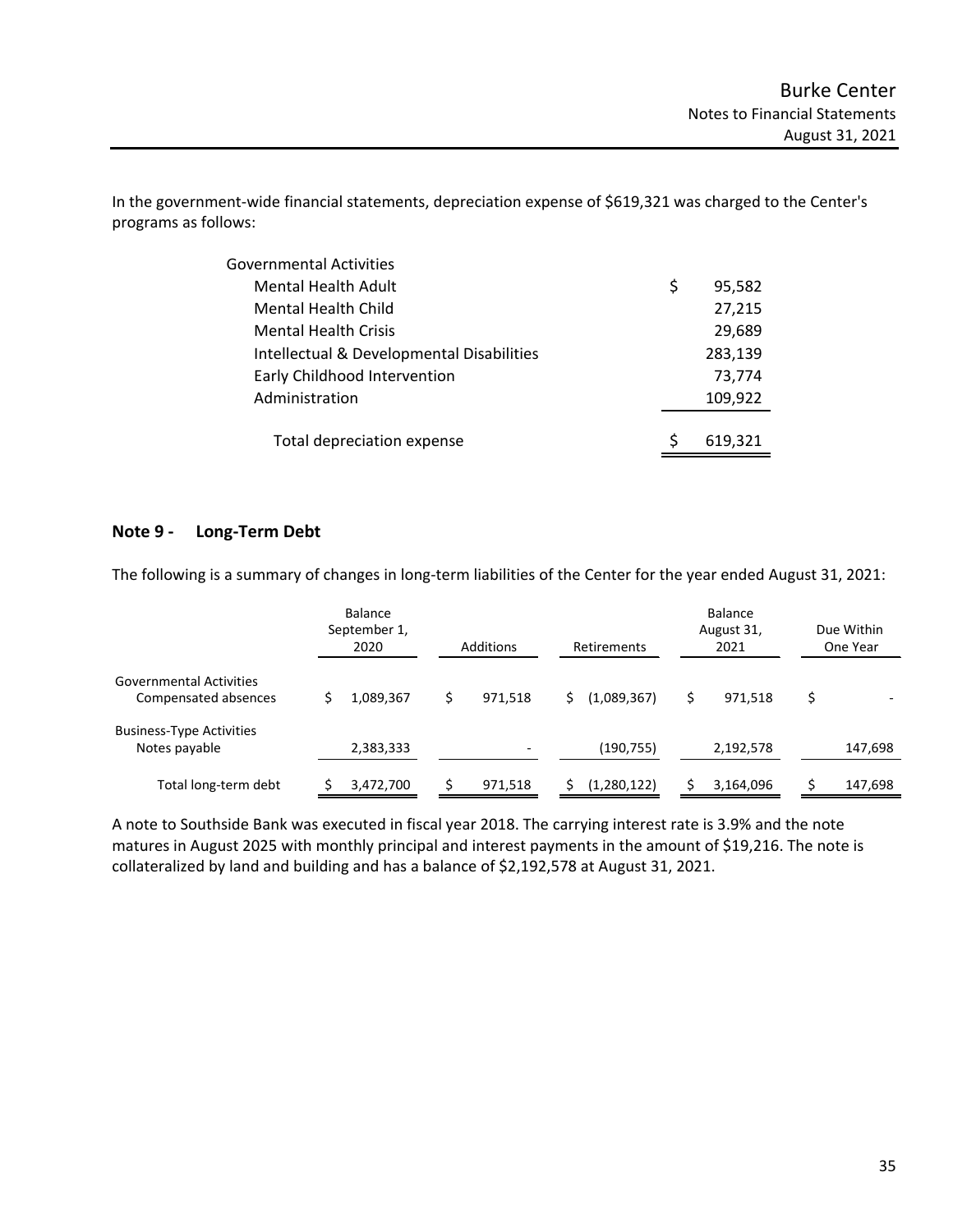In the government-wide financial statements, depreciation expense of $619,321 was charged to the Center's programs as follows:

| | |
|---|---|
| Governmental Activities | |
| Mental Health Adult | $ 95,582 |
| Mental Health Child | 27,215 |
| Mental Health Crisis | 29,689 |
| Intellectual & Developmental Disabilities | 283,139 |
| Early Childhood Intervention | 73,774 |
| Administration | 109,922 |
| Total depreciation expense | $ 619,321 |

## Note 9 - Long-Term Debt

The following is a summary of changes in long-term liabilities of the Center for the year ended August 31, 2021:

| | Balance September 1, 2020 | Additions | Retirements | Balance August 31, 2021 | Due Within One Year |
|---|---|---|---|---|---|
| Governmental Activities Compensated absences | $ 1,089,367 | $ 971,518 | $ (1,089,367) | $ 971,518 | $ - |
| Business-Type Activities Notes payable | 2,383,333 | - | (190,755) | 2,192,578 | 147,698 |
| Total long-term debt | $ 3,472,700 | $ 971,518 | $ (1,280,122) | $ 3,164,096 | $ 147,698 |

A note to Southside Bank was executed in fiscal year 2018. The carrying interest rate is 3.9% and the note matures in August 2025 with monthly principal and interest payments in the amount of $19,216. The note is collateralized by land and building and has a balance of $2,192,578 at August 31, 2021.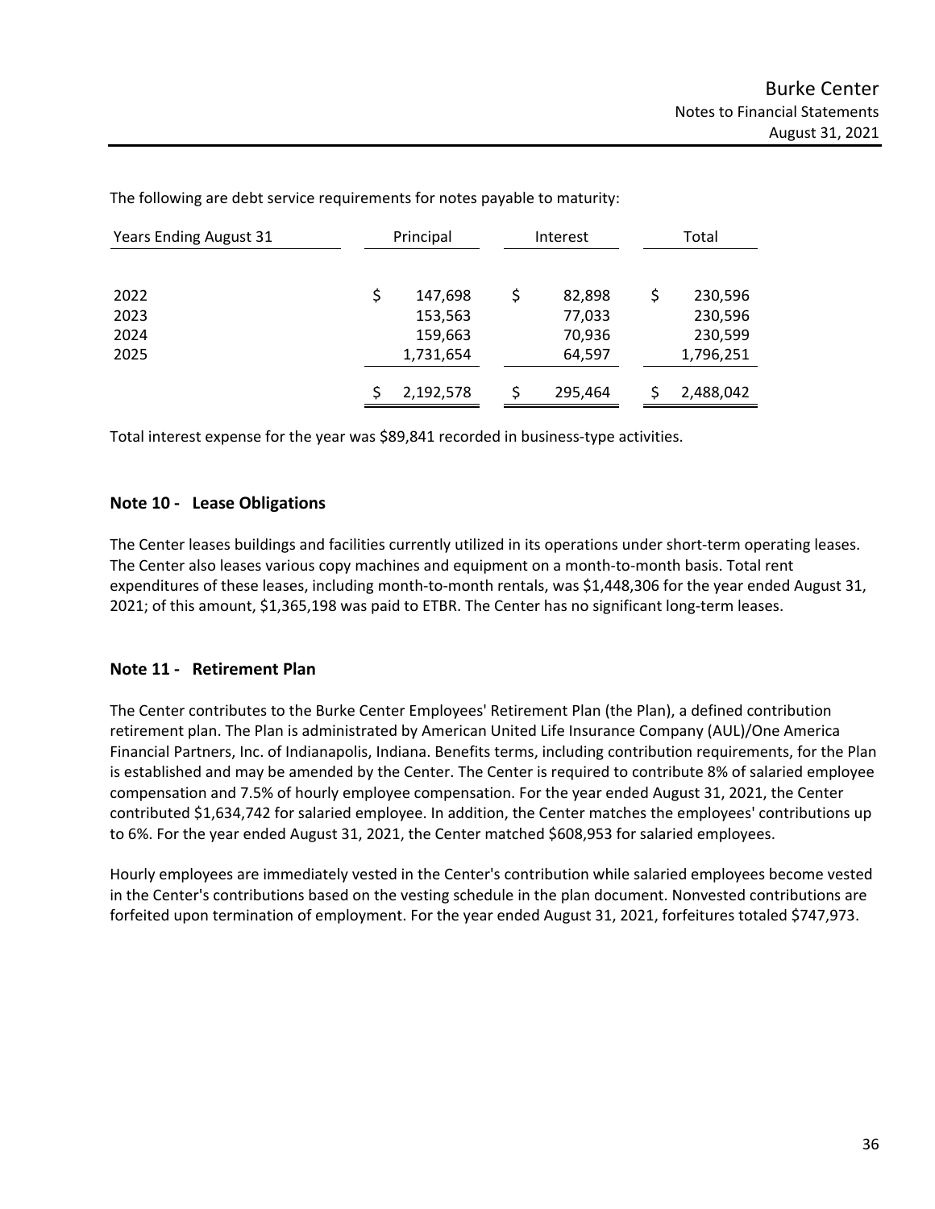The following are debt service requirements for notes payable to maturity:

| Years Ending August 31 | Principal | Interest | Total |
|---|---|---|---|
| 2022 | $ 147,698 | $ 82,898 | $ 230,596 |
| 2023 | 153,563 | 77,033 | 230,596 |
| 2024 | 159,663 | 70,936 | 230,599 |
| 2025 | 1,731,654 | 64,597 | 1,796,251 |
| | $ 2,192,578 | $ 295,464 | $ 2,488,042 |

Total interest expense for the year was $89,841 recorded in business-type activities.

## Note 10 - Lease Obligations

The Center leases buildings and facilities currently utilized in its operations under short-term operating leases. The Center also leases various copy machines and equipment on a month-to-month basis. Total rent expenditures of these leases, including month-to-month rentals, was $1,448,306 for the year ended August 31, 2021; of this amount, $1,365,198 was paid to ETBR. The Center has no significant long-term leases.

## Note 11 - Retirement Plan

The Center contributes to the Burke Center Employees' Retirement Plan (the Plan), a defined contribution retirement plan. The Plan is administrated by American United Life Insurance Company (AUL)/One America Financial Partners, Inc. of Indianapolis, Indiana. Benefits terms, including contribution requirements, for the Plan is established and may be amended by the Center. The Center is required to contribute 8% of salaried employee compensation and 7.5% of hourly employee compensation. For the year ended August 31, 2021, the Center contributed $1,634,742 for salaried employee. In addition, the Center matches the employees' contributions up to 6%. For the year ended August 31, 2021, the Center matched $608,953 for salaried employees.

Hourly employees are immediately vested in the Center's contribution while salaried employees become vested in the Center's contributions based on the vesting schedule in the plan document. Nonvested contributions are forfeited upon termination of employment. For the year ended August 31, 2021, forfeitures totaled $747,973.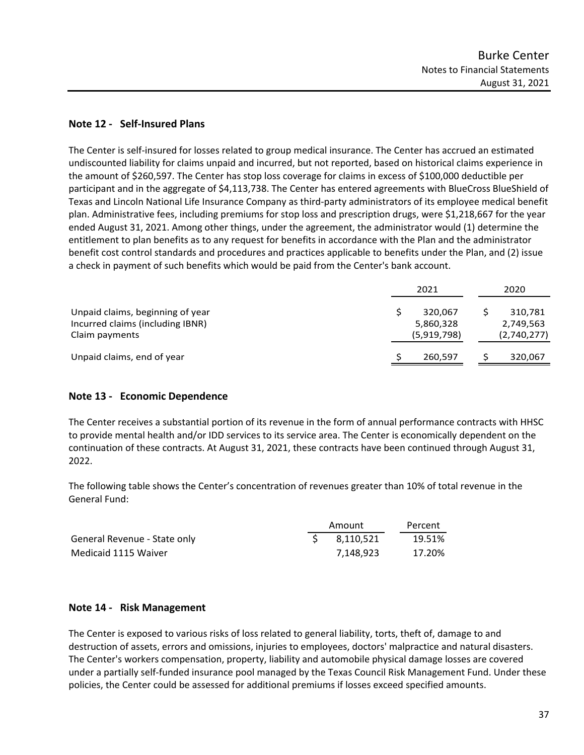## Note 12 - Self-Insured Plans

The Center is self-insured for losses related to group medical insurance. The Center has accrued an estimated undiscounted liability for claims unpaid and incurred, but not reported, based on historical claims experience in the amount of $260,597. The Center has stop loss coverage for claims in excess of $100,000 deductible per participant and in the aggregate of $4,113,738. The Center has entered agreements with BlueCross BlueShield of Texas and Lincoln National Life Insurance Company as third-party administrators of its employee medical benefit plan. Administrative fees, including premiums for stop loss and prescription drugs, were $1,218,667 for the year ended August 31, 2021. Among other things, under the agreement, the administrator would (1) determine the entitlement to plan benefits as to any request for benefits in accordance with the Plan and the administrator benefit cost control standards and procedures and practices applicable to benefits under the Plan, and (2) issue a check in payment of such benefits which would be paid from the Center's bank account.

| | 2021 | 2020 |
|---|---|---|
| Unpaid claims, beginning of year | $ 320,067 | $ 310,781 |
| Incurred claims (including IBNR) | 5,860,328 | 2,749,563 |
| Claim payments | (5,919,798) | (2,740,277) |
| Unpaid claims, end of year | $ 260,597 | $ 320,067 |

## Note 13 - Economic Dependence

The Center receives a substantial portion of its revenue in the form of annual performance contracts with HHSC to provide mental health and/or IDD services to its service area. The Center is economically dependent on the continuation of these contracts. At August 31, 2021, these contracts have been continued through August 31, 2022.

The following table shows the Center's concentration of revenues greater than 10% of total revenue in the General Fund:

| | Amount | Percent |
|---|---|---|
| General Revenue - State only | $ 8,110,521 | 19.51% |
| Medicaid 1115 Waiver | 7,148,923 | 17.20% |

## Note 14 - Risk Management

The Center is exposed to various risks of loss related to general liability, torts, theft of, damage to and destruction of assets, errors and omissions, injuries to employees, doctors' malpractice and natural disasters. The Center's workers compensation, property, liability and automobile physical damage losses are covered under a partially self-funded insurance pool managed by the Texas Council Risk Management Fund. Under these policies, the Center could be assessed for additional premiums if losses exceed specified amounts.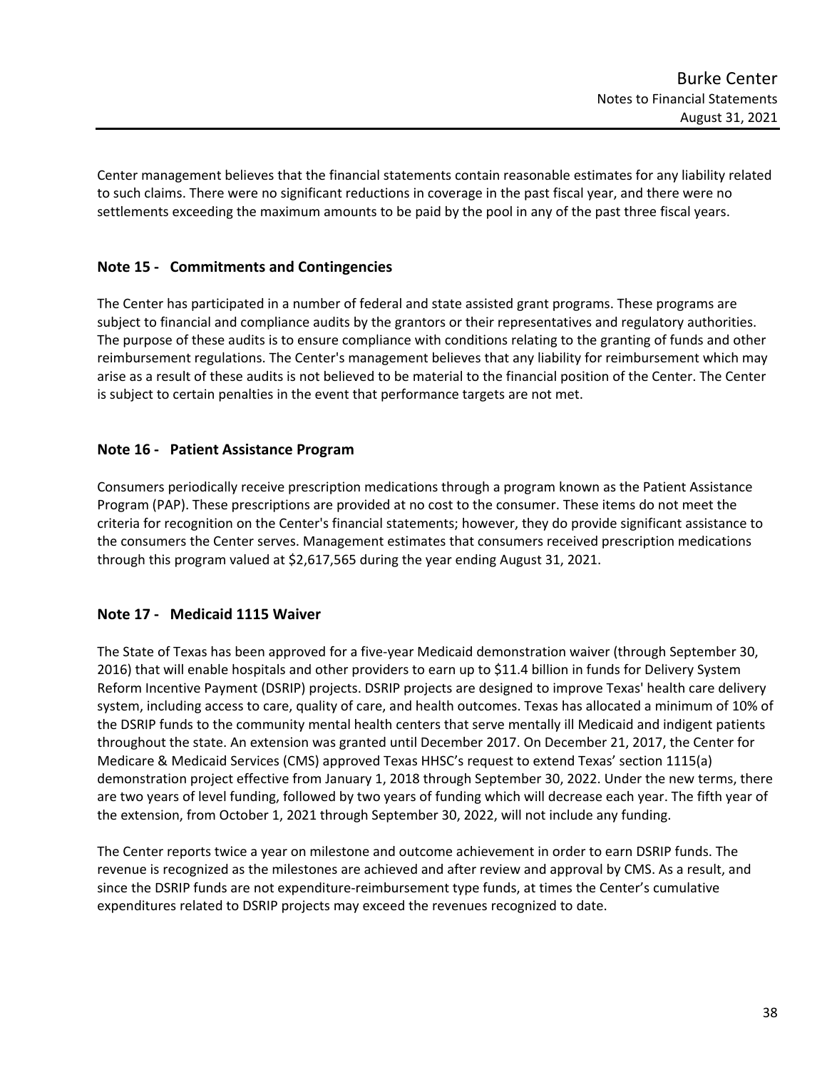Center management believes that the financial statements contain reasonable estimates for any liability related to such claims. There were no significant reductions in coverage in the past fiscal year, and there were no settlements exceeding the maximum amounts to be paid by the pool in any of the past three fiscal years.

## Note 15 - Commitments and Contingencies

The Center has participated in a number of federal and state assisted grant programs. These programs are subject to financial and compliance audits by the grantors or their representatives and regulatory authorities. The purpose of these audits is to ensure compliance with conditions relating to the granting of funds and other reimbursement regulations. The Center's management believes that any liability for reimbursement which may arise as a result of these audits is not believed to be material to the financial position of the Center. The Center is subject to certain penalties in the event that performance targets are not met.

## Note 16 - Patient Assistance Program

Consumers periodically receive prescription medications through a program known as the Patient Assistance Program (PAP). These prescriptions are provided at no cost to the consumer. These items do not meet the criteria for recognition on the Center's financial statements; however, they do provide significant assistance to the consumers the Center serves. Management estimates that consumers received prescription medications through this program valued at $2,617,565 during the year ending August 31, 2021.

## Note 17 - Medicaid 1115 Waiver

The State of Texas has been approved for a five-year Medicaid demonstration waiver (through September 30, 2016) that will enable hospitals and other providers to earn up to $11.4 billion in funds for Delivery System Reform Incentive Payment (DSRIP) projects. DSRIP projects are designed to improve Texas' health care delivery system, including access to care, quality of care, and health outcomes. Texas has allocated a minimum of 10% of the DSRIP funds to the community mental health centers that serve mentally ill Medicaid and indigent patients throughout the state. An extension was granted until December 2017. On December 21, 2017, the Center for Medicare & Medicaid Services (CMS) approved Texas HHSC's request to extend Texas' section 1115(a) demonstration project effective from January 1, 2018 through September 30, 2022. Under the new terms, there are two years of level funding, followed by two years of funding which will decrease each year. The fifth year of the extension, from October 1, 2021 through September 30, 2022, will not include any funding.

The Center reports twice a year on milestone and outcome achievement in order to earn DSRIP funds. The revenue is recognized as the milestones are achieved and after review and approval by CMS. As a result, and since the DSRIP funds are not expenditure-reimbursement type funds, at times the Center's cumulative expenditures related to DSRIP projects may exceed the revenues recognized to date.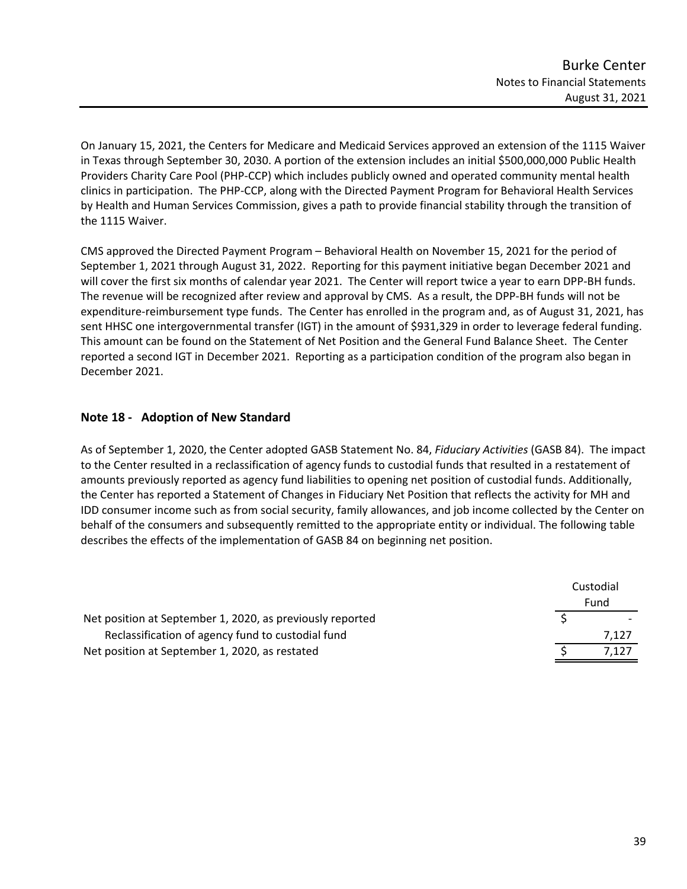On January 15, 2021, the Centers for Medicare and Medicaid Services approved an extension of the 1115 Waiver in Texas through September 30, 2030. A portion of the extension includes an initial $500,000,000 Public Health Providers Charity Care Pool (PHP-CCP) which includes publicly owned and operated community mental health clinics in participation. The PHP-CCP, along with the Directed Payment Program for Behavioral Health Services by Health and Human Services Commission, gives a path to provide financial stability through the transition of the 1115 Waiver.

CMS approved the Directed Payment Program – Behavioral Health on November 15, 2021 for the period of September 1, 2021 through August 31, 2022. Reporting for this payment initiative began December 2021 and will cover the first six months of calendar year 2021. The Center will report twice a year to earn DPP-BH funds. The revenue will be recognized after review and approval by CMS. As a result, the DPP-BH funds will not be expenditure-reimbursement type funds. The Center has enrolled in the program and, as of August 31, 2021, has sent HHSC one intergovernmental transfer (IGT) in the amount of $931,329 in order to leverage federal funding. This amount can be found on the Statement of Net Position and the General Fund Balance Sheet. The Center reported a second IGT in December 2021. Reporting as a participation condition of the program also began in December 2021.

## Note 18 - Adoption of New Standard

As of September 1, 2020, the Center adopted GASB Statement No. 84, *Fiduciary Activities* (GASB 84). The impact to the Center resulted in a reclassification of agency funds to custodial funds that resulted in a restatement of amounts previously reported as agency fund liabilities to opening net position of custodial funds. Additionally, the Center has reported a Statement of Changes in Fiduciary Net Position that reflects the activity for MH and IDD consumer income such as from social security, family allowances, and job income collected by the Center on behalf of the consumers and subsequently remitted to the appropriate entity or individual. The following table describes the effects of the implementation of GASB 84 on beginning net position.

| | Custodial Fund |
|---|---|
| Net position at September 1, 2020, as previously reported | $ - |
| Reclassification of agency fund to custodial fund | 7,127 |
| Net position at September 1, 2020, as restated | $ 7,127 |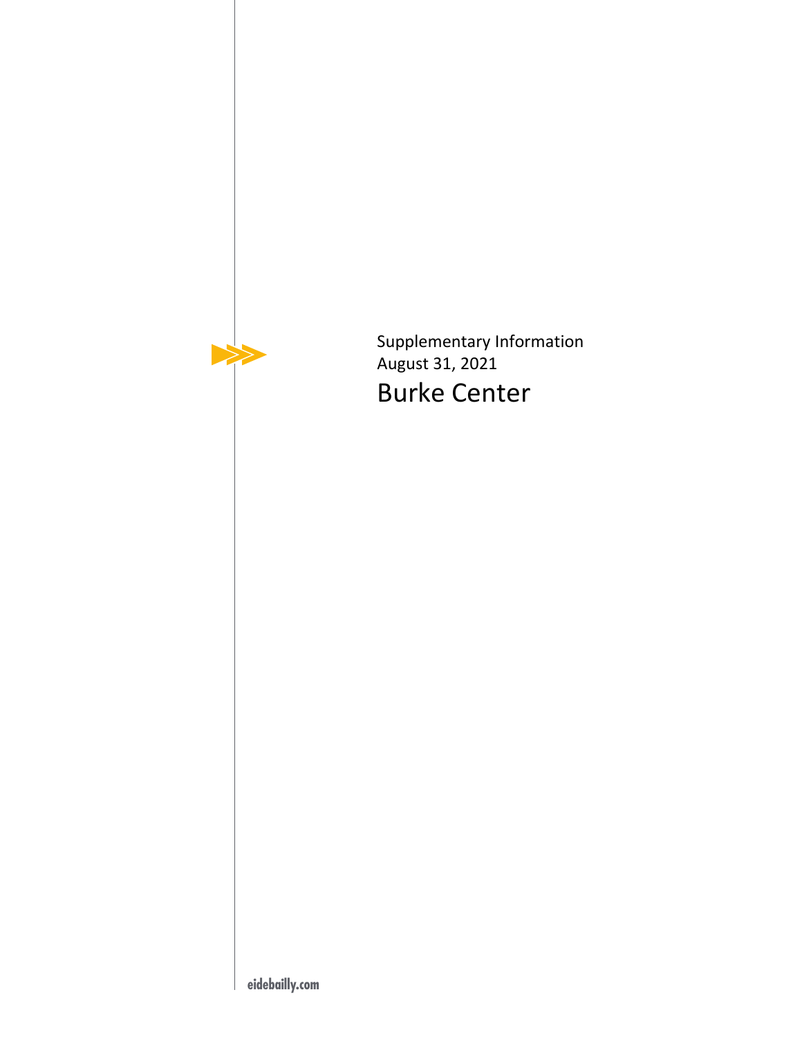Supplementary Information

August 31, 2021

# Burke Center

eidebailly.com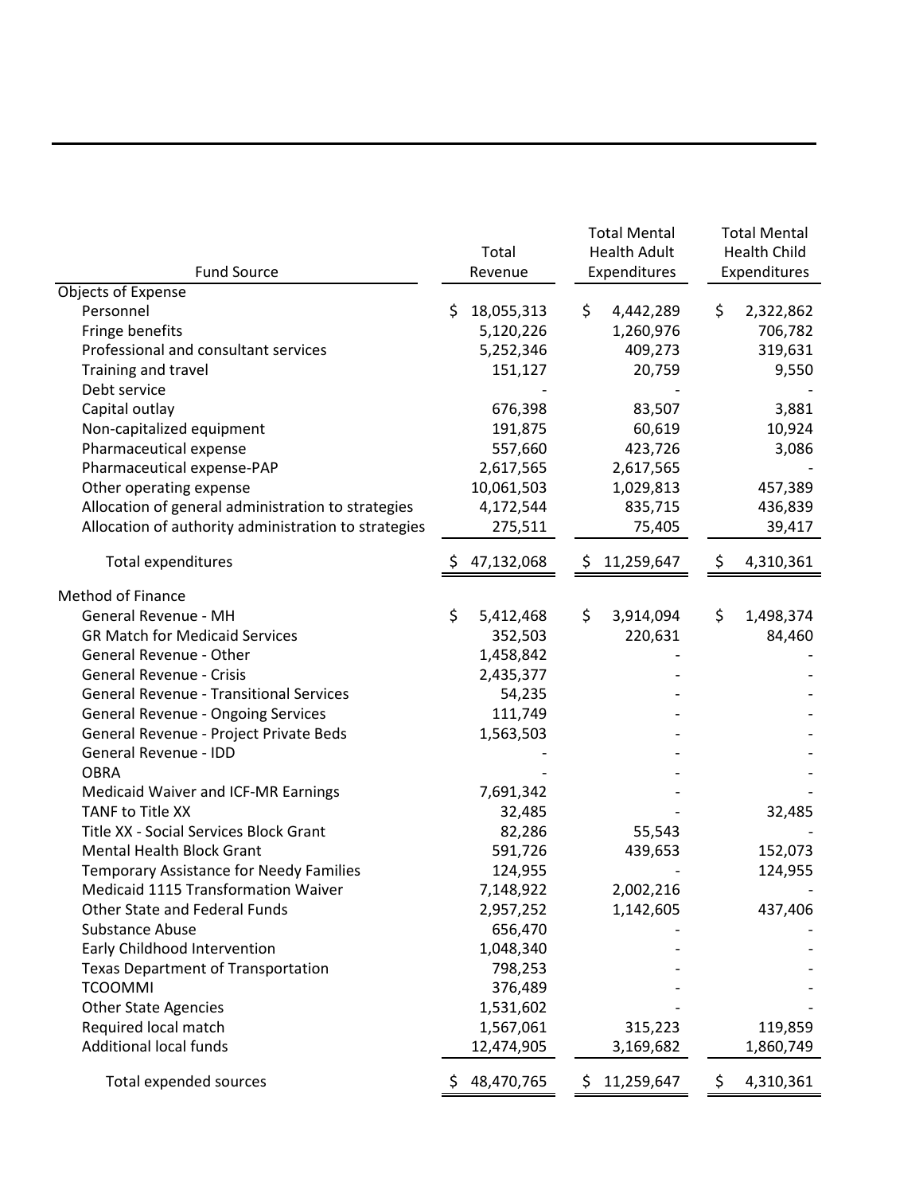| Fund Source | Total Revenue | Total Mental Health Adult Expenditures | Total Mental Health Child Expenditures |
|---|---|---|---|
| Objects of Expense | | | |
| Personnel | $ 18,055,313 | $ 4,442,289 | $ 2,322,862 |
| Fringe benefits | 5,120,226 | 1,260,976 | 706,782 |
| Professional and consultant services | 5,252,346 | 409,273 | 319,631 |
| Training and travel | 151,127 | 20,759 | 9,550 |
| Debt service | - | - | - |
| Capital outlay | 676,398 | 83,507 | 3,881 |
| Non-capitalized equipment | 191,875 | 60,619 | 10,924 |
| Pharmaceutical expense | 557,660 | 423,726 | 3,086 |
| Pharmaceutical expense-PAP | 2,617,565 | 2,617,565 | - |
| Other operating expense | 10,061,503 | 1,029,813 | 457,389 |
| Allocation of general administration to strategies | 4,172,544 | 835,715 | 436,839 |
| Allocation of authority administration to strategies | 275,511 | 75,405 | 39,417 |
| Total expenditures | $ 47,132,068 | $ 11,259,647 | $ 4,310,361 |
| Method of Finance | | | |
| General Revenue - MH | $ 5,412,468 | $ 3,914,094 | $ 1,498,374 |
| GR Match for Medicaid Services | 352,503 | 220,631 | 84,460 |
| General Revenue - Other | 1,458,842 | - | - |
| General Revenue - Crisis | 2,435,377 | - | - |
| General Revenue - Transitional Services | 54,235 | - | - |
| General Revenue - Ongoing Services | 111,749 | - | - |
| General Revenue - Project Private Beds | 1,563,503 | - | - |
| General Revenue - IDD | - | - | - |
| OBRA | - | - | - |
| Medicaid Waiver and ICF-MR Earnings | 7,691,342 | - | - |
| TANF to Title XX | 32,485 | - | 32,485 |
| Title XX - Social Services Block Grant | 82,286 | 55,543 | - |
| Mental Health Block Grant | 591,726 | 439,653 | 152,073 |
| Temporary Assistance for Needy Families | 124,955 | - | 124,955 |
| Medicaid 1115 Transformation Waiver | 7,148,922 | 2,002,216 | - |
| Other State and Federal Funds | 2,957,252 | 1,142,605 | 437,406 |
| Substance Abuse | 656,470 | - | - |
| Early Childhood Intervention | 1,048,340 | - | - |
| Texas Department of Transportation | 798,253 | - | - |
| TCOOMMI | 376,489 | - | - |
| Other State Agencies | 1,531,602 | - | - |
| Required local match | 1,567,061 | 315,223 | 119,859 |
| Additional local funds | 12,474,905 | 3,169,682 | 1,860,749 |
| Total expended sources | $ 48,470,765 | $ 11,259,647 | $ 4,310,361 |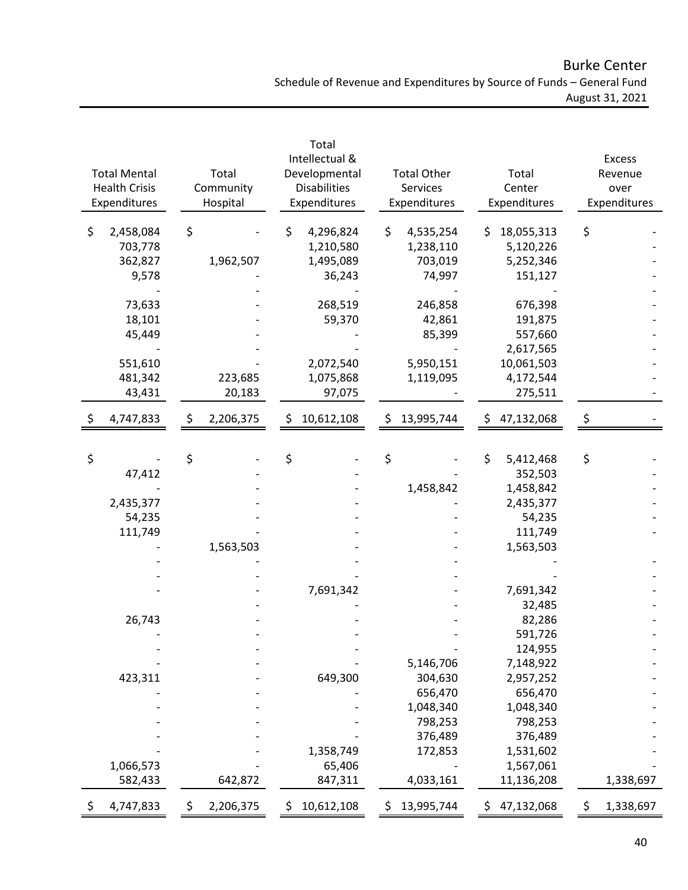# Burke Center

Schedule of Revenue and Expenditures by Source of Funds – General Fund

August 31, 2021

| Total Mental Health Crisis Expenditures | Total Community Hospital | Total Intellectual & Developmental Disabilities Expenditures | Total Other Services Expenditures | Total Center Expenditures | Excess Revenue over Expenditures |
|---|---|---|---|---|---|
| $ 2,458,084 | $ - | $ 4,296,824 | $ 4,535,254 | $ 18,055,313 | $ - |
| 703,778 | - | 1,210,580 | 1,238,110 | 5,120,226 | - |
| 362,827 | 1,962,507 | 1,495,089 | 703,019 | 5,252,346 | - |
| 9,578 | - | 36,243 | 74,997 | 151,127 | - |
| - | - | - | - | - | - |
| 73,633 | - | 268,519 | 246,858 | 676,398 | - |
| 18,101 | - | 59,370 | 42,861 | 191,875 | - |
| 45,449 | - | - | 85,399 | 557,660 | - |
| - | - | - | - | 2,617,565 | - |
| 551,610 | - | 2,072,540 | 5,950,151 | 10,061,503 | - |
| 481,342 | 223,685 | 1,075,868 | 1,119,095 | 4,172,544 | - |
| 43,431 | 20,183 | 97,075 | - | 275,511 | - |
| $ 4,747,833 | $ 2,206,375 | $ 10,612,108 | $ 13,995,744 | $ 47,132,068 | $ - |
| | | | | | |
| $ - | $ - | $ - | $ - | $ 5,412,468 | $ - |
| 47,412 | - | - | - | 352,503 | - |
| - | - | - | 1,458,842 | 1,458,842 | - |
| 2,435,377 | - | - | - | 2,435,377 | - |
| 54,235 | - | - | - | 54,235 | - |
| 111,749 | - | - | - | 111,749 | - |
| - | 1,563,503 | - | - | 1,563,503 | |
| - | - | - | - | - | - |
| - | - | - | - | - | - |
| - | - | 7,691,342 | - | 7,691,342 | - |
| | - | - | - | 32,485 | - |
| 26,743 | - | - | - | 82,286 | - |
| - | - | - | - | 591,726 | - |
| - | - | - | - | 124,955 | - |
| - | - | - | 5,146,706 | 7,148,922 | - |
| 423,311 | - | 649,300 | 304,630 | 2,957,252 | - |
| - | - | - | 656,470 | 656,470 | - |
| - | - | - | 1,048,340 | 1,048,340 | - |
| - | - | - | 798,253 | 798,253 | - |
| - | - | - | 376,489 | 376,489 | - |
| - | - | 1,358,749 | 172,853 | 1,531,602 | - |
| 1,066,573 | - | 65,406 | - | 1,567,061 | - |
| 582,433 | 642,872 | 847,311 | 4,033,161 | 11,136,208 | 1,338,697 |
| $ 4,747,833 | $ 2,206,375 | $ 10,612,108 | $ 13,995,744 | $ 47,132,068 | $ 1,338,697 |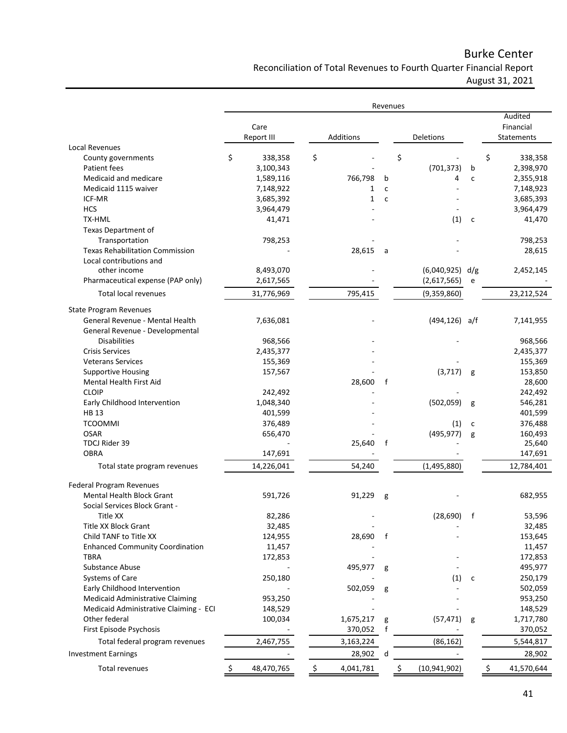# Burke Center

## Reconciliation of Total Revenues to Fourth Quarter Financial Report

### August 31, 2021

| | Revenues | | | | | |
|---|---|---|---|---|---|---|
| | Care Report III | Additions | | Deletions | | Audited Financial Statements |
| **Local Revenues** | | | | | | |
| County governments | $ 338,358 | $ - | | $ - | | $ 338,358 |
| Patient fees | 3,100,343 | - | | (701,373) | b | 2,398,970 |
| Medicaid and medicare | 1,589,116 | 766,798 | b | 4 | c | 2,355,918 |
| Medicaid 1115 waiver | 7,148,922 | 1 | c | - | | 7,148,923 |
| ICF-MR | 3,685,392 | 1 | c | - | | 3,685,393 |
| HCS | 3,964,479 | - | | - | | 3,964,479 |
| TX-HML | 41,471 | - | | (1) | c | 41,470 |
| Texas Department of Transportation | 798,253 | - | | - | | 798,253 |
| Texas Rehabilitation Commission | - | 28,615 | a | - | | 28,615 |
| Local contributions and other income | 8,493,070 | - | | (6,040,925) | d/g | 2,452,145 |
| Pharmaceutical expense (PAP only) | 2,617,565 | - | | (2,617,565) | e | - |
| Total local revenues | 31,776,969 | 795,415 | | (9,359,860) | | 23,212,524 |
| **State Program Revenues** | | | | | | |
| General Revenue - Mental Health | 7,636,081 | - | | (494,126) | a/f | 7,141,955 |
| General Revenue - Developmental Disabilities | 968,566 | - | | - | | 968,566 |
| Crisis Services | 2,435,377 | - | | | | 2,435,377 |
| Veterans Services | 155,369 | - | | - | | 155,369 |
| Supportive Housing | 157,567 | - | | (3,717) | g | 153,850 |
| Mental Health First Aid | | 28,600 | f | | | 28,600 |
| CLOIP | 242,492 | - | | - | | 242,492 |
| Early Childhood Intervention | 1,048,340 | - | | (502,059) | g | 546,281 |
| HB 13 | 401,599 | - | | - | | 401,599 |
| TCOOMMI | 376,489 | - | | (1) | c | 376,488 |
| OSAR | 656,470 | - | | (495,977) | g | 160,493 |
| TDCJ Rider 39 | - | 25,640 | f | - | | 25,640 |
| OBRA | 147,691 | - | | - | | 147,691 |
| Total state program revenues | 14,226,041 | 54,240 | | (1,495,880) | | 12,784,401 |
| **Federal Program Revenues** | | | | | | |
| Mental Health Block Grant | 591,726 | 91,229 | g | - | | 682,955 |
| Social Services Block Grant - Title XX | 82,286 | - | | (28,690) | f | 53,596 |
| Title XX Block Grant | 32,485 | - | | - | | 32,485 |
| Child TANF to Title XX | 124,955 | 28,690 | f | - | | 153,645 |
| Enhanced Community Coordination | 11,457 | - | | | | 11,457 |
| TBRA | 172,853 | - | | - | | 172,853 |
| Substance Abuse | - | 495,977 | g | - | | 495,977 |
| Systems of Care | 250,180 | - | | (1) | c | 250,179 |
| Early Childhood Intervention | - | 502,059 | g | - | | 502,059 |
| Medicaid Administrative Claiming | 953,250 | - | | - | | 953,250 |
| Medicaid Administrative Claiming - ECI | 148,529 | - | | - | | 148,529 |
| Other federal | 100,034 | 1,675,217 | g | (57,471) | g | 1,717,780 |
| First Episode Psychosis | - | 370,052 | f | - | | 370,052 |
| Total federal program revenues | 2,467,755 | 3,163,224 | | (86,162) | | 5,544,817 |
| Investment Earnings | - | 28,902 | d | - | | 28,902 |
| Total revenues | $ 48,470,765 | $ 4,041,781 | | $ (10,941,902) | | $ 41,570,644 |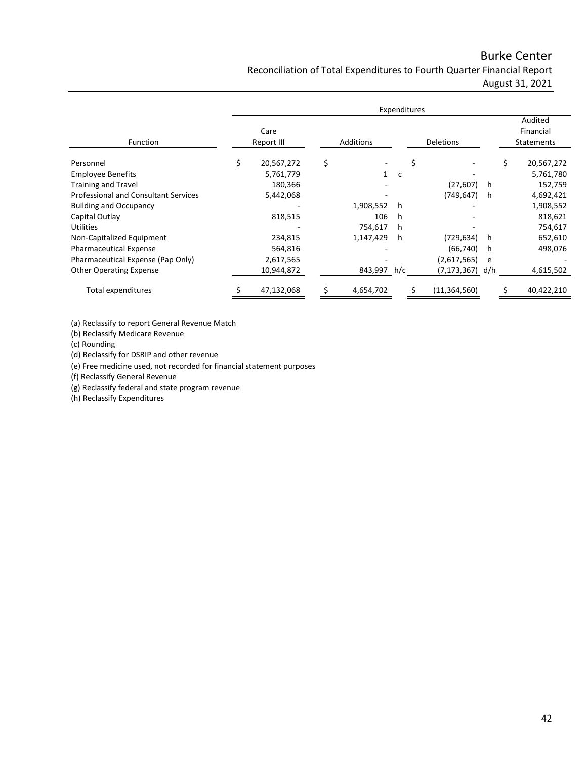# Burke Center

## Reconciliation of Total Expenditures to Fourth Quarter Financial Report

August 31, 2021

| Function | Care Report III | Additions | | Deletions | | Audited Financial Statements |
|---|---|---|---|---|---|---|
| | Expenditures | | | | | |
| Personnel | $ 20,567,272 | $ - | | $ - | | $ 20,567,272 |
| Employee Benefits | 5,761,779 | 1 | c | - | | 5,761,780 |
| Training and Travel | 180,366 | - | | (27,607) | h | 152,759 |
| Professional and Consultant Services | 5,442,068 | - | | (749,647) | h | 4,692,421 |
| Building and Occupancy | - | 1,908,552 | h | - | | 1,908,552 |
| Capital Outlay | 818,515 | 106 | h | - | | 818,621 |
| Utilities | - | 754,617 | h | - | | 754,617 |
| Non-Capitalized Equipment | 234,815 | 1,147,429 | h | (729,634) | h | 652,610 |
| Pharmaceutical Expense | 564,816 | - | | (66,740) | h | 498,076 |
| Pharmaceutical Expense (Pap Only) | 2,617,565 | - | | (2,617,565) | e | - |
| Other Operating Expense | 10,944,872 | 843,997 | h/c | (7,173,367) | d/h | 4,615,502 |
| Total expenditures | $ 47,132,068 | $ 4,654,702 | | $ (11,364,560) | | $ 40,422,210 |

(a) Reclassify to report General Revenue Match
(b) Reclassify Medicare Revenue
(c) Rounding
(d) Reclassify for DSRIP and other revenue
(e) Free medicine used, not recorded for financial statement purposes
(f) Reclassify General Revenue
(g) Reclassify federal and state program revenue
(h) Reclassify Expenditures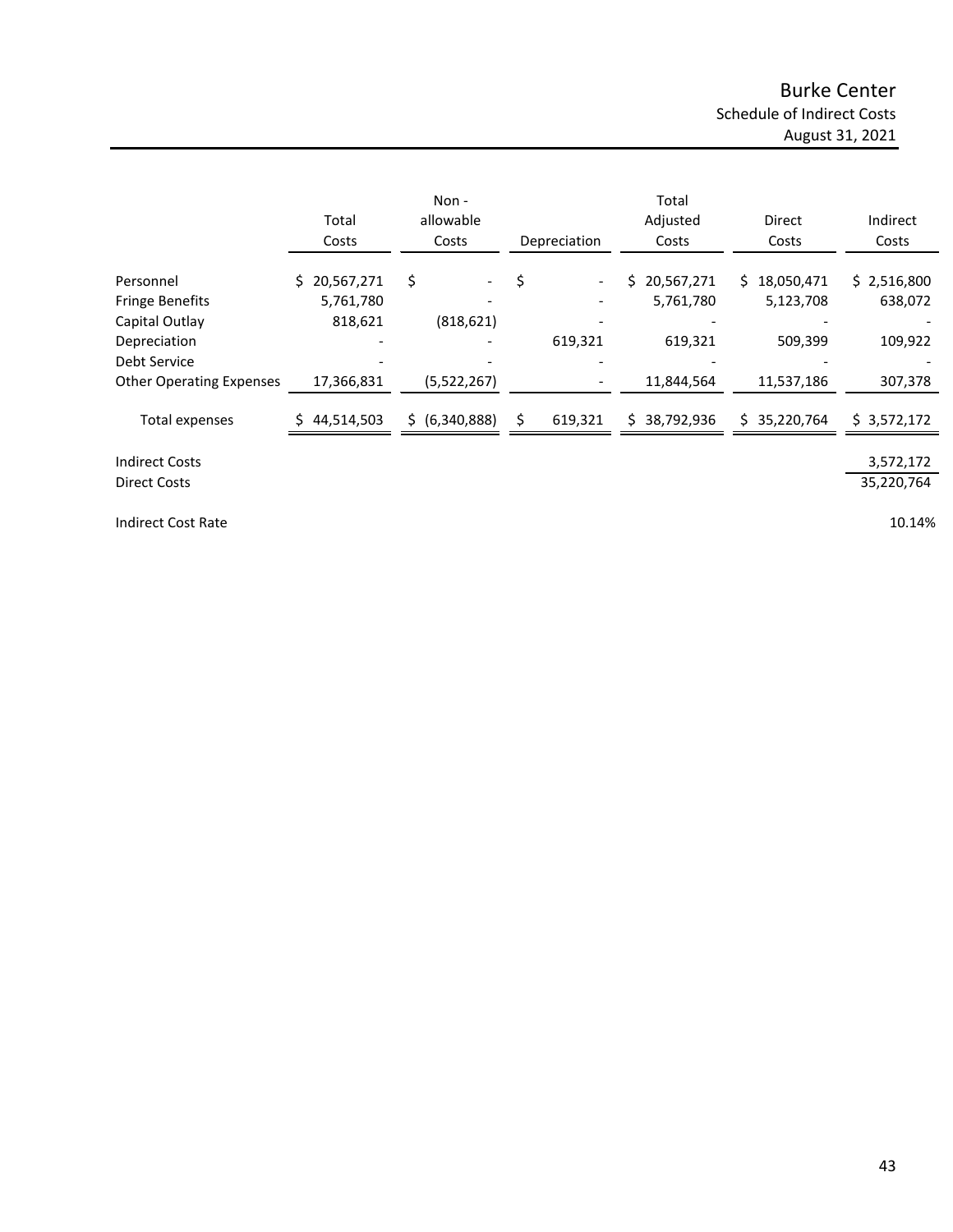# Burke Center

## Schedule of Indirect Costs

### August 31, 2021

| | Total Costs | Non - allowable Costs | Depreciation | Total Adjusted Costs | Direct Costs | Indirect Costs |
|---|---|---|---|---|---|---|
| Personnel | $ 20,567,271 | $ - | $ - | $ 20,567,271 | $ 18,050,471 | $ 2,516,800 |
| Fringe Benefits | 5,761,780 | - | - | 5,761,780 | 5,123,708 | 638,072 |
| Capital Outlay | 818,621 | (818,621) | - | - | - | - |
| Depreciation | - | - | 619,321 | 619,321 | 509,399 | 109,922 |
| Debt Service | - | - | - | - | - | - |
| Other Operating Expenses | 17,366,831 | (5,522,267) | - | 11,844,564 | 11,537,186 | 307,378 |
| Total expenses | $ 44,514,503 | $ (6,340,888) | $ 619,321 | $ 38,792,936 | $ 35,220,764 | $ 3,572,172 |

| | |
|---|---|
| Indirect Costs | 3,572,172 |
| Direct Costs | 35,220,764 |
| Indirect Cost Rate | 10.14% |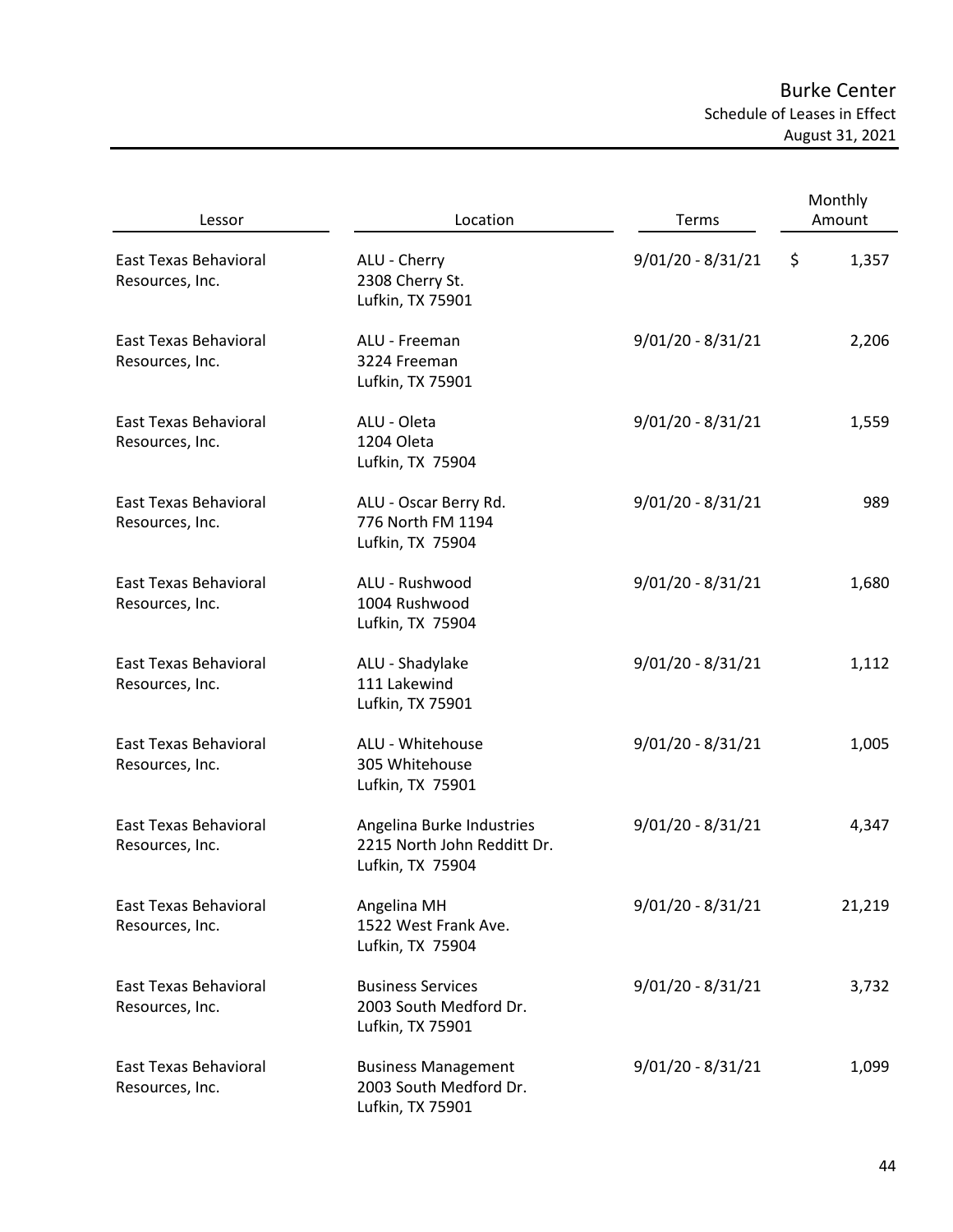# Burke Center
## Schedule of Leases in Effect
### August 31, 2021

| Lessor | Location | Terms | Monthly Amount |
|---|---|---|---|
| East Texas Behavioral Resources, Inc. | ALU - Cherry<br>2308 Cherry St.<br>Lufkin, TX 75901 | 9/01/20 - 8/31/21 | $ 1,357 |
| East Texas Behavioral Resources, Inc. | ALU - Freeman<br>3224 Freeman<br>Lufkin, TX 75901 | 9/01/20 - 8/31/21 | 2,206 |
| East Texas Behavioral Resources, Inc. | ALU - Oleta<br>1204 Oleta<br>Lufkin, TX 75904 | 9/01/20 - 8/31/21 | 1,559 |
| East Texas Behavioral Resources, Inc. | ALU - Oscar Berry Rd.<br>776 North FM 1194<br>Lufkin, TX 75904 | 9/01/20 - 8/31/21 | 989 |
| East Texas Behavioral Resources, Inc. | ALU - Rushwood<br>1004 Rushwood<br>Lufkin, TX 75904 | 9/01/20 - 8/31/21 | 1,680 |
| East Texas Behavioral Resources, Inc. | ALU - Shadylake<br>111 Lakewind<br>Lufkin, TX 75901 | 9/01/20 - 8/31/21 | 1,112 |
| East Texas Behavioral Resources, Inc. | ALU - Whitehouse<br>305 Whitehouse<br>Lufkin, TX 75901 | 9/01/20 - 8/31/21 | 1,005 |
| East Texas Behavioral Resources, Inc. | Angelina Burke Industries<br>2215 North John Redditt Dr.<br>Lufkin, TX 75904 | 9/01/20 - 8/31/21 | 4,347 |
| East Texas Behavioral Resources, Inc. | Angelina MH<br>1522 West Frank Ave.<br>Lufkin, TX 75904 | 9/01/20 - 8/31/21 | 21,219 |
| East Texas Behavioral Resources, Inc. | Business Services<br>2003 South Medford Dr.<br>Lufkin, TX 75901 | 9/01/20 - 8/31/21 | 3,732 |
| East Texas Behavioral Resources, Inc. | Business Management<br>2003 South Medford Dr.<br>Lufkin, TX 75901 | 9/01/20 - 8/31/21 | 1,099 |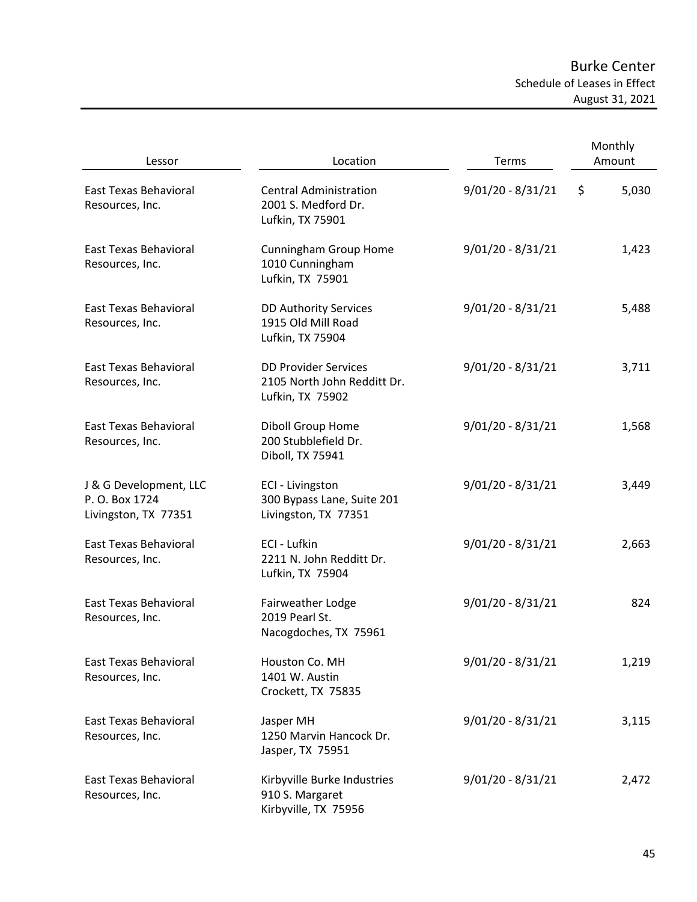# Burke Center

## Schedule of Leases in Effect

### August 31, 2021

| Lessor | Location | Terms | Monthly Amount |
|---|---|---|---|
| East Texas Behavioral Resources, Inc. | Central Administration<br>2001 S. Medford Dr.<br>Lufkin, TX 75901 | 9/01/20 - 8/31/21 | $ 5,030 |
| East Texas Behavioral Resources, Inc. | Cunningham Group Home<br>1010 Cunningham<br>Lufkin, TX 75901 | 9/01/20 - 8/31/21 | 1,423 |
| East Texas Behavioral Resources, Inc. | DD Authority Services<br>1915 Old Mill Road<br>Lufkin, TX 75904 | 9/01/20 - 8/31/21 | 5,488 |
| East Texas Behavioral Resources, Inc. | DD Provider Services<br>2105 North John Redditt Dr.<br>Lufkin, TX 75902 | 9/01/20 - 8/31/21 | 3,711 |
| East Texas Behavioral Resources, Inc. | Diboll Group Home<br>200 Stubblefield Dr.<br>Diboll, TX 75941 | 9/01/20 - 8/31/21 | 1,568 |
| J & G Development, LLC<br>P. O. Box 1724<br>Livingston, TX 77351 | ECI - Livingston<br>300 Bypass Lane, Suite 201<br>Livingston, TX 77351 | 9/01/20 - 8/31/21 | 3,449 |
| East Texas Behavioral Resources, Inc. | ECI - Lufkin<br>2211 N. John Redditt Dr.<br>Lufkin, TX 75904 | 9/01/20 - 8/31/21 | 2,663 |
| East Texas Behavioral Resources, Inc. | Fairweather Lodge<br>2019 Pearl St.<br>Nacogdoches, TX 75961 | 9/01/20 - 8/31/21 | 824 |
| East Texas Behavioral Resources, Inc. | Houston Co. MH<br>1401 W. Austin<br>Crockett, TX 75835 | 9/01/20 - 8/31/21 | 1,219 |
| East Texas Behavioral Resources, Inc. | Jasper MH<br>1250 Marvin Hancock Dr.<br>Jasper, TX 75951 | 9/01/20 - 8/31/21 | 3,115 |
| East Texas Behavioral Resources, Inc. | Kirbyville Burke Industries<br>910 S. Margaret<br>Kirbyville, TX 75956 | 9/01/20 - 8/31/21 | 2,472 |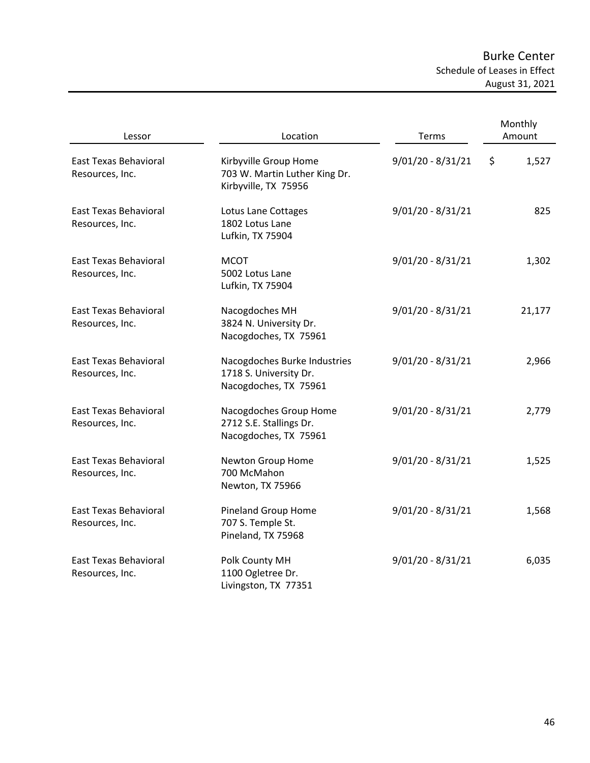# Burke Center

## Schedule of Leases in Effect

### August 31, 2021

| Lessor | Location | Terms | Monthly Amount |
|---|---|---|---|
| East Texas Behavioral Resources, Inc. | Kirbyville Group Home<br>703 W. Martin Luther King Dr.<br>Kirbyville, TX 75956 | 9/01/20 - 8/31/21 | $ 1,527 |
| East Texas Behavioral Resources, Inc. | Lotus Lane Cottages<br>1802 Lotus Lane<br>Lufkin, TX 75904 | 9/01/20 - 8/31/21 | 825 |
| East Texas Behavioral Resources, Inc. | MCOT<br>5002 Lotus Lane<br>Lufkin, TX 75904 | 9/01/20 - 8/31/21 | 1,302 |
| East Texas Behavioral Resources, Inc. | Nacogdoches MH<br>3824 N. University Dr.<br>Nacogdoches, TX 75961 | 9/01/20 - 8/31/21 | 21,177 |
| East Texas Behavioral Resources, Inc. | Nacogdoches Burke Industries<br>1718 S. University Dr.<br>Nacogdoches, TX 75961 | 9/01/20 - 8/31/21 | 2,966 |
| East Texas Behavioral Resources, Inc. | Nacogdoches Group Home<br>2712 S.E. Stallings Dr.<br>Nacogdoches, TX 75961 | 9/01/20 - 8/31/21 | 2,779 |
| East Texas Behavioral Resources, Inc. | Newton Group Home<br>700 McMahon<br>Newton, TX 75966 | 9/01/20 - 8/31/21 | 1,525 |
| East Texas Behavioral Resources, Inc. | Pineland Group Home<br>707 S. Temple St.<br>Pineland, TX 75968 | 9/01/20 - 8/31/21 | 1,568 |
| East Texas Behavioral Resources, Inc. | Polk County MH<br>1100 Ogletree Dr.<br>Livingston, TX 77351 | 9/01/20 - 8/31/21 | 6,035 |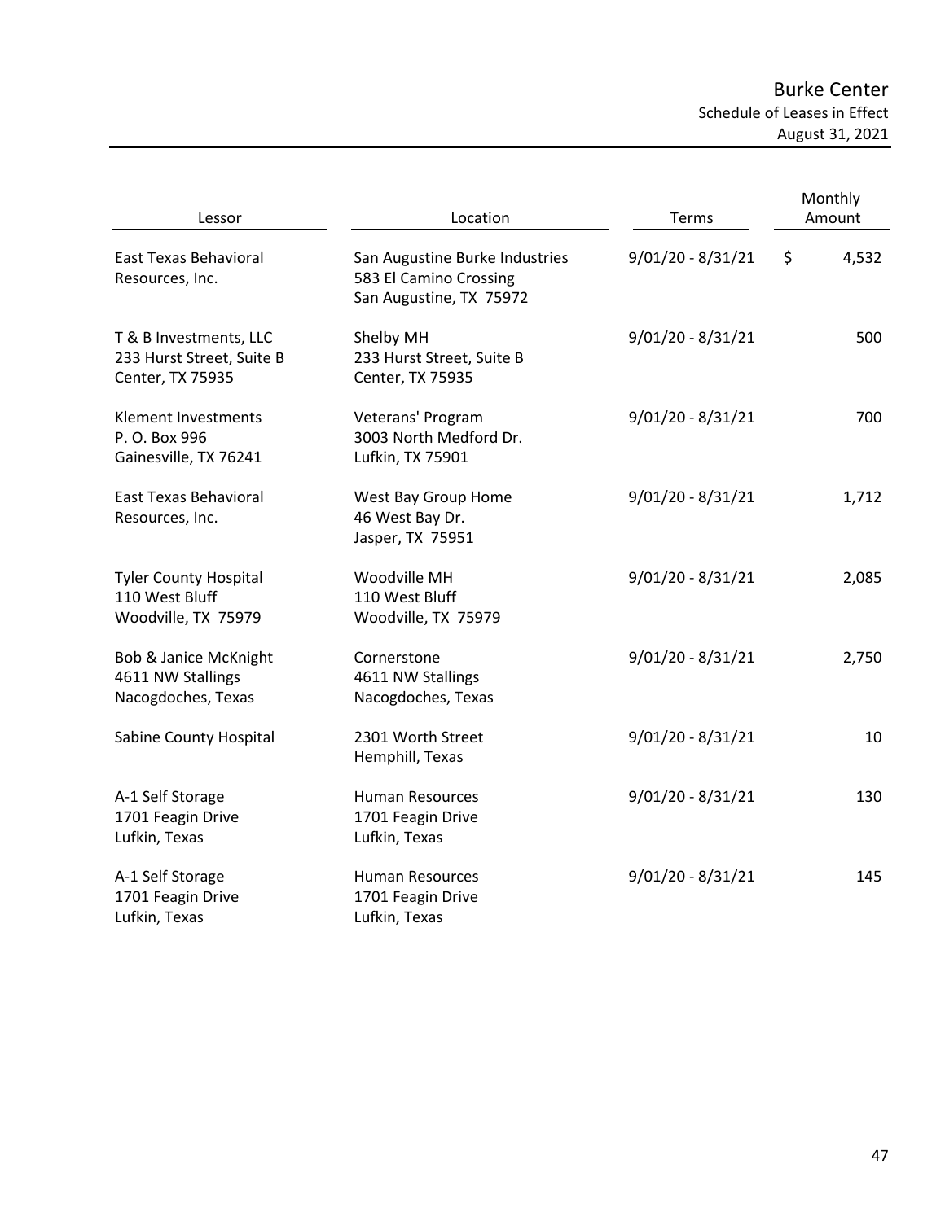# Burke Center

## Schedule of Leases in Effect

### August 31, 2021

| Lessor | Location | Terms | Monthly Amount |
|---|---|---|---|
| East Texas Behavioral Resources, Inc. | San Augustine Burke Industries<br>583 El Camino Crossing<br>San Augustine, TX 75972 | 9/01/20 - 8/31/21 | $ 4,532 |
| T & B Investments, LLC<br>233 Hurst Street, Suite B<br>Center, TX 75935 | Shelby MH<br>233 Hurst Street, Suite B<br>Center, TX 75935 | 9/01/20 - 8/31/21 | 500 |
| Klement Investments<br>P. O. Box 996<br>Gainesville, TX 76241 | Veterans' Program<br>3003 North Medford Dr.<br>Lufkin, TX 75901 | 9/01/20 - 8/31/21 | 700 |
| East Texas Behavioral Resources, Inc. | West Bay Group Home<br>46 West Bay Dr.<br>Jasper, TX 75951 | 9/01/20 - 8/31/21 | 1,712 |
| Tyler County Hospital<br>110 West Bluff<br>Woodville, TX 75979 | Woodville MH<br>110 West Bluff<br>Woodville, TX 75979 | 9/01/20 - 8/31/21 | 2,085 |
| Bob & Janice McKnight<br>4611 NW Stallings<br>Nacogdoches, Texas | Cornerstone<br>4611 NW Stallings<br>Nacogdoches, Texas | 9/01/20 - 8/31/21 | 2,750 |
| Sabine County Hospital | 2301 Worth Street<br>Hemphill, Texas | 9/01/20 - 8/31/21 | 10 |
| A-1 Self Storage<br>1701 Feagin Drive<br>Lufkin, Texas | Human Resources<br>1701 Feagin Drive<br>Lufkin, Texas | 9/01/20 - 8/31/21 | 130 |
| A-1 Self Storage<br>1701 Feagin Drive<br>Lufkin, Texas | Human Resources<br>1701 Feagin Drive<br>Lufkin, Texas | 9/01/20 - 8/31/21 | 145 |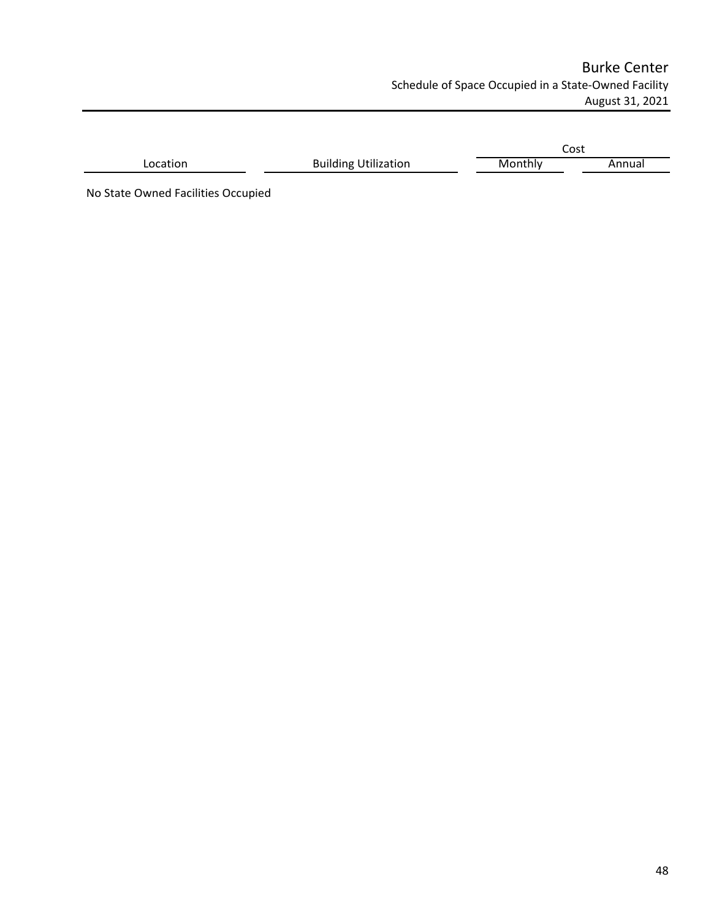# Burke Center

## Schedule of Space Occupied in a State-Owned Facility

August 31, 2021

| Location | Building Utilization | Cost | |
|---|---|---|---|
| | | Monthly | Annual |
| No State Owned Facilities Occupied | | | |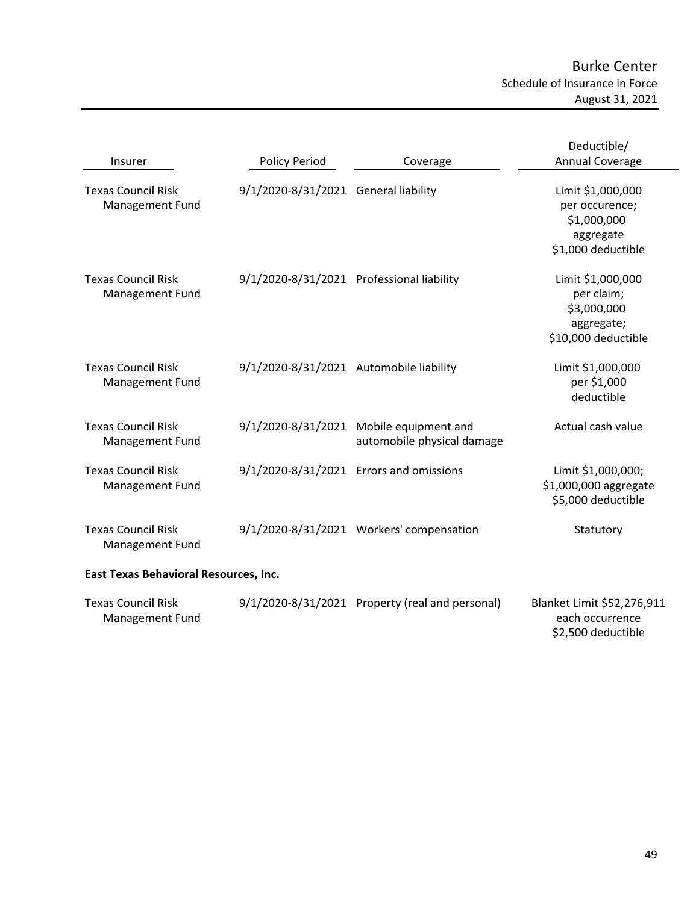# Burke Center

## Schedule of Insurance in Force

### August 31, 2021

| Insurer | Policy Period | Coverage | Deductible/ Annual Coverage |
|---|---|---|---|
| Texas Council Risk Management Fund | 9/1/2020-8/31/2021 | General liability | Limit $1,000,000 per occurence; $1,000,000 aggregate $1,000 deductible |
| Texas Council Risk Management Fund | 9/1/2020-8/31/2021 | Professional liability | Limit $1,000,000 per claim; $3,000,000 aggregate; $10,000 deductible |
| Texas Council Risk Management Fund | 9/1/2020-8/31/2021 | Automobile liability | Limit $1,000,000 per $1,000 deductible |
| Texas Council Risk Management Fund | 9/1/2020-8/31/2021 | Mobile equipment and automobile physical damage | Actual cash value |
| Texas Council Risk Management Fund | 9/1/2020-8/31/2021 | Errors and omissions | Limit $1,000,000; $1,000,000 aggregate $5,000 deductible |
| Texas Council Risk Management Fund | 9/1/2020-8/31/2021 | Workers' compensation | Statutory |
| **East Texas Behavioral Resources, Inc.** | | | |
| Texas Council Risk Management Fund | 9/1/2020-8/31/2021 | Property (real and personal) | Blanket Limit $52,276,911 each occurrence $2,500 deductible |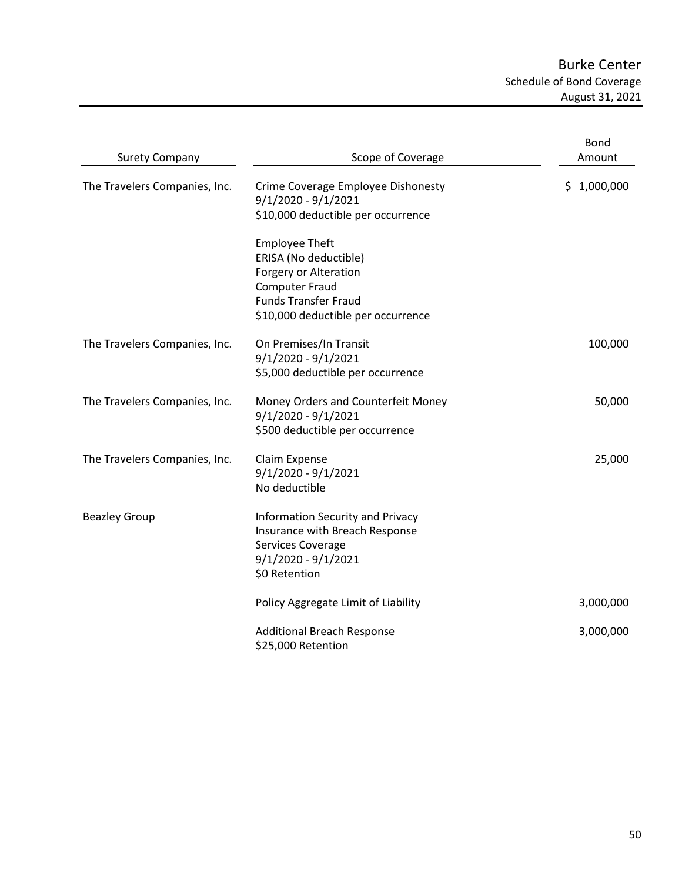# Burke Center

## Schedule of Bond Coverage

### August 31, 2021

| Surety Company | Scope of Coverage | Bond Amount |
|---|---|---|
| The Travelers Companies, Inc. | Crime Coverage Employee Dishonesty<br>9/1/2020 - 9/1/2021<br>$10,000 deductible per occurrence | $ 1,000,000 |
| | Employee Theft<br>ERISA (No deductible)<br>Forgery or Alteration<br>Computer Fraud<br>Funds Transfer Fraud<br>$10,000 deductible per occurrence | |
| The Travelers Companies, Inc. | On Premises/In Transit<br>9/1/2020 - 9/1/2021<br>$5,000 deductible per occurrence | 100,000 |
| The Travelers Companies, Inc. | Money Orders and Counterfeit Money<br>9/1/2020 - 9/1/2021<br>$500 deductible per occurrence | 50,000 |
| The Travelers Companies, Inc. | Claim Expense<br>9/1/2020 - 9/1/2021<br>No deductible | 25,000 |
| Beazley Group | Information Security and Privacy Insurance with Breach Response Services Coverage<br>9/1/2020 - 9/1/2021<br>$0 Retention | |
| | Policy Aggregate Limit of Liability | 3,000,000 |
| | Additional Breach Response<br>$25,000 Retention | 3,000,000 |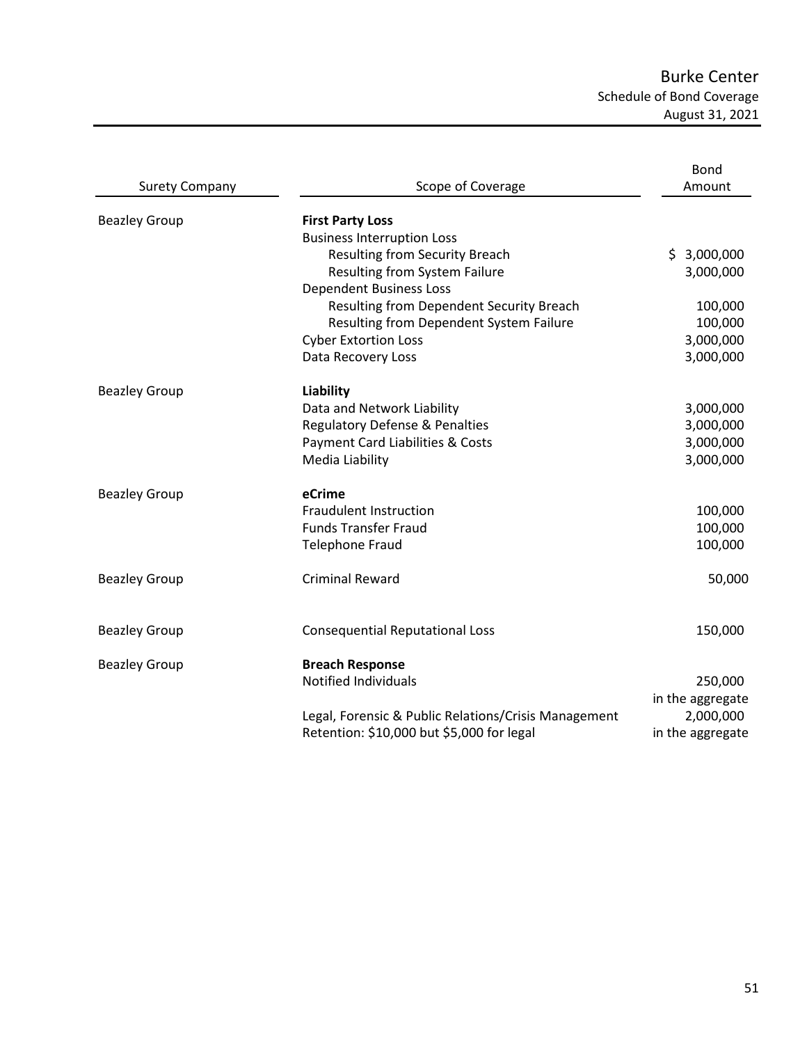# Burke Center
## Schedule of Bond Coverage
### August 31, 2021

| Surety Company | Scope of Coverage | Bond Amount |
|---|---|---|
| Beazley Group | **First Party Loss** | |
| | Business Interruption Loss | |
| | Resulting from Security Breach | $ 3,000,000 |
| | Resulting from System Failure | 3,000,000 |
| | Dependent Business Loss | |
| | Resulting from Dependent Security Breach | 100,000 |
| | Resulting from Dependent System Failure | 100,000 |
| | Cyber Extortion Loss | 3,000,000 |
| | Data Recovery Loss | 3,000,000 |
| Beazley Group | **Liability** | |
| | Data and Network Liability | 3,000,000 |
| | Regulatory Defense & Penalties | 3,000,000 |
| | Payment Card Liabilities & Costs | 3,000,000 |
| | Media Liability | 3,000,000 |
| Beazley Group | **eCrime** | |
| | Fraudulent Instruction | 100,000 |
| | Funds Transfer Fraud | 100,000 |
| | Telephone Fraud | 100,000 |
| Beazley Group | Criminal Reward | 50,000 |
| Beazley Group | Consequential Reputational Loss | 150,000 |
| Beazley Group | **Breach Response** | |
| | Notified Individuals | 250,000 in the aggregate |
| | Legal, Forensic & Public Relations/Crisis Management Retention: $10,000 but $5,000 for legal | 2,000,000 in the aggregate |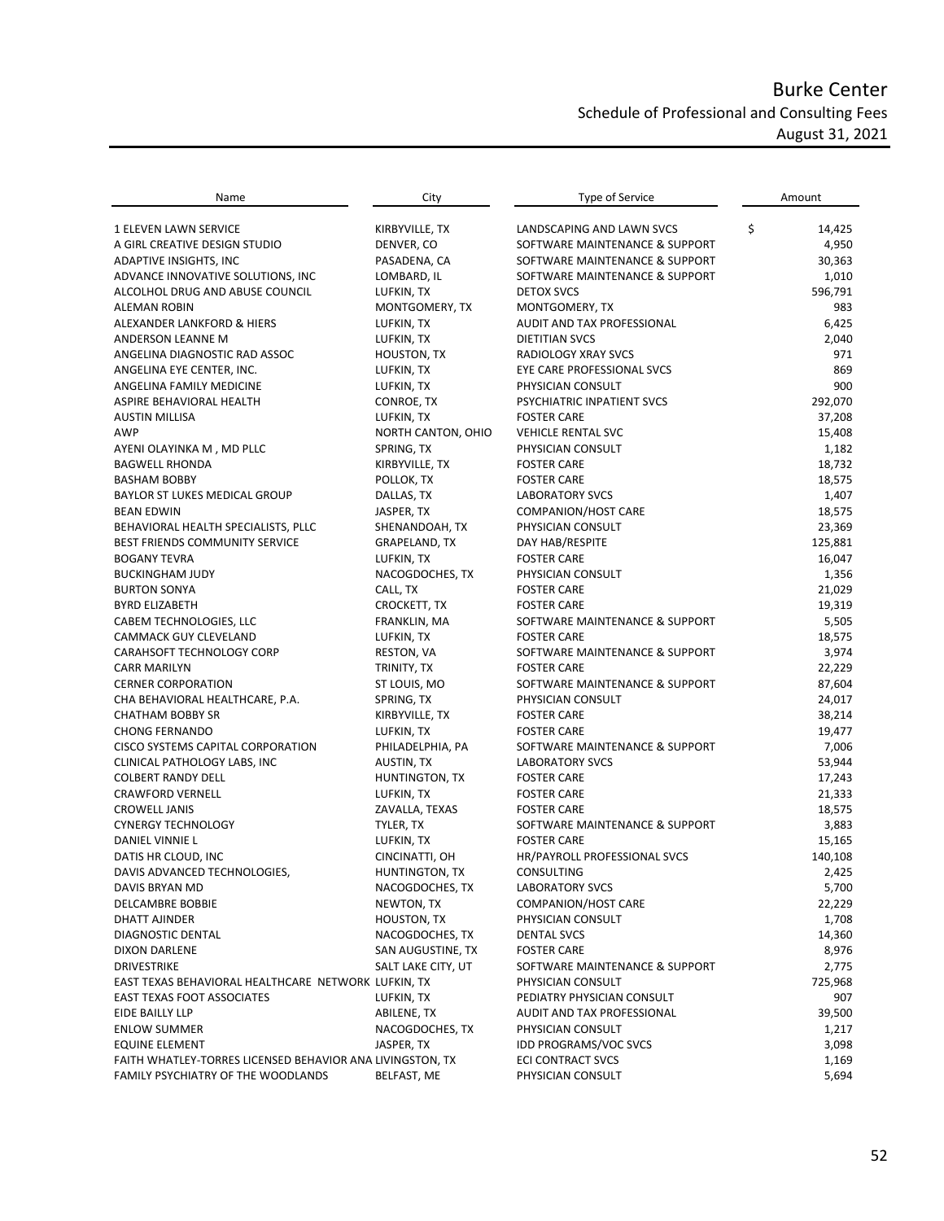# Burke Center

## Schedule of Professional and Consulting Fees

### August 31, 2021

| Name | City | Type of Service | Amount |
|---|---|---|---|
| 1 ELEVEN LAWN SERVICE | KIRBYVILLE, TX | LANDSCAPING AND LAWN SVCS | $ 14,425 |
| A GIRL CREATIVE DESIGN STUDIO | DENVER, CO | SOFTWARE MAINTENANCE & SUPPORT | 4,950 |
| ADAPTIVE INSIGHTS, INC | PASADENA, CA | SOFTWARE MAINTENANCE & SUPPORT | 30,363 |
| ADVANCE INNOVATIVE SOLUTIONS, INC | LOMBARD, IL | SOFTWARE MAINTENANCE & SUPPORT | 1,010 |
| ALCOLHOL DRUG AND ABUSE COUNCIL | LUFKIN, TX | DETOX SVCS | 596,791 |
| ALEMAN ROBIN | MONTGOMERY, TX | MONTGOMERY, TX | 983 |
| ALEXANDER LANKFORD & HIERS | LUFKIN, TX | AUDIT AND TAX PROFESSIONAL | 6,425 |
| ANDERSON LEANNE M | LUFKIN, TX | DIETITIAN SVCS | 2,040 |
| ANGELINA DIAGNOSTIC RAD ASSOC | HOUSTON, TX | RADIOLOGY XRAY SVCS | 971 |
| ANGELINA EYE CENTER, INC. | LUFKIN, TX | EYE CARE PROFESSIONAL SVCS | 869 |
| ANGELINA FAMILY MEDICINE | LUFKIN, TX | PHYSICIAN CONSULT | 900 |
| ASPIRE BEHAVIORAL HEALTH | CONROE, TX | PSYCHIATRIC INPATIENT SVCS | 292,070 |
| AUSTIN MILLISA | LUFKIN, TX | FOSTER CARE | 37,208 |
| AWP | NORTH CANTON, OHIO | VEHICLE RENTAL SVC | 15,408 |
| AYENI OLAYINKA M , MD PLLC | SPRING, TX | PHYSICIAN CONSULT | 1,182 |
| BAGWELL RHONDA | KIRBYVILLE, TX | FOSTER CARE | 18,732 |
| BASHAM BOBBY | POLLOK, TX | FOSTER CARE | 18,575 |
| BAYLOR ST LUKES MEDICAL GROUP | DALLAS, TX | LABORATORY SVCS | 1,407 |
| BEAN EDWIN | JASPER, TX | COMPANION/HOST CARE | 18,575 |
| BEHAVIORAL HEALTH SPECIALISTS, PLLC | SHENANDOAH, TX | PHYSICIAN CONSULT | 23,369 |
| BEST FRIENDS COMMUNITY SERVICE | GRAPELAND, TX | DAY HAB/RESPITE | 125,881 |
| BOGANY TEVRA | LUFKIN, TX | FOSTER CARE | 16,047 |
| BUCKINGHAM JUDY | NACOGDOCHES, TX | PHYSICIAN CONSULT | 1,356 |
| BURTON SONYA | CALL, TX | FOSTER CARE | 21,029 |
| BYRD ELIZABETH | CROCKETT, TX | FOSTER CARE | 19,319 |
| CABEM TECHNOLOGIES, LLC | FRANKLIN, MA | SOFTWARE MAINTENANCE & SUPPORT | 5,505 |
| CAMMACK GUY CLEVELAND | LUFKIN, TX | FOSTER CARE | 18,575 |
| CARAHSOFT TECHNOLOGY CORP | RESTON, VA | SOFTWARE MAINTENANCE & SUPPORT | 3,974 |
| CARR MARILYN | TRINITY, TX | FOSTER CARE | 22,229 |
| CERNER CORPORATION | ST LOUIS, MO | SOFTWARE MAINTENANCE & SUPPORT | 87,604 |
| CHA BEHAVIORAL HEALTHCARE, P.A. | SPRING, TX | PHYSICIAN CONSULT | 24,017 |
| CHATHAM BOBBY SR | KIRBYVILLE, TX | FOSTER CARE | 38,214 |
| CHONG FERNANDO | LUFKIN, TX | FOSTER CARE | 19,477 |
| CISCO SYSTEMS CAPITAL CORPORATION | PHILADELPHIA, PA | SOFTWARE MAINTENANCE & SUPPORT | 7,006 |
| CLINICAL PATHOLOGY LABS, INC | AUSTIN, TX | LABORATORY SVCS | 53,944 |
| COLBERT RANDY DELL | HUNTINGTON, TX | FOSTER CARE | 17,243 |
| CRAWFORD VERNELL | LUFKIN, TX | FOSTER CARE | 21,333 |
| CROWELL JANIS | ZAVALLA, TEXAS | FOSTER CARE | 18,575 |
| CYNERGY TECHNOLOGY | TYLER, TX | SOFTWARE MAINTENANCE & SUPPORT | 3,883 |
| DANIEL VINNIE L | LUFKIN, TX | FOSTER CARE | 15,165 |
| DATIS HR CLOUD, INC | CINCINATTI, OH | HR/PAYROLL PROFESSIONAL SVCS | 140,108 |
| DAVIS ADVANCED TECHNOLOGIES, | HUNTINGTON, TX | CONSULTING | 2,425 |
| DAVIS BRYAN MD | NACOGDOCHES, TX | LABORATORY SVCS | 5,700 |
| DELCAMBRE BOBBIE | NEWTON, TX | COMPANION/HOST CARE | 22,229 |
| DHATT AJINDER | HOUSTON, TX | PHYSICIAN CONSULT | 1,708 |
| DIAGNOSTIC DENTAL | NACOGDOCHES, TX | DENTAL SVCS | 14,360 |
| DIXON DARLENE | SAN AUGUSTINE, TX | FOSTER CARE | 8,976 |
| DRIVESTRIKE | SALT LAKE CITY, UT | SOFTWARE MAINTENANCE & SUPPORT | 2,775 |
| EAST TEXAS BEHAVIORAL HEALTHCARE NETWORK | LUFKIN, TX | PHYSICIAN CONSULT | 725,968 |
| EAST TEXAS FOOT ASSOCIATES | LUFKIN, TX | PEDIATRY PHYSICIAN CONSULT | 907 |
| EIDE BAILLY LLP | ABILENE, TX | AUDIT AND TAX PROFESSIONAL | 39,500 |
| ENLOW SUMMER | NACOGDOCHES, TX | PHYSICIAN CONSULT | 1,217 |
| EQUINE ELEMENT | JASPER, TX | IDD PROGRAMS/VOC SVCS | 3,098 |
| FAITH WHATLEY-TORRES LICENSED BEHAVIOR ANA | LIVINGSTON, TX | ECI CONTRACT SVCS | 1,169 |
| FAMILY PSYCHIATRY OF THE WOODLANDS | BELFAST, ME | PHYSICIAN CONSULT | 5,694 |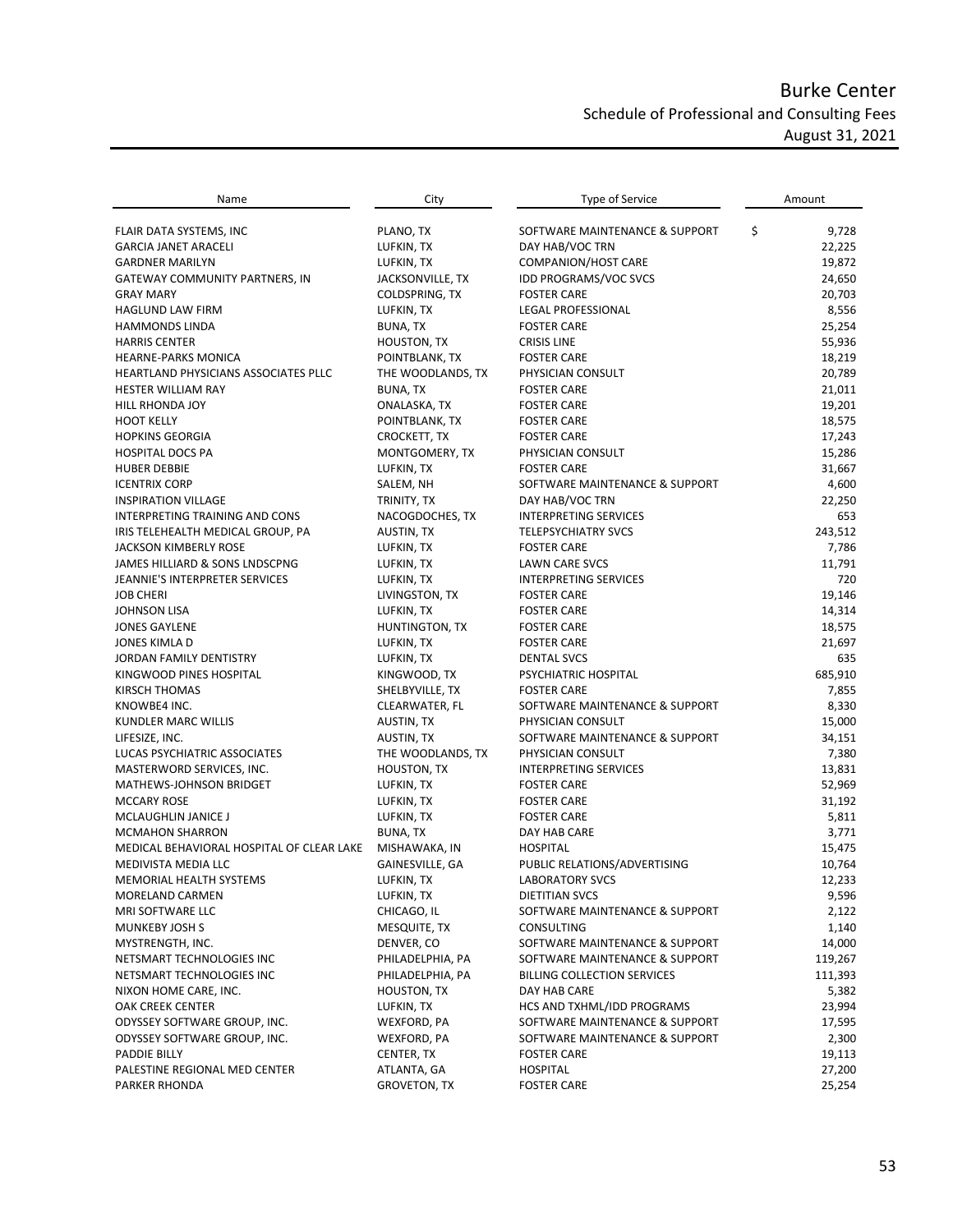# Burke Center

## Schedule of Professional and Consulting Fees

### August 31, 2021

| Name | City | Type of Service | Amount |
|---|---|---|---|
| FLAIR DATA SYSTEMS, INC | PLANO, TX | SOFTWARE MAINTENANCE & SUPPORT | $ 9,728 |
| GARCIA JANET ARACELI | LUFKIN, TX | DAY HAB/VOC TRN | 22,225 |
| GARDNER MARILYN | LUFKIN, TX | COMPANION/HOST CARE | 19,872 |
| GATEWAY COMMUNITY PARTNERS, IN | JACKSONVILLE, TX | IDD PROGRAMS/VOC SVCS | 24,650 |
| GRAY MARY | COLDSPRING, TX | FOSTER CARE | 20,703 |
| HAGLUND LAW FIRM | LUFKIN, TX | LEGAL PROFESSIONAL | 8,556 |
| HAMMONDS LINDA | BUNA, TX | FOSTER CARE | 25,254 |
| HARRIS CENTER | HOUSTON, TX | CRISIS LINE | 55,936 |
| HEARNE-PARKS MONICA | POINTBLANK, TX | FOSTER CARE | 18,219 |
| HEARTLAND PHYSICIANS ASSOCIATES PLLC | THE WOODLANDS, TX | PHYSICIAN CONSULT | 20,789 |
| HESTER WILLIAM RAY | BUNA, TX | FOSTER CARE | 21,011 |
| HILL RHONDA JOY | ONALASKA, TX | FOSTER CARE | 19,201 |
| HOOT KELLY | POINTBLANK, TX | FOSTER CARE | 18,575 |
| HOPKINS GEORGIA | CROCKETT, TX | FOSTER CARE | 17,243 |
| HOSPITAL DOCS PA | MONTGOMERY, TX | PHYSICIAN CONSULT | 15,286 |
| HUBER DEBBIE | LUFKIN, TX | FOSTER CARE | 31,667 |
| ICENTRIX CORP | SALEM, NH | SOFTWARE MAINTENANCE & SUPPORT | 4,600 |
| INSPIRATION VILLAGE | TRINITY, TX | DAY HAB/VOC TRN | 22,250 |
| INTERPRETING TRAINING AND CONS | NACOGDOCHES, TX | INTERPRETING SERVICES | 653 |
| IRIS TELEHEALTH MEDICAL GROUP, PA | AUSTIN, TX | TELEPSYCHIATRY SVCS | 243,512 |
| JACKSON KIMBERLY ROSE | LUFKIN, TX | FOSTER CARE | 7,786 |
| JAMES HILLIARD & SONS LNDSCPNG | LUFKIN, TX | LAWN CARE SVCS | 11,791 |
| JEANNIE'S INTERPRETER SERVICES | LUFKIN, TX | INTERPRETING SERVICES | 720 |
| JOB CHERI | LIVINGSTON, TX | FOSTER CARE | 19,146 |
| JOHNSON LISA | LUFKIN, TX | FOSTER CARE | 14,314 |
| JONES GAYLENE | HUNTINGTON, TX | FOSTER CARE | 18,575 |
| JONES KIMLA D | LUFKIN, TX | FOSTER CARE | 21,697 |
| JORDAN FAMILY DENTISTRY | LUFKIN, TX | DENTAL SVCS | 635 |
| KINGWOOD PINES HOSPITAL | KINGWOOD, TX | PSYCHIATRIC HOSPITAL | 685,910 |
| KIRSCH THOMAS | SHELBYVILLE, TX | FOSTER CARE | 7,855 |
| KNOWBE4 INC. | CLEARWATER, FL | SOFTWARE MAINTENANCE & SUPPORT | 8,330 |
| KUNDLER MARC WILLIS | AUSTIN, TX | PHYSICIAN CONSULT | 15,000 |
| LIFESIZE, INC. | AUSTIN, TX | SOFTWARE MAINTENANCE & SUPPORT | 34,151 |
| LUCAS PSYCHIATRIC ASSOCIATES | THE WOODLANDS, TX | PHYSICIAN CONSULT | 7,380 |
| MASTERWORD SERVICES, INC. | HOUSTON, TX | INTERPRETING SERVICES | 13,831 |
| MATHEWS-JOHNSON BRIDGET | LUFKIN, TX | FOSTER CARE | 52,969 |
| MCCARY ROSE | LUFKIN, TX | FOSTER CARE | 31,192 |
| MCLAUGHLIN JANICE J | LUFKIN, TX | FOSTER CARE | 5,811 |
| MCMAHON SHARRON | BUNA, TX | DAY HAB CARE | 3,771 |
| MEDICAL BEHAVIORAL HOSPITAL OF CLEAR LAKE | MISHAWAKA, IN | HOSPITAL | 15,475 |
| MEDIVISTA MEDIA LLC | GAINESVILLE, GA | PUBLIC RELATIONS/ADVERTISING | 10,764 |
| MEMORIAL HEALTH SYSTEMS | LUFKIN, TX | LABORATORY SVCS | 12,233 |
| MORELAND CARMEN | LUFKIN, TX | DIETITIAN SVCS | 9,596 |
| MRI SOFTWARE LLC | CHICAGO, IL | SOFTWARE MAINTENANCE & SUPPORT | 2,122 |
| MUNKEBY JOSH S | MESQUITE, TX | CONSULTING | 1,140 |
| MYSTRENGTH, INC. | DENVER, CO | SOFTWARE MAINTENANCE & SUPPORT | 14,000 |
| NETSMART TECHNOLOGIES INC | PHILADELPHIA, PA | SOFTWARE MAINTENANCE & SUPPORT | 119,267 |
| NETSMART TECHNOLOGIES INC | PHILADELPHIA, PA | BILLING COLLECTION SERVICES | 111,393 |
| NIXON HOME CARE, INC. | HOUSTON, TX | DAY HAB CARE | 5,382 |
| OAK CREEK CENTER | LUFKIN, TX | HCS AND TXHML/IDD PROGRAMS | 23,994 |
| ODYSSEY SOFTWARE GROUP, INC. | WEXFORD, PA | SOFTWARE MAINTENANCE & SUPPORT | 17,595 |
| ODYSSEY SOFTWARE GROUP, INC. | WEXFORD, PA | SOFTWARE MAINTENANCE & SUPPORT | 2,300 |
| PADDIE BILLY | CENTER, TX | FOSTER CARE | 19,113 |
| PALESTINE REGIONAL MED CENTER | ATLANTA, GA | HOSPITAL | 27,200 |
| PARKER RHONDA | GROVETON, TX | FOSTER CARE | 25,254 |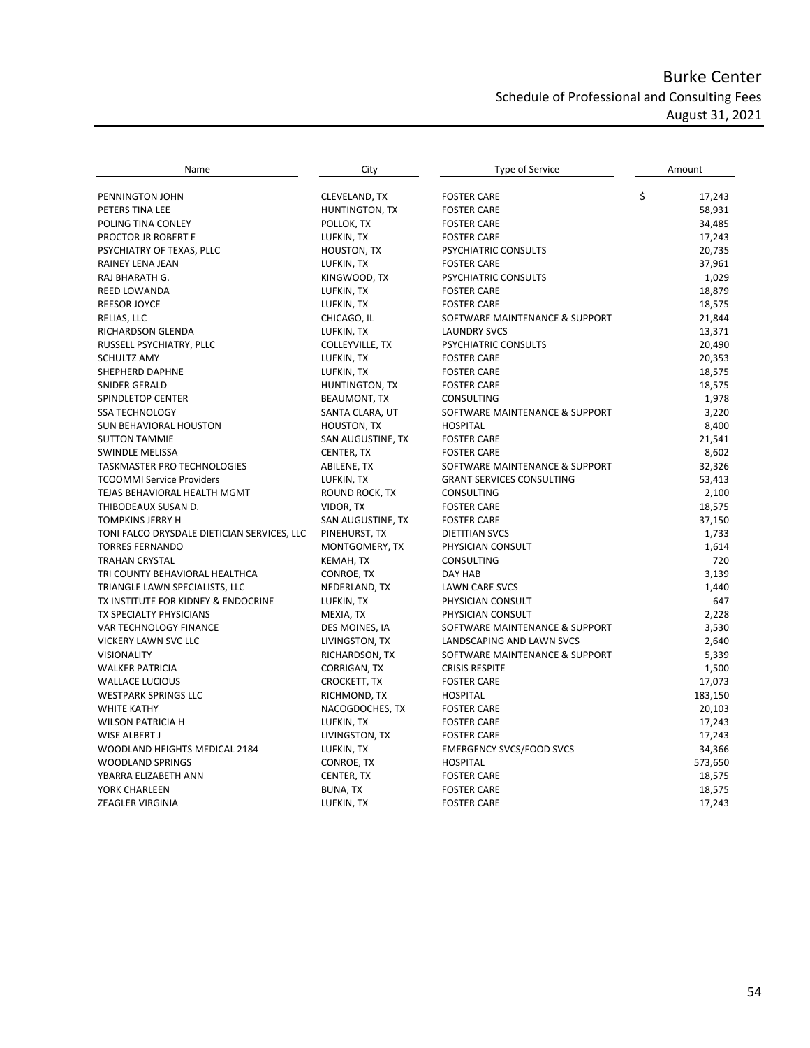# Burke Center

## Schedule of Professional and Consulting Fees

### August 31, 2021

| Name | City | Type of Service | Amount |
|---|---|---|---|
| PENNINGTON JOHN | CLEVELAND, TX | FOSTER CARE | $ 17,243 |
| PETERS TINA LEE | HUNTINGTON, TX | FOSTER CARE | 58,931 |
| POLING TINA CONLEY | POLLOK, TX | FOSTER CARE | 34,485 |
| PROCTOR JR ROBERT E | LUFKIN, TX | FOSTER CARE | 17,243 |
| PSYCHIATRY OF TEXAS, PLLC | HOUSTON, TX | PSYCHIATRIC CONSULTS | 20,735 |
| RAINEY LENA JEAN | LUFKIN, TX | FOSTER CARE | 37,961 |
| RAJ BHARATH G. | KINGWOOD, TX | PSYCHIATRIC CONSULTS | 1,029 |
| REED LOWANDA | LUFKIN, TX | FOSTER CARE | 18,879 |
| REESOR JOYCE | LUFKIN, TX | FOSTER CARE | 18,575 |
| RELIAS, LLC | CHICAGO, IL | SOFTWARE MAINTENANCE & SUPPORT | 21,844 |
| RICHARDSON GLENDA | LUFKIN, TX | LAUNDRY SVCS | 13,371 |
| RUSSELL PSYCHIATRY, PLLC | COLLEYVILLE, TX | PSYCHIATRIC CONSULTS | 20,490 |
| SCHULTZ AMY | LUFKIN, TX | FOSTER CARE | 20,353 |
| SHEPHERD DAPHNE | LUFKIN, TX | FOSTER CARE | 18,575 |
| SNIDER GERALD | HUNTINGTON, TX | FOSTER CARE | 18,575 |
| SPINDLETOP CENTER | BEAUMONT, TX | CONSULTING | 1,978 |
| SSA TECHNOLOGY | SANTA CLARA, UT | SOFTWARE MAINTENANCE & SUPPORT | 3,220 |
| SUN BEHAVIORAL HOUSTON | HOUSTON, TX | HOSPITAL | 8,400 |
| SUTTON TAMMIE | SAN AUGUSTINE, TX | FOSTER CARE | 21,541 |
| SWINDLE MELISSA | CENTER, TX | FOSTER CARE | 8,602 |
| TASKMASTER PRO TECHNOLOGIES | ABILENE, TX | SOFTWARE MAINTENANCE & SUPPORT | 32,326 |
| TCOOMMI Service Providers | LUFKIN, TX | GRANT SERVICES CONSULTING | 53,413 |
| TEJAS BEHAVIORAL HEALTH MGMT | ROUND ROCK, TX | CONSULTING | 2,100 |
| THIBODEAUX SUSAN D. | VIDOR, TX | FOSTER CARE | 18,575 |
| TOMPKINS JERRY H | SAN AUGUSTINE, TX | FOSTER CARE | 37,150 |
| TONI FALCO DRYSDALE DIETICIAN SERVICES, LLC | PINEHURST, TX | DIETITIAN SVCS | 1,733 |
| TORRES FERNANDO | MONTGOMERY, TX | PHYSICIAN CONSULT | 1,614 |
| TRAHAN CRYSTAL | KEMAH, TX | CONSULTING | 720 |
| TRI COUNTY BEHAVIORAL HEALTHCA | CONROE, TX | DAY HAB | 3,139 |
| TRIANGLE LAWN SPECIALISTS, LLC | NEDERLAND, TX | LAWN CARE SVCS | 1,440 |
| TX INSTITUTE FOR KIDNEY & ENDOCRINE | LUFKIN, TX | PHYSICIAN CONSULT | 647 |
| TX SPECIALTY PHYSICIANS | MEXIA, TX | PHYSICIAN CONSULT | 2,228 |
| VAR TECHNOLOGY FINANCE | DES MOINES, IA | SOFTWARE MAINTENANCE & SUPPORT | 3,530 |
| VICKERY LAWN SVC LLC | LIVINGSTON, TX | LANDSCAPING AND LAWN SVCS | 2,640 |
| VISIONALITY | RICHARDSON, TX | SOFTWARE MAINTENANCE & SUPPORT | 5,339 |
| WALKER PATRICIA | CORRIGAN, TX | CRISIS RESPITE | 1,500 |
| WALLACE LUCIOUS | CROCKETT, TX | FOSTER CARE | 17,073 |
| WESTPARK SPRINGS LLC | RICHMOND, TX | HOSPITAL | 183,150 |
| WHITE KATHY | NACOGDOCHES, TX | FOSTER CARE | 20,103 |
| WILSON PATRICIA H | LUFKIN, TX | FOSTER CARE | 17,243 |
| WISE ALBERT J | LIVINGSTON, TX | FOSTER CARE | 17,243 |
| WOODLAND HEIGHTS MEDICAL 2184 | LUFKIN, TX | EMERGENCY SVCS/FOOD SVCS | 34,366 |
| WOODLAND SPRINGS | CONROE, TX | HOSPITAL | 573,650 |
| YBARRA ELIZABETH ANN | CENTER, TX | FOSTER CARE | 18,575 |
| YORK CHARLEEN | BUNA, TX | FOSTER CARE | 18,575 |
| ZEAGLER VIRGINIA | LUFKIN, TX | FOSTER CARE | 17,243 |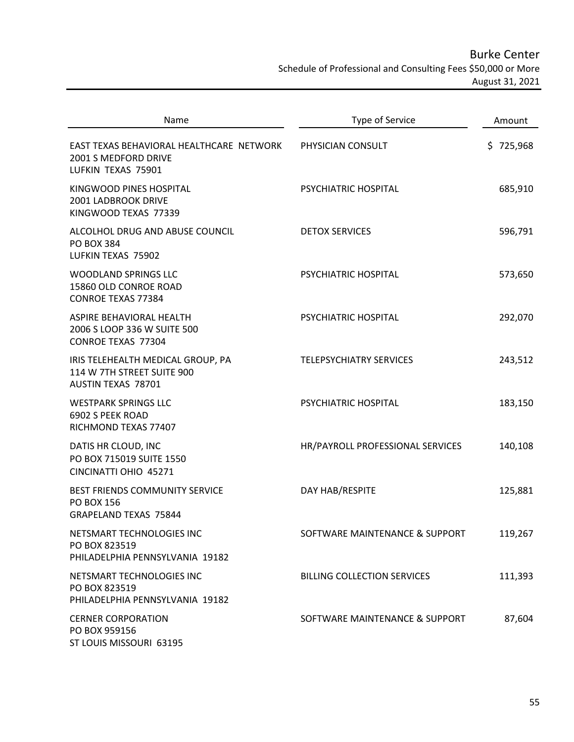# Burke Center

## Schedule of Professional and Consulting Fees $50,000 or More

August 31, 2021

| Name | Type of Service | Amount |
|---|---|---|
| EAST TEXAS BEHAVIORAL HEALTHCARE NETWORK<br>2001 S MEDFORD DRIVE<br>LUFKIN TEXAS 75901 | PHYSICIAN CONSULT | $ 725,968 |
| KINGWOOD PINES HOSPITAL<br>2001 LADBROOK DRIVE<br>KINGWOOD TEXAS 77339 | PSYCHIATRIC HOSPITAL | 685,910 |
| ALCOLHOL DRUG AND ABUSE COUNCIL<br>PO BOX 384<br>LUFKIN TEXAS 75902 | DETOX SERVICES | 596,791 |
| WOODLAND SPRINGS LLC<br>15860 OLD CONROE ROAD<br>CONROE TEXAS 77384 | PSYCHIATRIC HOSPITAL | 573,650 |
| ASPIRE BEHAVIORAL HEALTH<br>2006 S LOOP 336 W SUITE 500<br>CONROE TEXAS 77304 | PSYCHIATRIC HOSPITAL | 292,070 |
| IRIS TELEHEALTH MEDICAL GROUP, PA<br>114 W 7TH STREET SUITE 900<br>AUSTIN TEXAS 78701 | TELEPSYCHIATRY SERVICES | 243,512 |
| WESTPARK SPRINGS LLC<br>6902 S PEEK ROAD<br>RICHMOND TEXAS 77407 | PSYCHIATRIC HOSPITAL | 183,150 |
| DATIS HR CLOUD, INC<br>PO BOX 715019 SUITE 1550<br>CINCINATTI OHIO 45271 | HR/PAYROLL PROFESSIONAL SERVICES | 140,108 |
| BEST FRIENDS COMMUNITY SERVICE<br>PO BOX 156<br>GRAPELAND TEXAS 75844 | DAY HAB/RESPITE | 125,881 |
| NETSMART TECHNOLOGIES INC<br>PO BOX 823519<br>PHILADELPHIA PENNSYLVANIA 19182 | SOFTWARE MAINTENANCE & SUPPORT | 119,267 |
| NETSMART TECHNOLOGIES INC<br>PO BOX 823519<br>PHILADELPHIA PENNSYLVANIA 19182 | BILLING COLLECTION SERVICES | 111,393 |
| CERNER CORPORATION<br>PO BOX 959156<br>ST LOUIS MISSOURI 63195 | SOFTWARE MAINTENANCE & SUPPORT | 87,604 |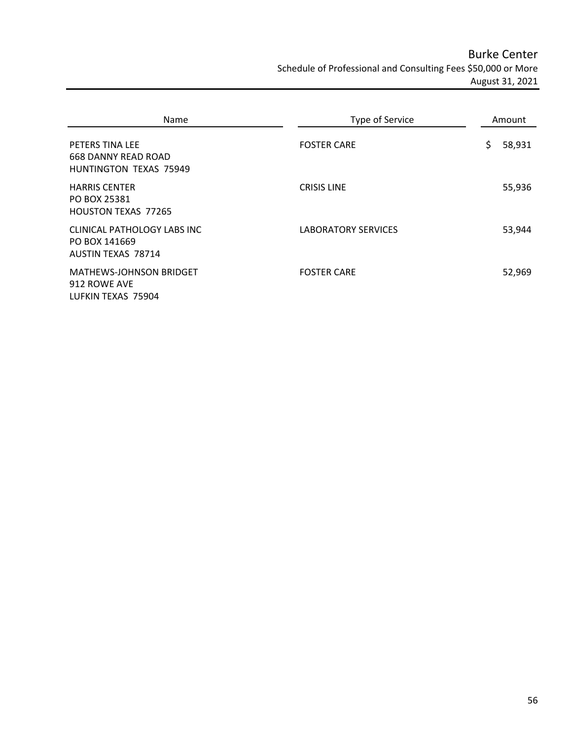# Burke Center

Schedule of Professional and Consulting Fees $50,000 or More

August 31, 2021

| Name | Type of Service | Amount |
| --- | --- | --- |
| PETERS TINA LEE<br>668 DANNY READ ROAD<br>HUNTINGTON TEXAS 75949 | FOSTER CARE | $ 58,931 |
| HARRIS CENTER<br>PO BOX 25381<br>HOUSTON TEXAS 77265 | CRISIS LINE | 55,936 |
| CLINICAL PATHOLOGY LABS INC<br>PO BOX 141669<br>AUSTIN TEXAS 78714 | LABORATORY SERVICES | 53,944 |
| MATHEWS-JOHNSON BRIDGET<br>912 ROWE AVE<br>LUFKIN TEXAS 75904 | FOSTER CARE | 52,969 |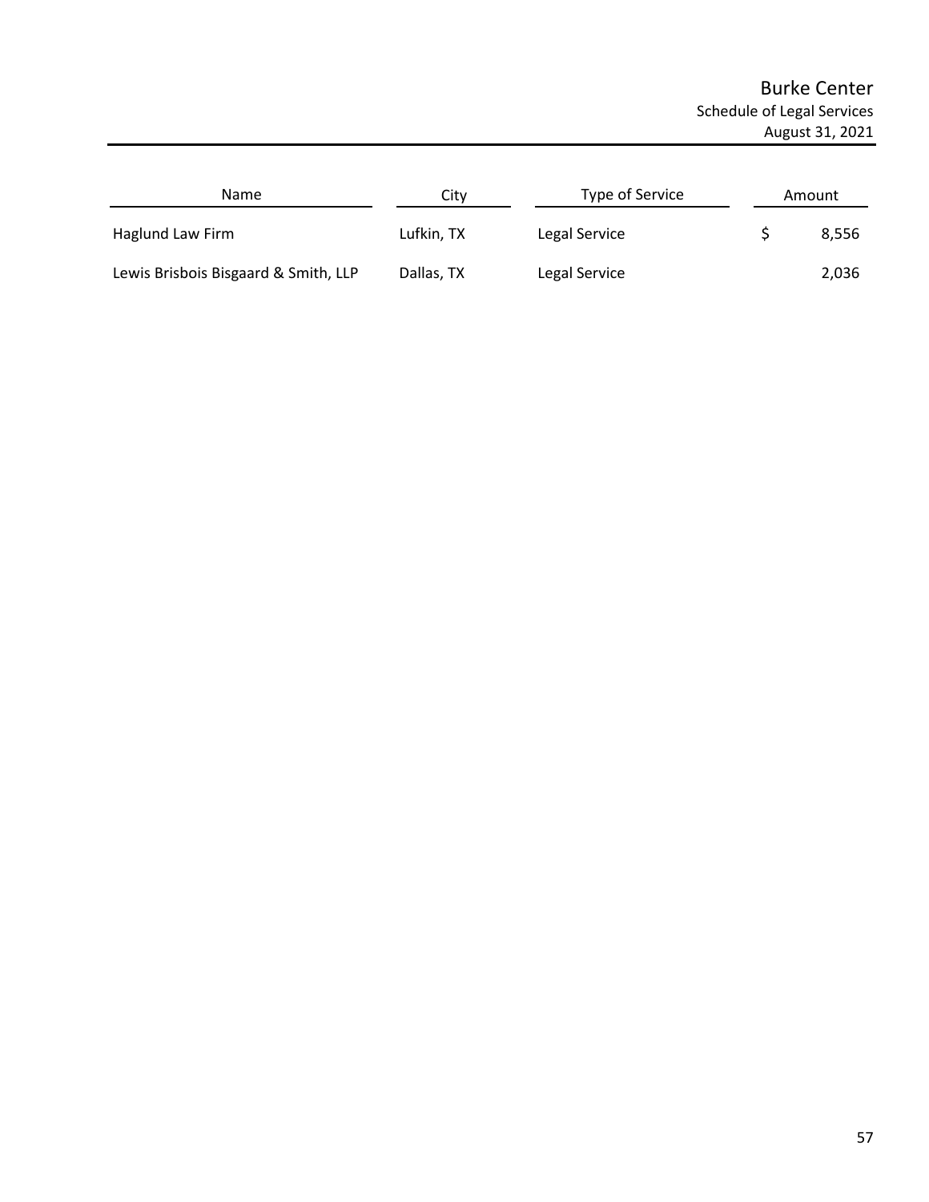# Burke Center

## Schedule of Legal Services

### August 31, 2021

| Name | City | Type of Service | Amount |
|---|---|---|---|
| Haglund Law Firm | Lufkin, TX | Legal Service | $ 8,556 |
| Lewis Brisbois Bisgaard & Smith, LLP | Dallas, TX | Legal Service | 2,036 |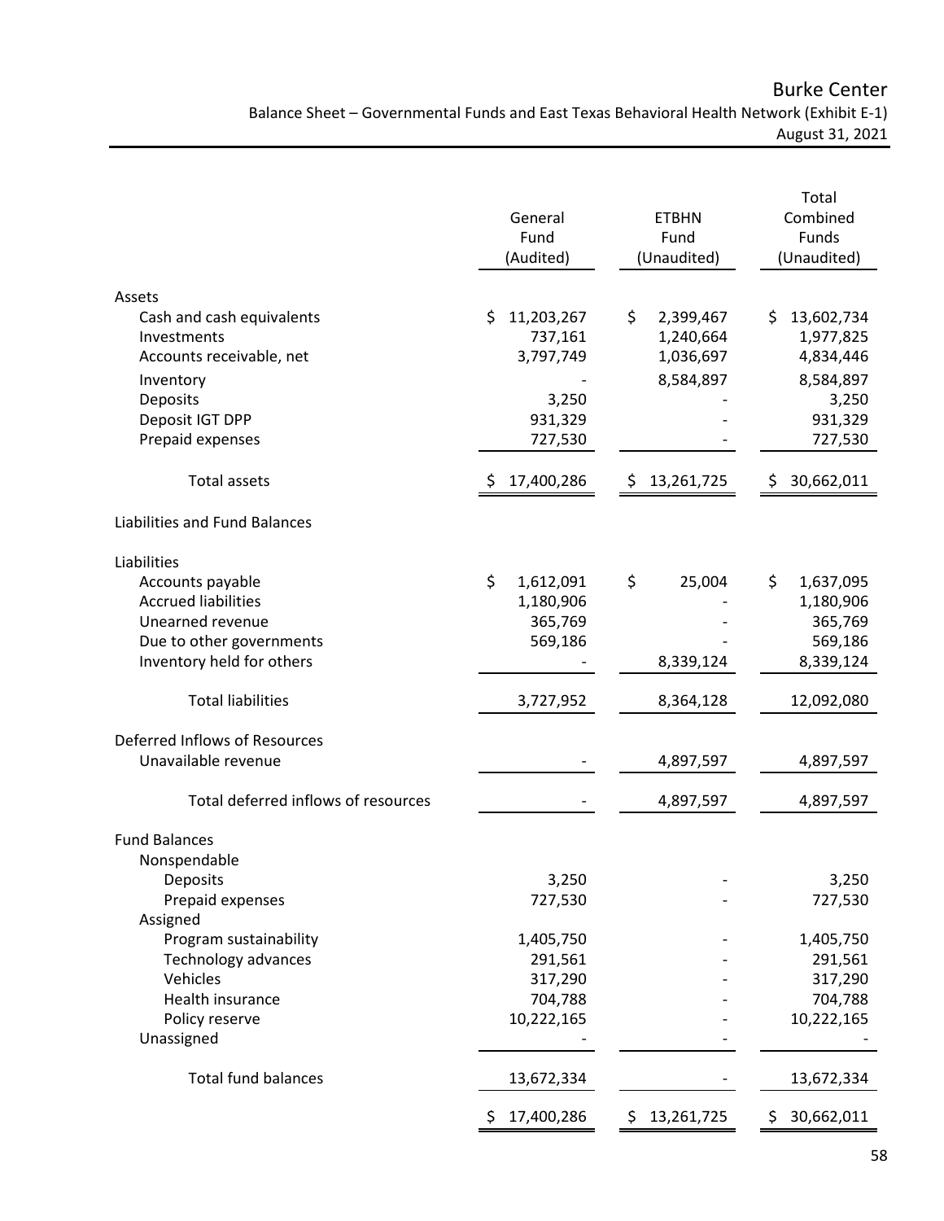# Burke Center

## Balance Sheet – Governmental Funds and East Texas Behavioral Health Network (Exhibit E-1)

August 31, 2021

| | General Fund (Audited) | ETBHN Fund (Unaudited) | Total Combined Funds (Unaudited) |
|---|---|---|---|
| **Assets** | | | |
| Cash and cash equivalents | $ 11,203,267 | $ 2,399,467 | $ 13,602,734 |
| Investments | 737,161 | 1,240,664 | 1,977,825 |
| Accounts receivable, net | 3,797,749 | 1,036,697 | 4,834,446 |
| Inventory | - | 8,584,897 | 8,584,897 |
| Deposits | 3,250 | - | 3,250 |
| Deposit IGT DPP | 931,329 | - | 931,329 |
| Prepaid expenses | 727,530 | - | 727,530 |
| Total assets | $ 17,400,286 | $ 13,261,725 | $ 30,662,011 |
| **Liabilities and Fund Balances** | | | |
| **Liabilities** | | | |
| Accounts payable | $ 1,612,091 | $ 25,004 | $ 1,637,095 |
| Accrued liabilities | 1,180,906 | - | 1,180,906 |
| Unearned revenue | 365,769 | - | 365,769 |
| Due to other governments | 569,186 | - | 569,186 |
| Inventory held for others | - | 8,339,124 | 8,339,124 |
| Total liabilities | 3,727,952 | 8,364,128 | 12,092,080 |
| **Deferred Inflows of Resources** | | | |
| Unavailable revenue | - | 4,897,597 | 4,897,597 |
| Total deferred inflows of resources | - | 4,897,597 | 4,897,597 |
| **Fund Balances** | | | |
| Nonspendable | | | |
| Deposits | 3,250 | - | 3,250 |
| Prepaid expenses | 727,530 | - | 727,530 |
| Assigned | | | |
| Program sustainability | 1,405,750 | - | 1,405,750 |
| Technology advances | 291,561 | - | 291,561 |
| Vehicles | 317,290 | - | 317,290 |
| Health insurance | 704,788 | - | 704,788 |
| Policy reserve | 10,222,165 | - | 10,222,165 |
| Unassigned | - | - | - |
| Total fund balances | 13,672,334 | - | 13,672,334 |
| | $ 17,400,286 | $ 13,261,725 | $ 30,662,011 |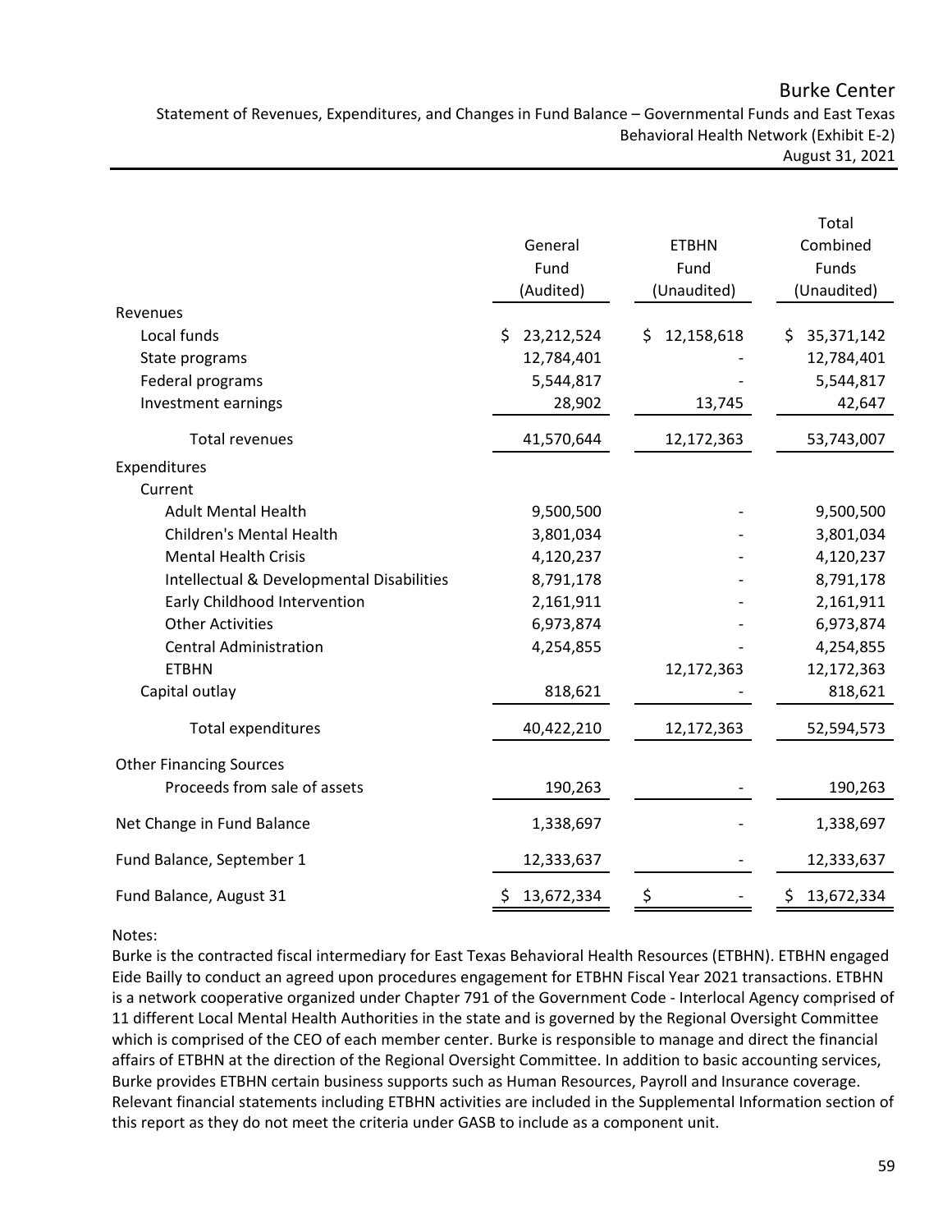# Burke Center

Statement of Revenues, Expenditures, and Changes in Fund Balance – Governmental Funds and East Texas Behavioral Health Network (Exhibit E-2)

August 31, 2021

| | General Fund (Audited) | ETBHN Fund (Unaudited) | Total Combined Funds (Unaudited) |
|---|---|---|---|
| **Revenues** | | | |
| Local funds | $ 23,212,524 | $ 12,158,618 | $ 35,371,142 |
| State programs | 12,784,401 | - | 12,784,401 |
| Federal programs | 5,544,817 | - | 5,544,817 |
| Investment earnings | 28,902 | 13,745 | 42,647 |
| Total revenues | 41,570,644 | 12,172,363 | 53,743,007 |
| **Expenditures** | | | |
| Current | | | |
| Adult Mental Health | 9,500,500 | - | 9,500,500 |
| Children's Mental Health | 3,801,034 | - | 3,801,034 |
| Mental Health Crisis | 4,120,237 | - | 4,120,237 |
| Intellectual & Developmental Disabilities | 8,791,178 | - | 8,791,178 |
| Early Childhood Intervention | 2,161,911 | - | 2,161,911 |
| Other Activities | 6,973,874 | - | 6,973,874 |
| Central Administration | 4,254,855 | - | 4,254,855 |
| ETBHN | | 12,172,363 | 12,172,363 |
| Capital outlay | 818,621 | - | 818,621 |
| Total expenditures | 40,422,210 | 12,172,363 | 52,594,573 |
| **Other Financing Sources** | | | |
| Proceeds from sale of assets | 190,263 | - | 190,263 |
| Net Change in Fund Balance | 1,338,697 | - | 1,338,697 |
| Fund Balance, September 1 | 12,333,637 | - | 12,333,637 |
| Fund Balance, August 31 | $ 13,672,334 | $ - | $ 13,672,334 |

Notes:

Burke is the contracted fiscal intermediary for East Texas Behavioral Health Resources (ETBHN). ETBHN engaged Eide Bailly to conduct an agreed upon procedures engagement for ETBHN Fiscal Year 2021 transactions. ETBHN is a network cooperative organized under Chapter 791 of the Government Code - Interlocal Agency comprised of 11 different Local Mental Health Authorities in the state and is governed by the Regional Oversight Committee which is comprised of the CEO of each member center. Burke is responsible to manage and direct the financial affairs of ETBHN at the direction of the Regional Oversight Committee. In addition to basic accounting services, Burke provides ETBHN certain business supports such as Human Resources, Payroll and Insurance coverage. Relevant financial statements including ETBHN activities are included in the Supplemental Information section of this report as they do not meet the criteria under GASB to include as a component unit.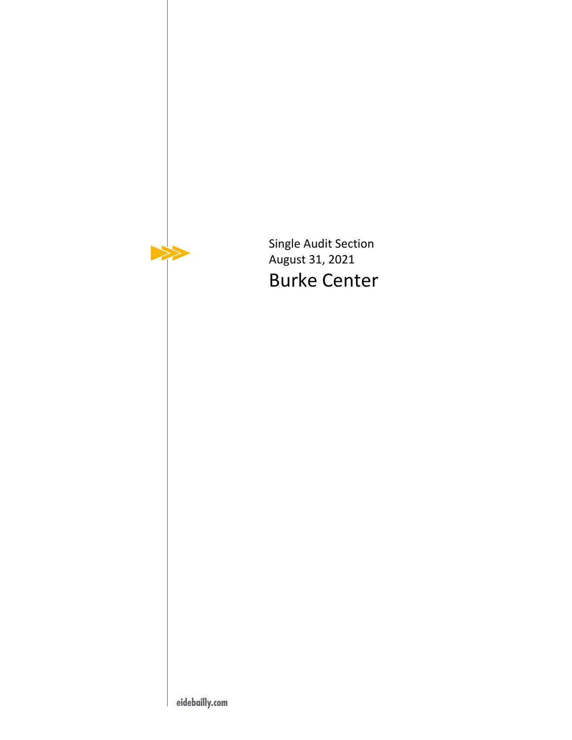Single Audit Section

August 31, 2021

# Burke Center

eidebailly.com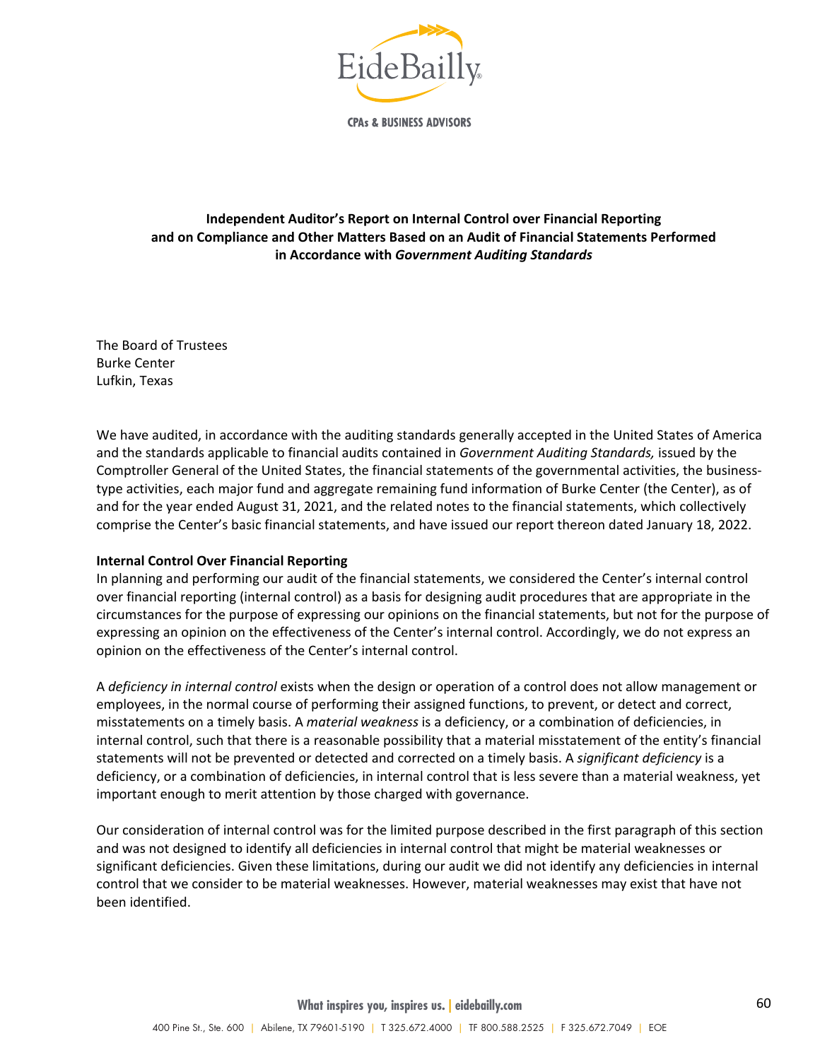**Independent Auditor's Report on Internal Control over Financial Reporting and on Compliance and Other Matters Based on an Audit of Financial Statements Performed in Accordance with *Government Auditing Standards***

The Board of Trustees
Burke Center
Lufkin, Texas

We have audited, in accordance with the auditing standards generally accepted in the United States of America and the standards applicable to financial audits contained in *Government Auditing Standards,* issued by the Comptroller General of the United States, the financial statements of the governmental activities, the business-type activities, each major fund and aggregate remaining fund information of Burke Center (the Center), as of and for the year ended August 31, 2021, and the related notes to the financial statements, which collectively comprise the Center's basic financial statements, and have issued our report thereon dated January 18, 2022.

**Internal Control Over Financial Reporting**

In planning and performing our audit of the financial statements, we considered the Center's internal control over financial reporting (internal control) as a basis for designing audit procedures that are appropriate in the circumstances for the purpose of expressing our opinions on the financial statements, but not for the purpose of expressing an opinion on the effectiveness of the Center's internal control. Accordingly, we do not express an opinion on the effectiveness of the Center's internal control.

A *deficiency in internal control* exists when the design or operation of a control does not allow management or employees, in the normal course of performing their assigned functions, to prevent, or detect and correct, misstatements on a timely basis. A *material weakness* is a deficiency, or a combination of deficiencies, in internal control, such that there is a reasonable possibility that a material misstatement of the entity's financial statements will not be prevented or detected and corrected on a timely basis. A *significant deficiency* is a deficiency, or a combination of deficiencies, in internal control that is less severe than a material weakness, yet important enough to merit attention by those charged with governance.

Our consideration of internal control was for the limited purpose described in the first paragraph of this section and was not designed to identify all deficiencies in internal control that might be material weaknesses or significant deficiencies. Given these limitations, during our audit we did not identify any deficiencies in internal control that we consider to be material weaknesses. However, material weaknesses may exist that have not been identified.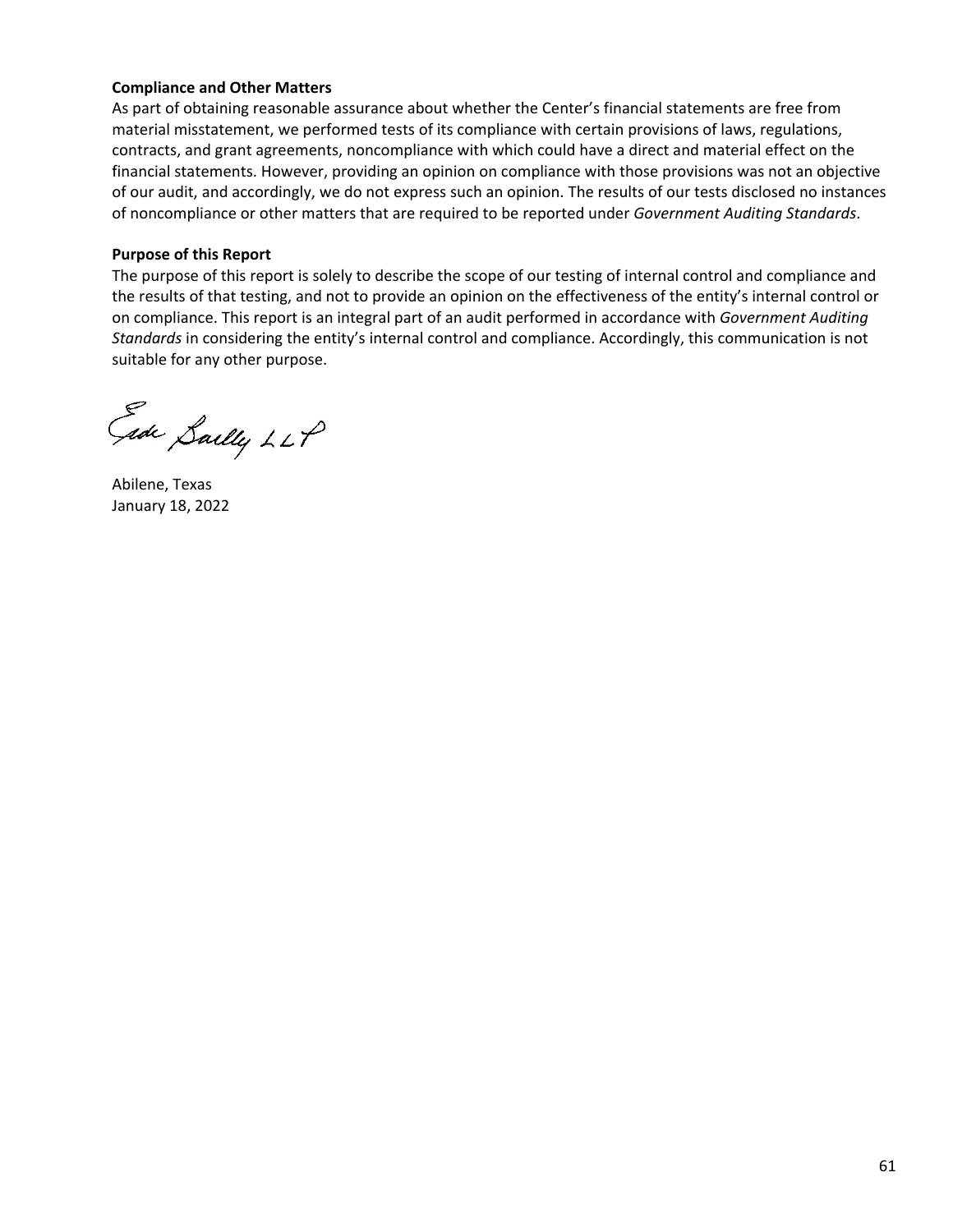**Compliance and Other Matters**

As part of obtaining reasonable assurance about whether the Center's financial statements are free from material misstatement, we performed tests of its compliance with certain provisions of laws, regulations, contracts, and grant agreements, noncompliance with which could have a direct and material effect on the financial statements. However, providing an opinion on compliance with those provisions was not an objective of our audit, and accordingly, we do not express such an opinion. The results of our tests disclosed no instances of noncompliance or other matters that are required to be reported under *Government Auditing Standards*.

**Purpose of this Report**

The purpose of this report is solely to describe the scope of our testing of internal control and compliance and the results of that testing, and not to provide an opinion on the effectiveness of the entity's internal control or on compliance. This report is an integral part of an audit performed in accordance with *Government Auditing Standards* in considering the entity's internal control and compliance. Accordingly, this communication is not suitable for any other purpose.

Eide Bailly LLP

Abilene, Texas
January 18, 2022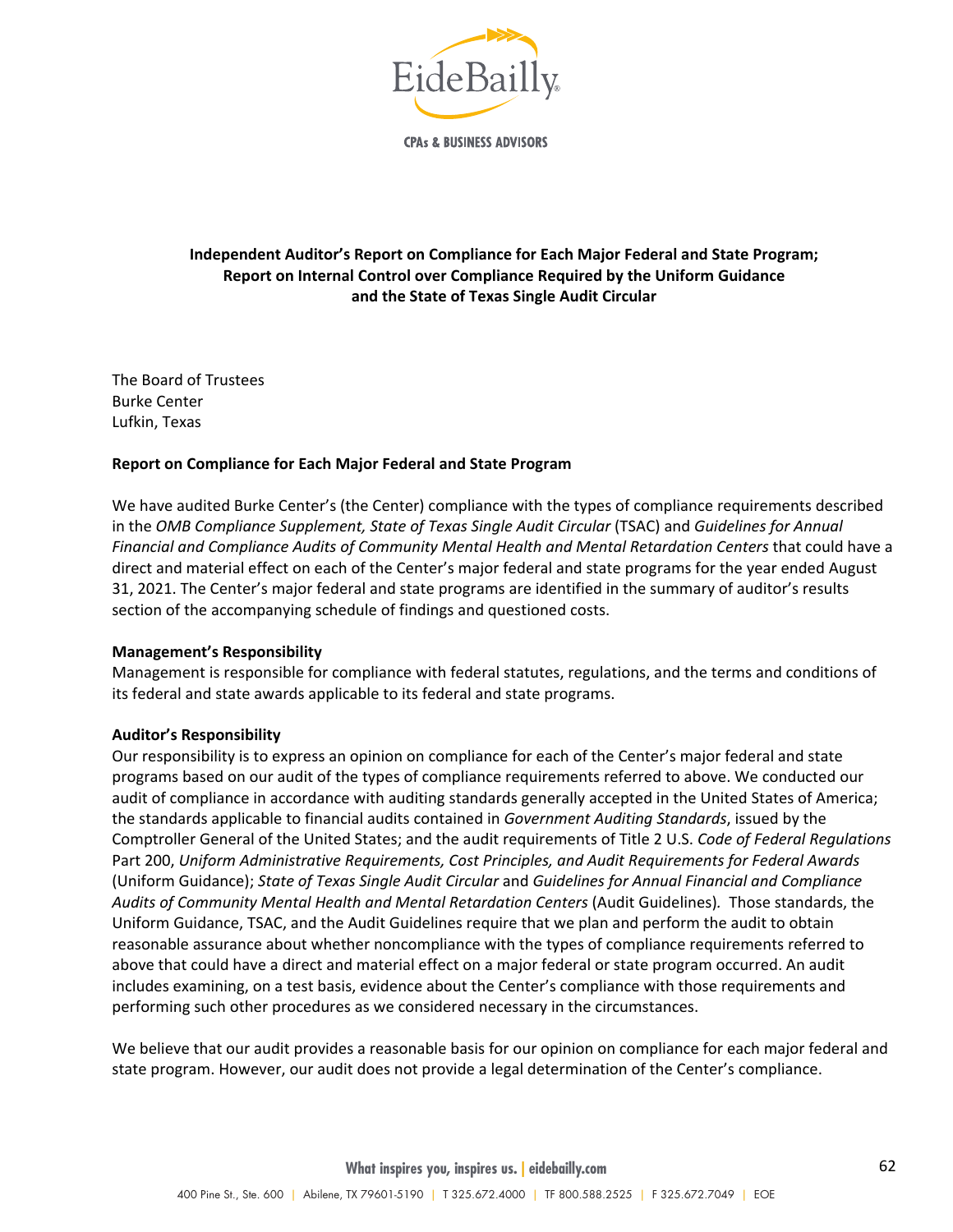EideBailly

CPAs & BUSINESS ADVISORS

## Independent Auditor's Report on Compliance for Each Major Federal and State Program; Report on Internal Control over Compliance Required by the Uniform Guidance and the State of Texas Single Audit Circular

The Board of Trustees
Burke Center
Lufkin, Texas

### Report on Compliance for Each Major Federal and State Program

We have audited Burke Center's (the Center) compliance with the types of compliance requirements described in the *OMB Compliance Supplement, State of Texas Single Audit Circular* (TSAC) and *Guidelines for Annual Financial and Compliance Audits of Community Mental Health and Mental Retardation Centers* that could have a direct and material effect on each of the Center's major federal and state programs for the year ended August 31, 2021. The Center's major federal and state programs are identified in the summary of auditor's results section of the accompanying schedule of findings and questioned costs.

**Management's Responsibility**

Management is responsible for compliance with federal statutes, regulations, and the terms and conditions of its federal and state awards applicable to its federal and state programs.

**Auditor's Responsibility**

Our responsibility is to express an opinion on compliance for each of the Center's major federal and state programs based on our audit of the types of compliance requirements referred to above. We conducted our audit of compliance in accordance with auditing standards generally accepted in the United States of America; the standards applicable to financial audits contained in *Government Auditing Standards*, issued by the Comptroller General of the United States; and the audit requirements of Title 2 U.S. *Code of Federal Regulations* Part 200, *Uniform Administrative Requirements, Cost Principles, and Audit Requirements for Federal Awards* (Uniform Guidance); *State of Texas Single Audit Circular* and *Guidelines for Annual Financial and Compliance Audits of Community Mental Health and Mental Retardation Centers* (Audit Guidelines). Those standards, the Uniform Guidance, TSAC, and the Audit Guidelines require that we plan and perform the audit to obtain reasonable assurance about whether noncompliance with the types of compliance requirements referred to above that could have a direct and material effect on a major federal or state program occurred. An audit includes examining, on a test basis, evidence about the Center's compliance with those requirements and performing such other procedures as we considered necessary in the circumstances.

We believe that our audit provides a reasonable basis for our opinion on compliance for each major federal and state program. However, our audit does not provide a legal determination of the Center's compliance.

What inspires you, inspires us. | eidebailly.com

400 Pine St., Ste. 600 | Abilene, TX 79601-5190 | T 325.672.4000 | TF 800.588.2525 | F 325.672.7049 | EOE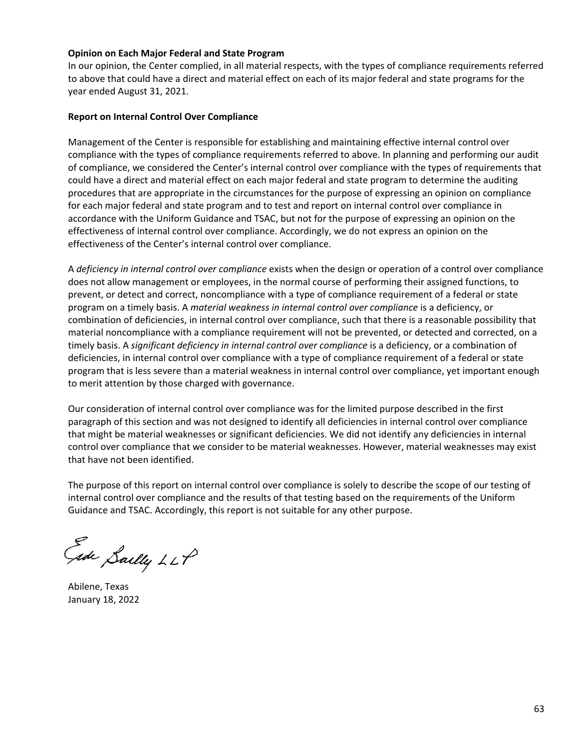**Opinion on Each Major Federal and State Program**

In our opinion, the Center complied, in all material respects, with the types of compliance requirements referred to above that could have a direct and material effect on each of its major federal and state programs for the year ended August 31, 2021.

**Report on Internal Control Over Compliance**

Management of the Center is responsible for establishing and maintaining effective internal control over compliance with the types of compliance requirements referred to above. In planning and performing our audit of compliance, we considered the Center's internal control over compliance with the types of requirements that could have a direct and material effect on each major federal and state program to determine the auditing procedures that are appropriate in the circumstances for the purpose of expressing an opinion on compliance for each major federal and state program and to test and report on internal control over compliance in accordance with the Uniform Guidance and TSAC, but not for the purpose of expressing an opinion on the effectiveness of internal control over compliance. Accordingly, we do not express an opinion on the effectiveness of the Center's internal control over compliance.

A *deficiency in internal control over compliance* exists when the design or operation of a control over compliance does not allow management or employees, in the normal course of performing their assigned functions, to prevent, or detect and correct, noncompliance with a type of compliance requirement of a federal or state program on a timely basis. A *material weakness in internal control over compliance* is a deficiency, or combination of deficiencies, in internal control over compliance, such that there is a reasonable possibility that material noncompliance with a compliance requirement will not be prevented, or detected and corrected, on a timely basis. A *significant deficiency in internal control over compliance* is a deficiency, or a combination of deficiencies, in internal control over compliance with a type of compliance requirement of a federal or state program that is less severe than a material weakness in internal control over compliance, yet important enough to merit attention by those charged with governance.

Our consideration of internal control over compliance was for the limited purpose described in the first paragraph of this section and was not designed to identify all deficiencies in internal control over compliance that might be material weaknesses or significant deficiencies. We did not identify any deficiencies in internal control over compliance that we consider to be material weaknesses. However, material weaknesses may exist that have not been identified.

The purpose of this report on internal control over compliance is solely to describe the scope of our testing of internal control over compliance and the results of that testing based on the requirements of the Uniform Guidance and TSAC. Accordingly, this report is not suitable for any other purpose.

Eide Bailly LLP

Abilene, Texas
January 18, 2022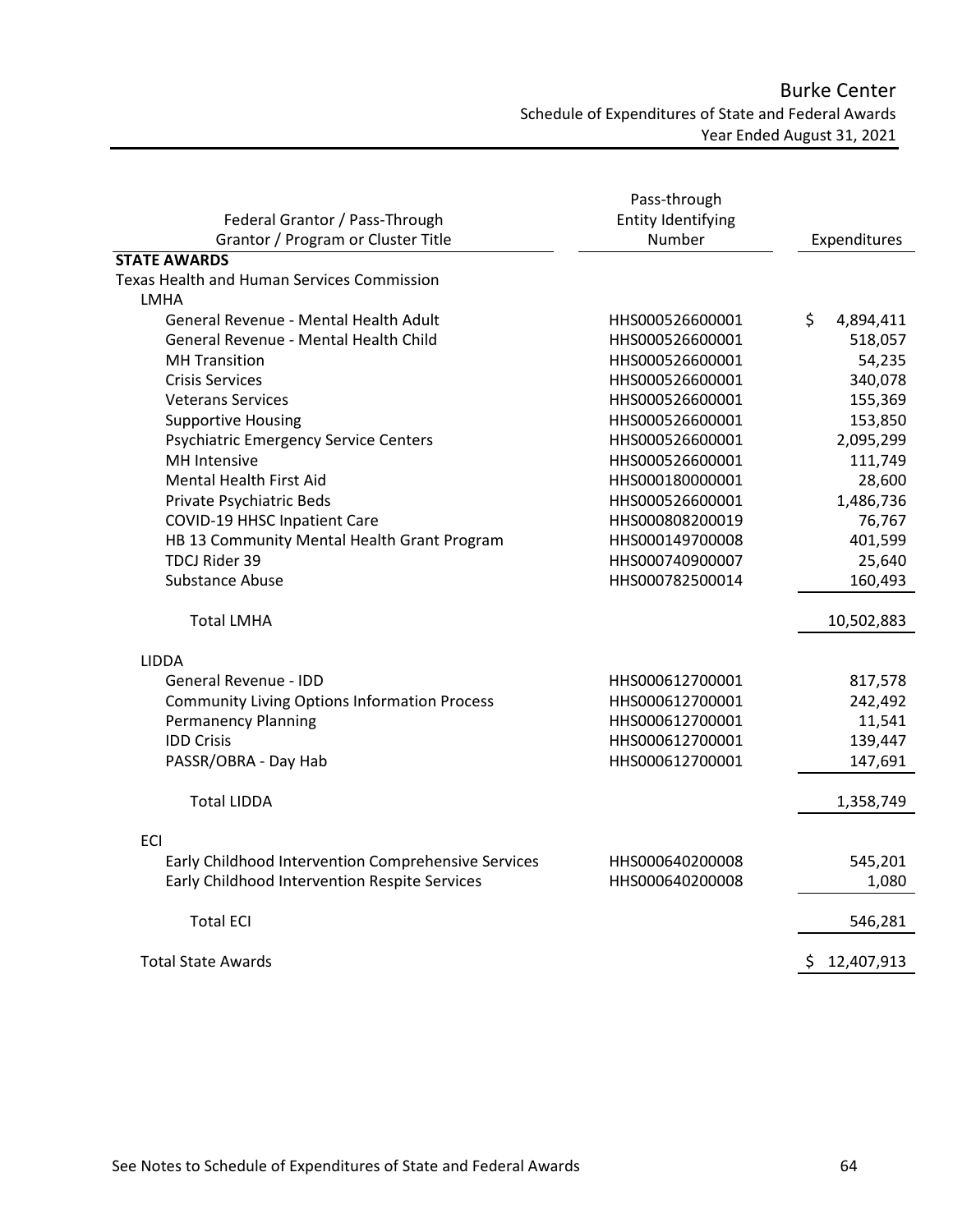# Burke Center

## Schedule of Expenditures of State and Federal Awards

### Year Ended August 31, 2021

| Federal Grantor / Pass-Through Grantor / Program or Cluster Title | Pass-through Entity Identifying Number | Expenditures |
|---|---|---|
| **STATE AWARDS** | | |
| Texas Health and Human Services Commission | | |
| LMHA | | |
| General Revenue - Mental Health Adult | HHS000526600001 | $ 4,894,411 |
| General Revenue - Mental Health Child | HHS000526600001 | 518,057 |
| MH Transition | HHS000526600001 | 54,235 |
| Crisis Services | HHS000526600001 | 340,078 |
| Veterans Services | HHS000526600001 | 155,369 |
| Supportive Housing | HHS000526600001 | 153,850 |
| Psychiatric Emergency Service Centers | HHS000526600001 | 2,095,299 |
| MH Intensive | HHS000526600001 | 111,749 |
| Mental Health First Aid | HHS000180000001 | 28,600 |
| Private Psychiatric Beds | HHS000526600001 | 1,486,736 |
| COVID-19 HHSC Inpatient Care | HHS000808200019 | 76,767 |
| HB 13 Community Mental Health Grant Program | HHS000149700008 | 401,599 |
| TDCJ Rider 39 | HHS000740900007 | 25,640 |
| Substance Abuse | HHS000782500014 | 160,493 |
| Total LMHA | | 10,502,883 |
| LIDDA | | |
| General Revenue - IDD | HHS000612700001 | 817,578 |
| Community Living Options Information Process | HHS000612700001 | 242,492 |
| Permanency Planning | HHS000612700001 | 11,541 |
| IDD Crisis | HHS000612700001 | 139,447 |
| PASSR/OBRA - Day Hab | HHS000612700001 | 147,691 |
| Total LIDDA | | 1,358,749 |
| ECI | | |
| Early Childhood Intervention Comprehensive Services | HHS000640200008 | 545,201 |
| Early Childhood Intervention Respite Services | HHS000640200008 | 1,080 |
| Total ECI | | 546,281 |
| Total State Awards | | $ 12,407,913 |

See Notes to Schedule of Expenditures of State and Federal Awards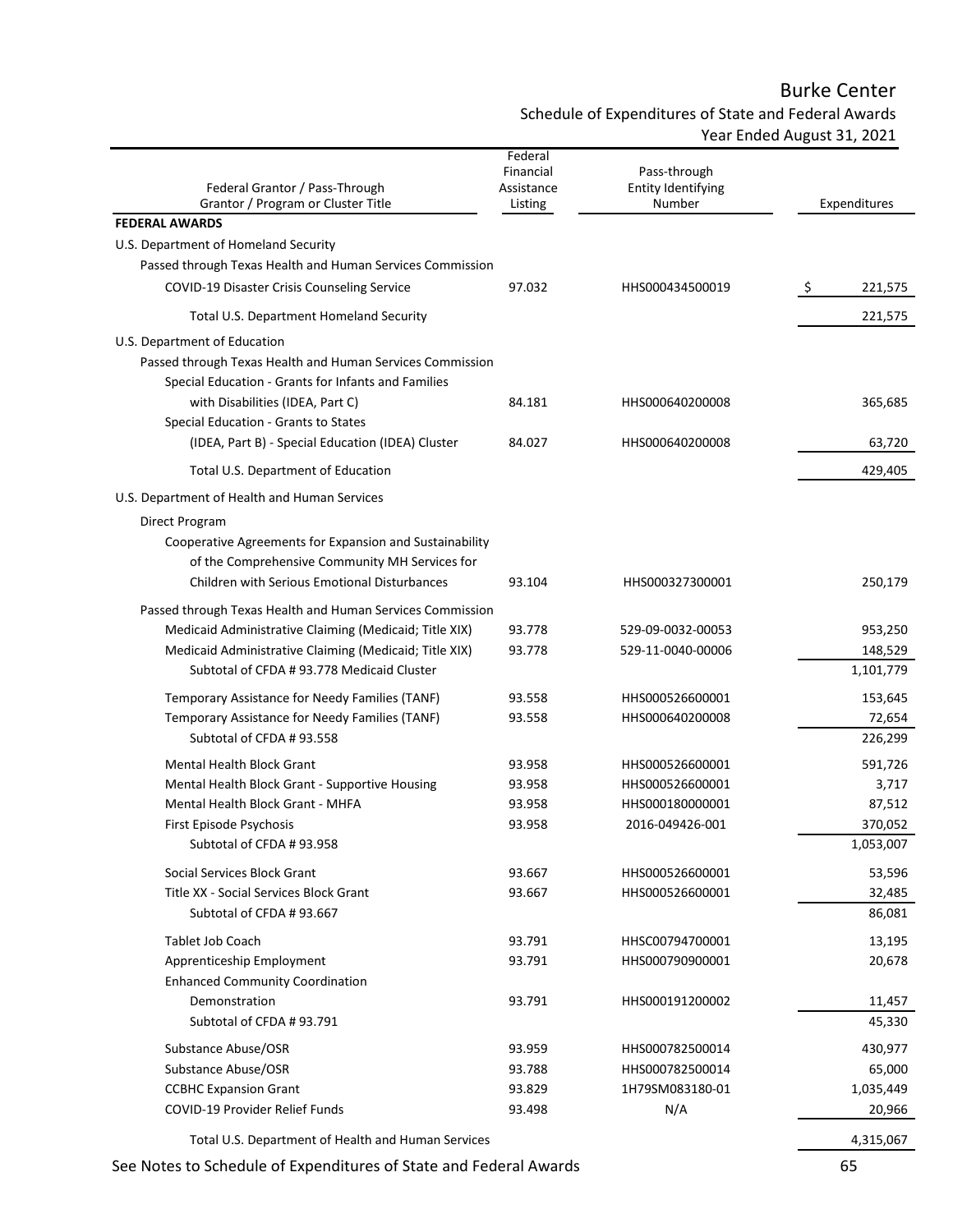# Burke Center

## Schedule of Expenditures of State and Federal Awards

### Year Ended August 31, 2021

| Federal Grantor / Pass-Through Grantor / Program or Cluster Title | Federal Financial Assistance Listing | Pass-through Entity Identifying Number | Expenditures |
|---|---|---|---|
| **FEDERAL AWARDS** | | | |
| U.S. Department of Homeland Security | | | |
| Passed through Texas Health and Human Services Commission | | | |
| COVID-19 Disaster Crisis Counseling Service | 97.032 | HHS000434500019 | $ 221,575 |
| Total U.S. Department Homeland Security | | | 221,575 |
| U.S. Department of Education | | | |
| Passed through Texas Health and Human Services Commission | | | |
| Special Education - Grants for Infants and Families with Disabilities (IDEA, Part C) | 84.181 | HHS000640200008 | 365,685 |
| Special Education - Grants to States (IDEA, Part B) - Special Education (IDEA) Cluster | 84.027 | HHS000640200008 | 63,720 |
| Total U.S. Department of Education | | | 429,405 |
| U.S. Department of Health and Human Services | | | |
| Direct Program | | | |
| Cooperative Agreements for Expansion and Sustainability of the Comprehensive Community MH Services for Children with Serious Emotional Disturbances | 93.104 | HHS000327300001 | 250,179 |
| Passed through Texas Health and Human Services Commission | | | |
| Medicaid Administrative Claiming (Medicaid; Title XIX) | 93.778 | 529-09-0032-00053 | 953,250 |
| Medicaid Administrative Claiming (Medicaid; Title XIX) | 93.778 | 529-11-0040-00006 | 148,529 |
| Subtotal of CFDA # 93.778 Medicaid Cluster | | | 1,101,779 |
| Temporary Assistance for Needy Families (TANF) | 93.558 | HHS000526600001 | 153,645 |
| Temporary Assistance for Needy Families (TANF) | 93.558 | HHS000640200008 | 72,654 |
| Subtotal of CFDA # 93.558 | | | 226,299 |
| Mental Health Block Grant | 93.958 | HHS000526600001 | 591,726 |
| Mental Health Block Grant - Supportive Housing | 93.958 | HHS000526600001 | 3,717 |
| Mental Health Block Grant - MHFA | 93.958 | HHS000180000001 | 87,512 |
| First Episode Psychosis | 93.958 | 2016-049426-001 | 370,052 |
| Subtotal of CFDA # 93.958 | | | 1,053,007 |
| Social Services Block Grant | 93.667 | HHS000526600001 | 53,596 |
| Title XX - Social Services Block Grant | 93.667 | HHS000526600001 | 32,485 |
| Subtotal of CFDA # 93.667 | | | 86,081 |
| Tablet Job Coach | 93.791 | HHSC00794700001 | 13,195 |
| Apprenticeship Employment | 93.791 | HHS000790900001 | 20,678 |
| Enhanced Community Coordination Demonstration | 93.791 | HHS000191200002 | 11,457 |
| Subtotal of CFDA # 93.791 | | | 45,330 |
| Substance Abuse/OSR | 93.959 | HHS000782500014 | 430,977 |
| Substance Abuse/OSR | 93.788 | HHS000782500014 | 65,000 |
| CCBHC Expansion Grant | 93.829 | 1H79SM083180-01 | 1,035,449 |
| COVID-19 Provider Relief Funds | 93.498 | N/A | 20,966 |
| Total U.S. Department of Health and Human Services | | | 4,315,067 |

See Notes to Schedule of Expenditures of State and Federal Awards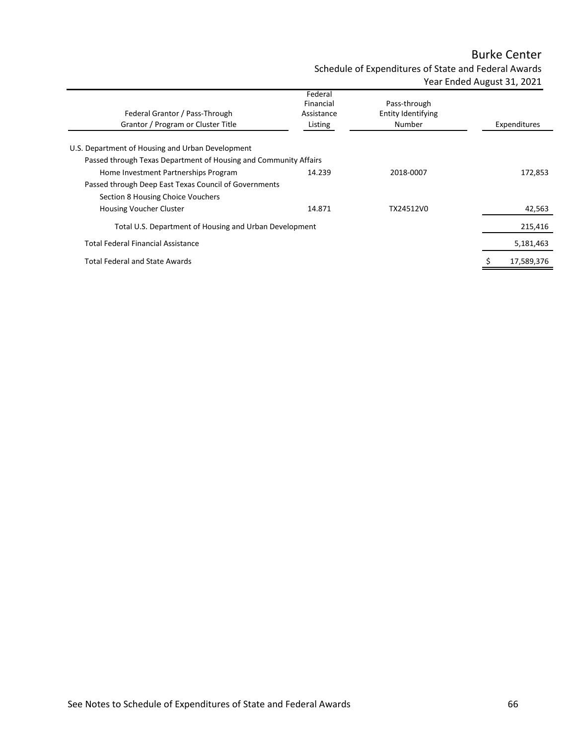# Burke Center

## Schedule of Expenditures of State and Federal Awards

### Year Ended August 31, 2021

| Federal Grantor / Pass-Through Grantor / Program or Cluster Title | Federal Financial Assistance Listing | Pass-through Entity Identifying Number | Expenditures |
|---|---|---|---|
| U.S. Department of Housing and Urban Development | | | |
| Passed through Texas Department of Housing and Community Affairs | | | |
| Home Investment Partnerships Program | 14.239 | 2018-0007 | 172,853 |
| Passed through Deep East Texas Council of Governments | | | |
| Section 8 Housing Choice Vouchers | | | |
| Housing Voucher Cluster | 14.871 | TX24512V0 | 42,563 |
| Total U.S. Department of Housing and Urban Development | | | 215,416 |
| Total Federal Financial Assistance | | | 5,181,463 |
| Total Federal and State Awards | | | $ 17,589,376 |

See Notes to Schedule of Expenditures of State and Federal Awards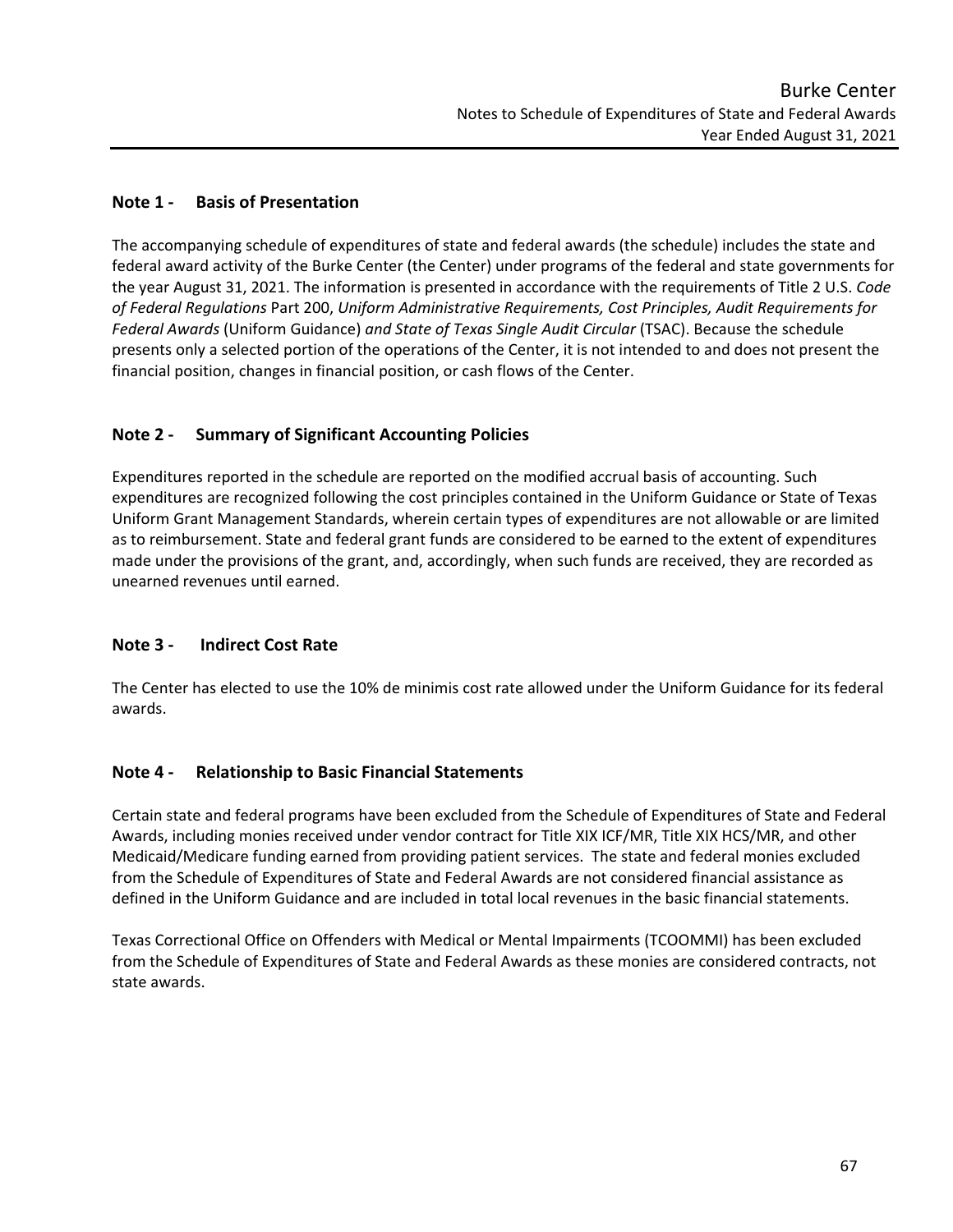## Note 1 - Basis of Presentation

The accompanying schedule of expenditures of state and federal awards (the schedule) includes the state and federal award activity of the Burke Center (the Center) under programs of the federal and state governments for the year August 31, 2021. The information is presented in accordance with the requirements of Title 2 U.S. *Code of Federal Regulations* Part 200, *Uniform Administrative Requirements, Cost Principles, Audit Requirements for Federal Awards* (Uniform Guidance) *and State of Texas Single Audit Circular* (TSAC). Because the schedule presents only a selected portion of the operations of the Center, it is not intended to and does not present the financial position, changes in financial position, or cash flows of the Center.

## Note 2 - Summary of Significant Accounting Policies

Expenditures reported in the schedule are reported on the modified accrual basis of accounting. Such expenditures are recognized following the cost principles contained in the Uniform Guidance or State of Texas Uniform Grant Management Standards, wherein certain types of expenditures are not allowable or are limited as to reimbursement. State and federal grant funds are considered to be earned to the extent of expenditures made under the provisions of the grant, and, accordingly, when such funds are received, they are recorded as unearned revenues until earned.

## Note 3 - Indirect Cost Rate

The Center has elected to use the 10% de minimis cost rate allowed under the Uniform Guidance for its federal awards.

## Note 4 - Relationship to Basic Financial Statements

Certain state and federal programs have been excluded from the Schedule of Expenditures of State and Federal Awards, including monies received under vendor contract for Title XIX ICF/MR, Title XIX HCS/MR, and other Medicaid/Medicare funding earned from providing patient services. The state and federal monies excluded from the Schedule of Expenditures of State and Federal Awards are not considered financial assistance as defined in the Uniform Guidance and are included in total local revenues in the basic financial statements.

Texas Correctional Office on Offenders with Medical or Mental Impairments (TCOOMMI) has been excluded from the Schedule of Expenditures of State and Federal Awards as these monies are considered contracts, not state awards.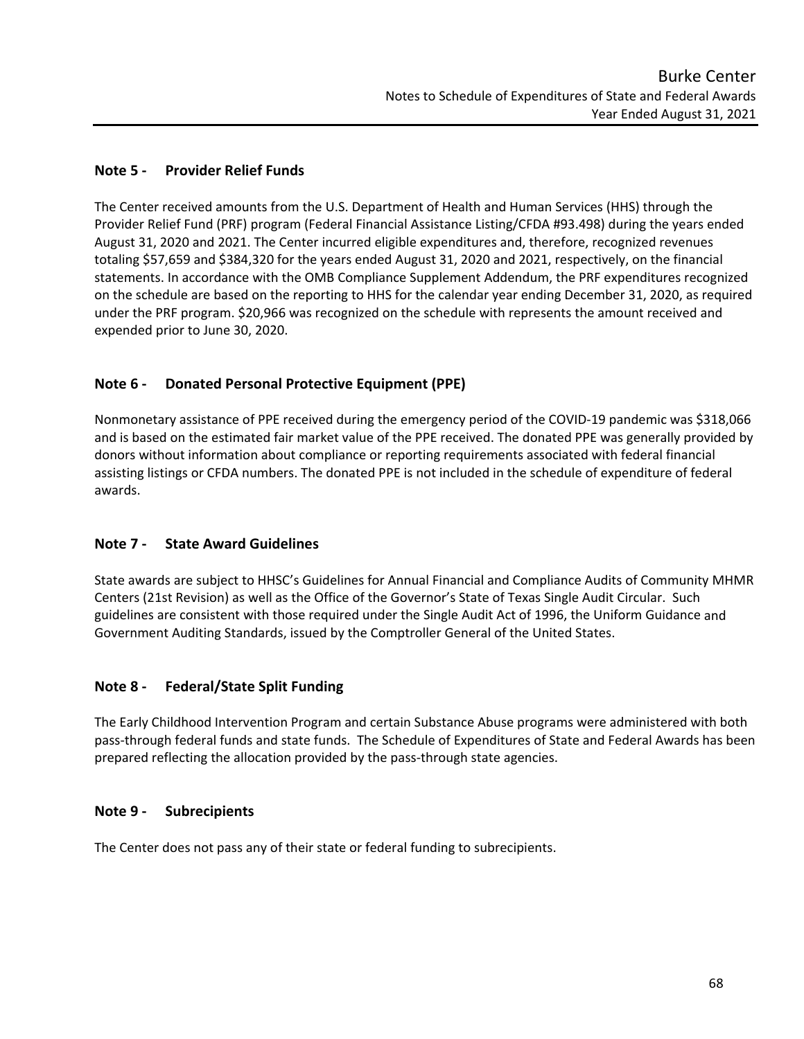## Note 5 - Provider Relief Funds

The Center received amounts from the U.S. Department of Health and Human Services (HHS) through the Provider Relief Fund (PRF) program (Federal Financial Assistance Listing/CFDA #93.498) during the years ended August 31, 2020 and 2021. The Center incurred eligible expenditures and, therefore, recognized revenues totaling $57,659 and $384,320 for the years ended August 31, 2020 and 2021, respectively, on the financial statements. In accordance with the OMB Compliance Supplement Addendum, the PRF expenditures recognized on the schedule are based on the reporting to HHS for the calendar year ending December 31, 2020, as required under the PRF program. $20,966 was recognized on the schedule with represents the amount received and expended prior to June 30, 2020.

## Note 6 - Donated Personal Protective Equipment (PPE)

Nonmonetary assistance of PPE received during the emergency period of the COVID-19 pandemic was $318,066 and is based on the estimated fair market value of the PPE received. The donated PPE was generally provided by donors without information about compliance or reporting requirements associated with federal financial assisting listings or CFDA numbers. The donated PPE is not included in the schedule of expenditure of federal awards.

## Note 7 - State Award Guidelines

State awards are subject to HHSC's Guidelines for Annual Financial and Compliance Audits of Community MHMR Centers (21st Revision) as well as the Office of the Governor's State of Texas Single Audit Circular. Such guidelines are consistent with those required under the Single Audit Act of 1996, the Uniform Guidance and Government Auditing Standards, issued by the Comptroller General of the United States.

## Note 8 - Federal/State Split Funding

The Early Childhood Intervention Program and certain Substance Abuse programs were administered with both pass-through federal funds and state funds. The Schedule of Expenditures of State and Federal Awards has been prepared reflecting the allocation provided by the pass-through state agencies.

## Note 9 - Subrecipients

The Center does not pass any of their state or federal funding to subrecipients.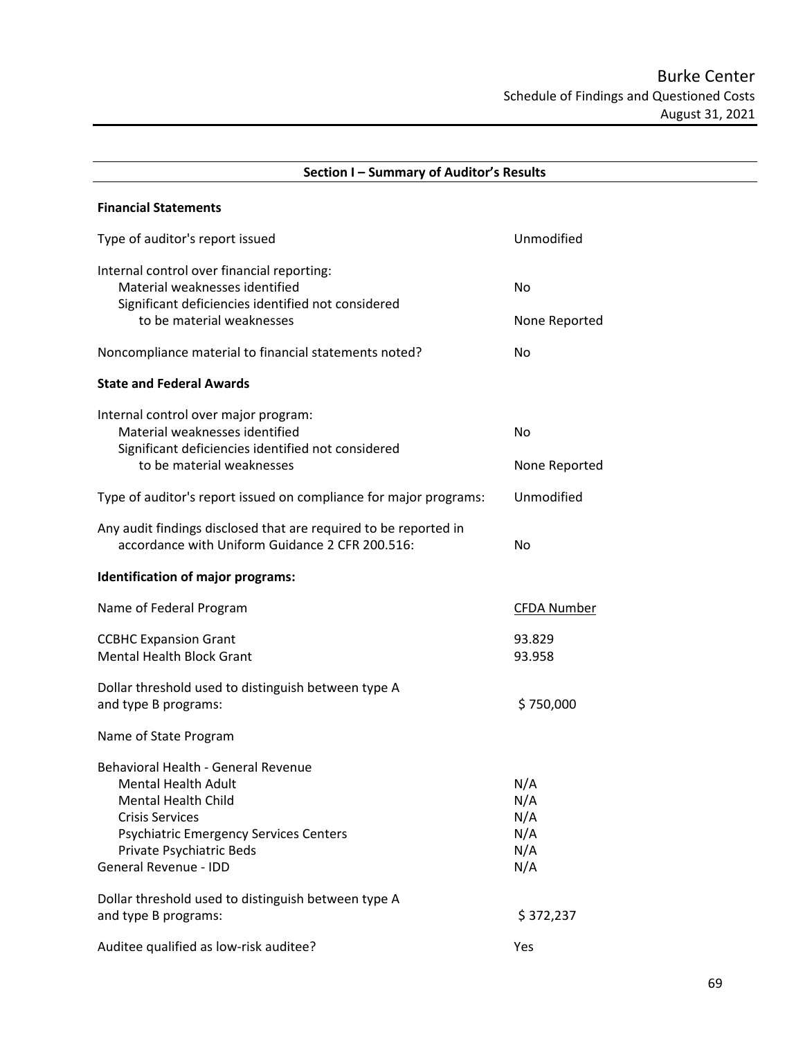# Burke Center

## Schedule of Findings and Questioned Costs

August 31, 2021

## Section I – Summary of Auditor's Results

### Financial Statements

| | |
|---|---|
| Type of auditor's report issued | Unmodified |
| Internal control over financial reporting: | |
| Material weaknesses identified | No |
| Significant deficiencies identified not considered to be material weaknesses | None Reported |
| Noncompliance material to financial statements noted? | No |

### State and Federal Awards

| | |
|---|---|
| Internal control over major program: | |
| Material weaknesses identified | No |
| Significant deficiencies identified not considered to be material weaknesses | None Reported |
| Type of auditor's report issued on compliance for major programs: | Unmodified |
| Any audit findings disclosed that are required to be reported in accordance with Uniform Guidance 2 CFR 200.516: | No |

### Identification of major programs:

| Name of Federal Program | CFDA Number |
|---|---|
| CCBHC Expansion Grant | 93.829 |
| Mental Health Block Grant | 93.958 |
| Dollar threshold used to distinguish between type A and type B programs: | $ 750,000 |

| Name of State Program | |
|---|---|
| Behavioral Health - General Revenue | |
| Mental Health Adult | N/A |
| Mental Health Child | N/A |
| Crisis Services | N/A |
| Psychiatric Emergency Services Centers | N/A |
| Private Psychiatric Beds | N/A |
| General Revenue - IDD | N/A |
| Dollar threshold used to distinguish between type A and type B programs: | $ 372,237 |
| Auditee qualified as low-risk auditee? | Yes |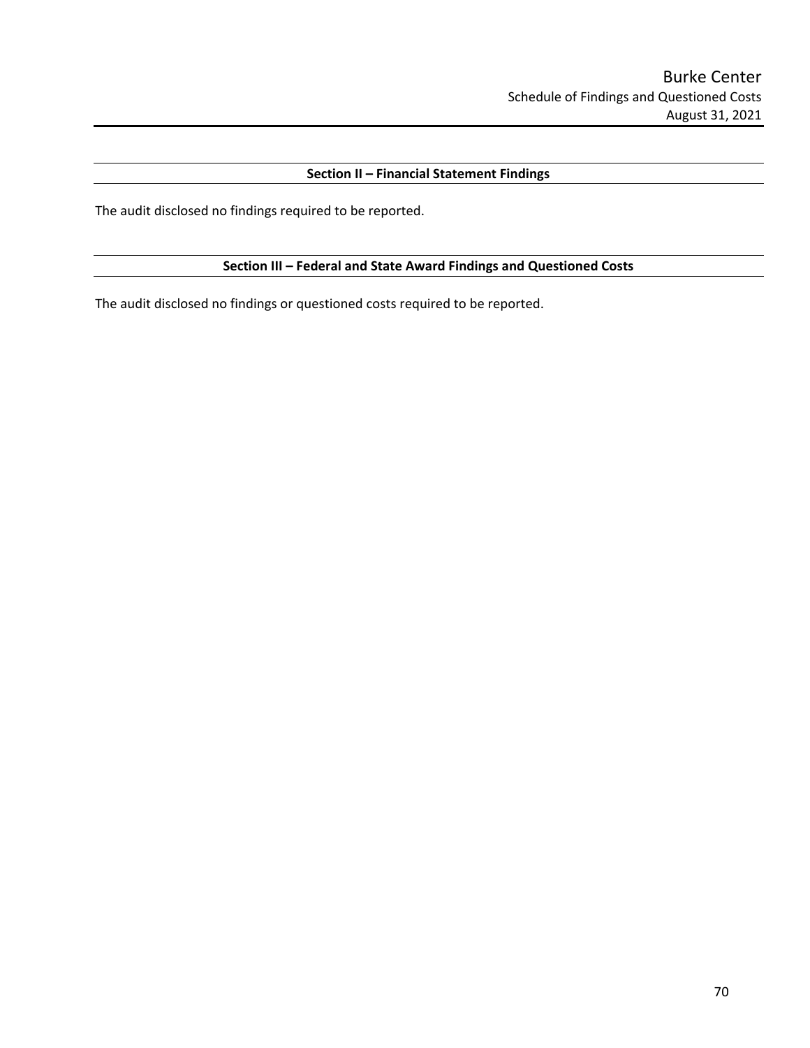## Section II – Financial Statement Findings

The audit disclosed no findings required to be reported.

## Section III – Federal and State Award Findings and Questioned Costs

The audit disclosed no findings or questioned costs required to be reported.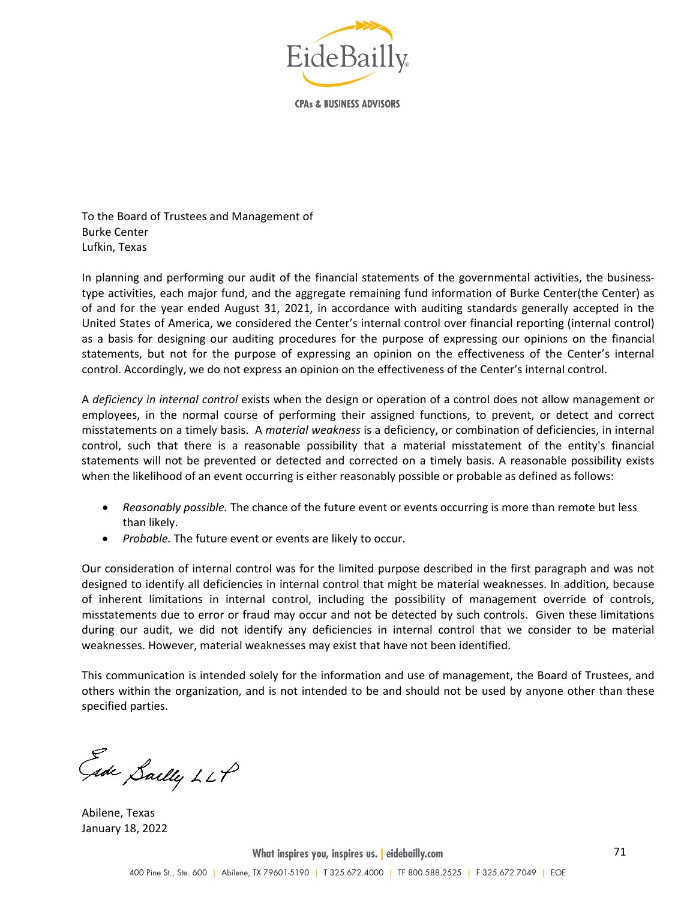EideBailly

CPAs & BUSINESS ADVISORS

To the Board of Trustees and Management of
Burke Center
Lufkin, Texas

In planning and performing our audit of the financial statements of the governmental activities, the business-type activities, each major fund, and the aggregate remaining fund information of Burke Center(the Center) as of and for the year ended August 31, 2021, in accordance with auditing standards generally accepted in the United States of America, we considered the Center's internal control over financial reporting (internal control) as a basis for designing our auditing procedures for the purpose of expressing our opinions on the financial statements, but not for the purpose of expressing an opinion on the effectiveness of the Center's internal control. Accordingly, we do not express an opinion on the effectiveness of the Center's internal control.

A *deficiency in internal control* exists when the design or operation of a control does not allow management or employees, in the normal course of performing their assigned functions, to prevent, or detect and correct misstatements on a timely basis. A *material weakness* is a deficiency, or combination of deficiencies, in internal control, such that there is a reasonable possibility that a material misstatement of the entity's financial statements will not be prevented or detected and corrected on a timely basis. A reasonable possibility exists when the likelihood of an event occurring is either reasonably possible or probable as defined as follows:

- *Reasonably possible.* The chance of the future event or events occurring is more than remote but less than likely.
- *Probable.* The future event or events are likely to occur.

Our consideration of internal control was for the limited purpose described in the first paragraph and was not designed to identify all deficiencies in internal control that might be material weaknesses. In addition, because of inherent limitations in internal control, including the possibility of management override of controls, misstatements due to error or fraud may occur and not be detected by such controls. Given these limitations during our audit, we did not identify any deficiencies in internal control that we consider to be material weaknesses. However, material weaknesses may exist that have not been identified.

This communication is intended solely for the information and use of management, the Board of Trustees, and others within the organization, and is not intended to be and should not be used by anyone other than these specified parties.

Eide Bailly LLP

Abilene, Texas
January 18, 2022

What inspires you, inspires us. | eidebailly.com

400 Pine St., Ste. 600 | Abilene, TX 79601-5190 | T 325.672.4000 | TF 800.588.2525 | F 325.672.7049 | EOE